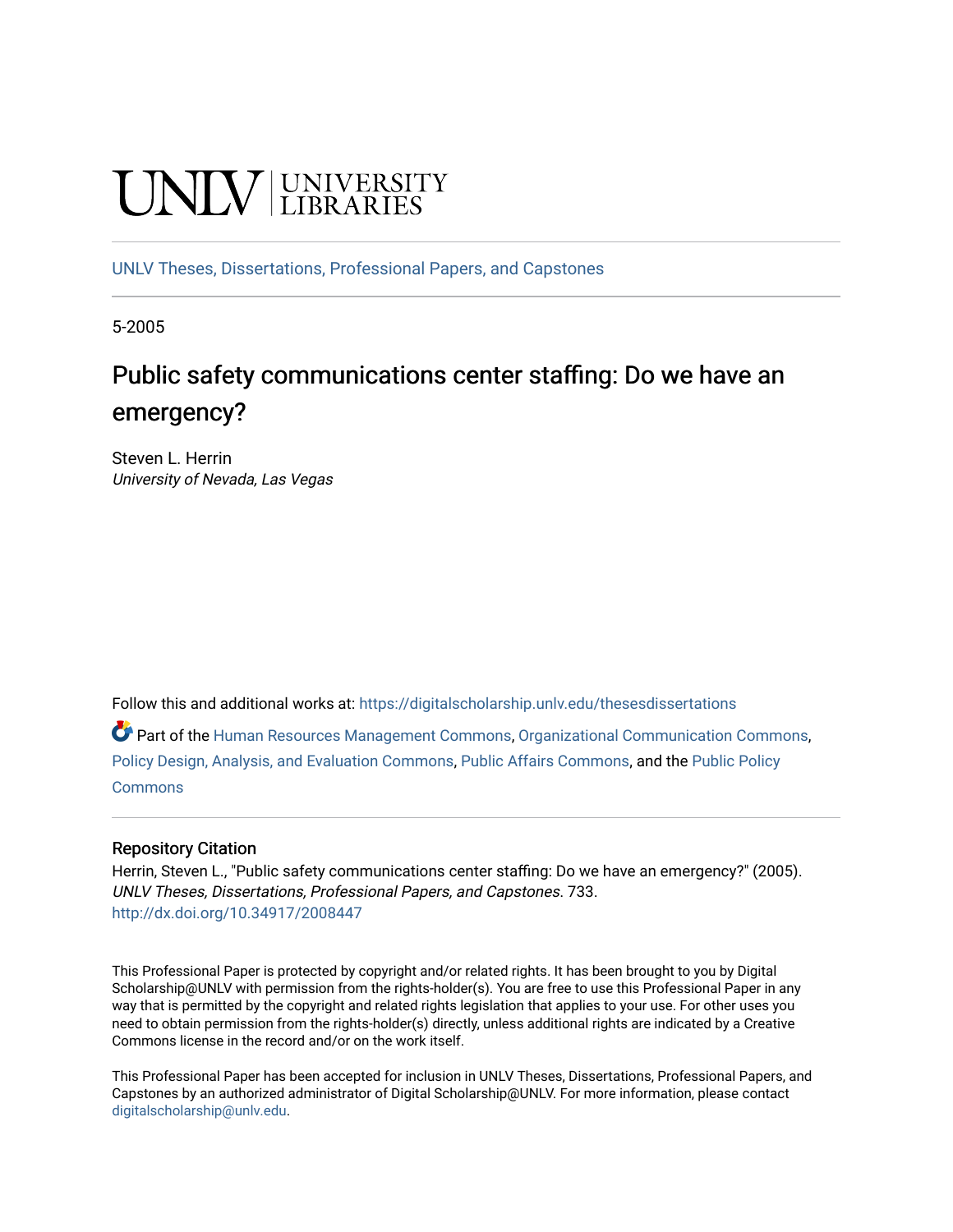UNLV | UNIVERSITY LIBRARIES

UNLV Theses, Dissertations, Professional Papers, and Capstones

5-2005

# Public safety communications center staffing: Do we have an emergency?

Steven L. Herrin
*University of Nevada, Las Vegas*

Follow this and additional works at: https://digitalscholarship.unlv.edu/thesesdissertations

Part of the Human Resources Management Commons, Organizational Communication Commons, Policy Design, Analysis, and Evaluation Commons, Public Affairs Commons, and the Public Policy Commons

## Repository Citation

Herrin, Steven L., "Public safety communications center staffing: Do we have an emergency?" (2005). *UNLV Theses, Dissertations, Professional Papers, and Capstones*. 733.
http://dx.doi.org/10.34917/2008447

This Professional Paper is protected by copyright and/or related rights. It has been brought to you by Digital Scholarship@UNLV with permission from the rights-holder(s). You are free to use this Professional Paper in any way that is permitted by the copyright and related rights legislation that applies to your use. For other uses you need to obtain permission from the rights-holder(s) directly, unless additional rights are indicated by a Creative Commons license in the record and/or on the work itself.

This Professional Paper has been accepted for inclusion in UNLV Theses, Dissertations, Professional Papers, and Capstones by an authorized administrator of Digital Scholarship@UNLV. For more information, please contact digitalscholarship@unlv.edu.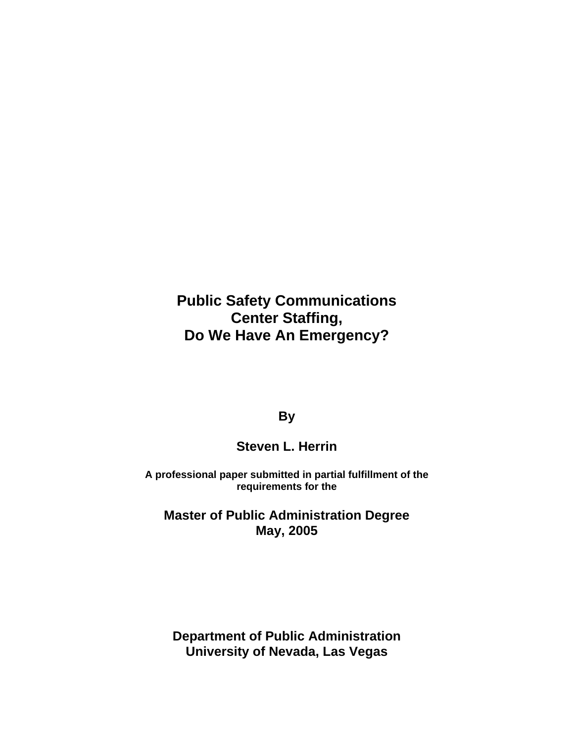# Public Safety Communications Center Staffing, Do We Have An Emergency?

**By**

**Steven L. Herrin**

**A professional paper submitted in partial fulfillment of the requirements for the**

**Master of Public Administration Degree**
**May, 2005**

**Department of Public Administration**
**University of Nevada, Las Vegas**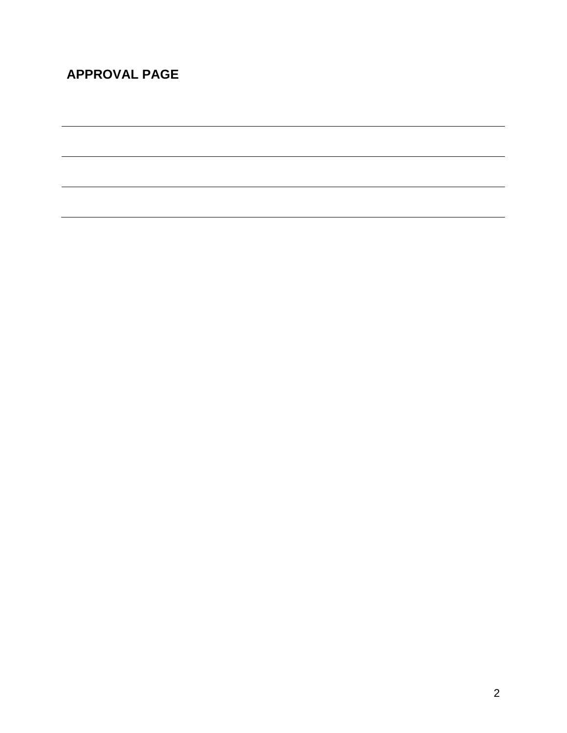## APPROVAL PAGE

---

---

---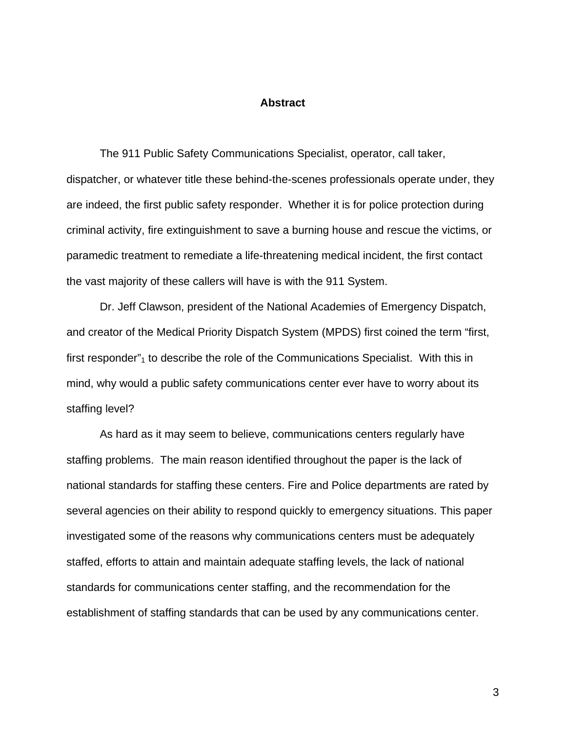## Abstract

The 911 Public Safety Communications Specialist, operator, call taker, dispatcher, or whatever title these behind-the-scenes professionals operate under, they are indeed, the first public safety responder. Whether it is for police protection during criminal activity, fire extinguishment to save a burning house and rescue the victims, or paramedic treatment to remediate a life-threatening medical incident, the first contact the vast majority of these callers will have is with the 911 System.

Dr. Jeff Clawson, president of the National Academies of Emergency Dispatch, and creator of the Medical Priority Dispatch System (MPDS) first coined the term "first, first responder"[1] to describe the role of the Communications Specialist. With this in mind, why would a public safety communications center ever have to worry about its staffing level?

As hard as it may seem to believe, communications centers regularly have staffing problems. The main reason identified throughout the paper is the lack of national standards for staffing these centers. Fire and Police departments are rated by several agencies on their ability to respond quickly to emergency situations. This paper investigated some of the reasons why communications centers must be adequately staffed, efforts to attain and maintain adequate staffing levels, the lack of national standards for communications center staffing, and the recommendation for the establishment of staffing standards that can be used by any communications center.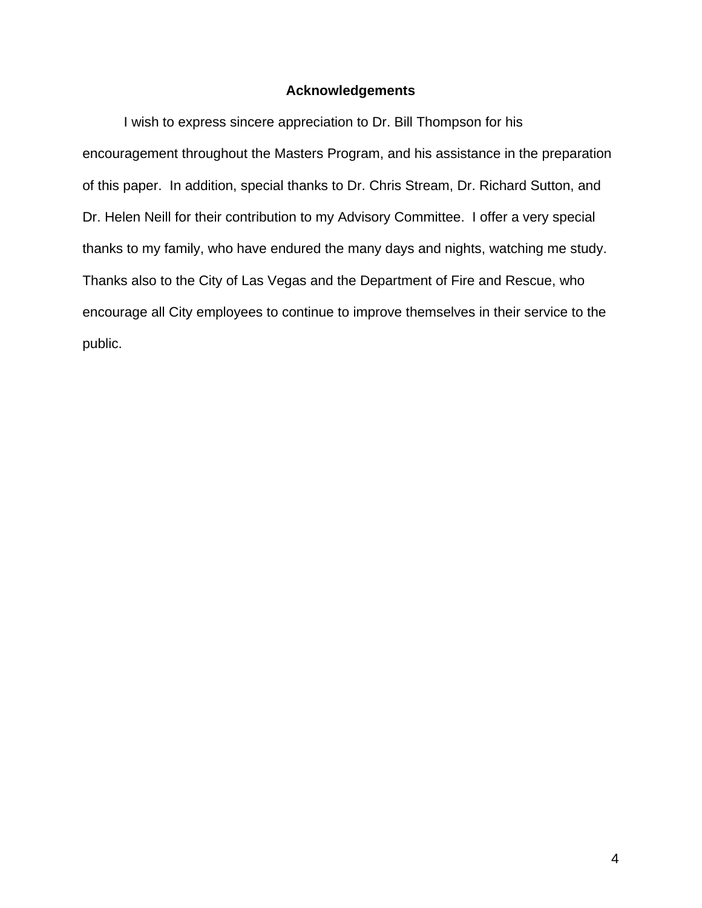## Acknowledgements

I wish to express sincere appreciation to Dr. Bill Thompson for his encouragement throughout the Masters Program, and his assistance in the preparation of this paper. In addition, special thanks to Dr. Chris Stream, Dr. Richard Sutton, and Dr. Helen Neill for their contribution to my Advisory Committee. I offer a very special thanks to my family, who have endured the many days and nights, watching me study. Thanks also to the City of Las Vegas and the Department of Fire and Rescue, who encourage all City employees to continue to improve themselves in their service to the public.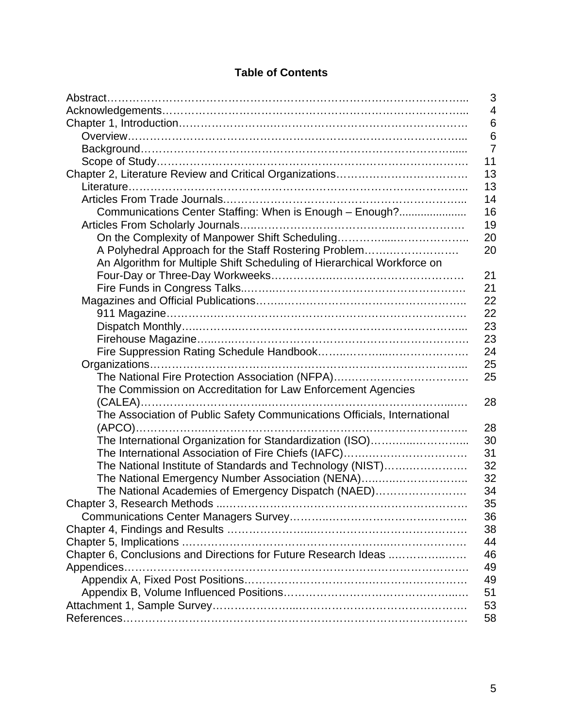# Table of Contents

| | |
|---|---|
| Abstract | 3 |
| Acknowledgements | 4 |
| Chapter 1, Introduction | 6 |
| Overview | 6 |
| Background | 7 |
| Scope of Study | 11 |
| Chapter 2, Literature Review and Critical Organizations | 13 |
| Literature | 13 |
| Articles From Trade Journals | 14 |
| Communications Center Staffing: When is Enough – Enough? | 16 |
| Articles From Scholarly Journals | 19 |
| On the Complexity of Manpower Shift Scheduling | 20 |
| A Polyhedral Approach for the Staff Rostering Problem | 20 |
| An Algorithm for Multiple Shift Scheduling of Hierarchical Workforce on Four-Day or Three-Day Workweeks | 21 |
| Fire Funds in Congress Talks | 21 |
| Magazines and Official Publications | 22 |
| 911 Magazine | 22 |
| Dispatch Monthly | 23 |
| Firehouse Magazine | 23 |
| Fire Suppression Rating Schedule Handbook | 24 |
| Organizations | 25 |
| The National Fire Protection Association (NFPA) | 25 |
| The Commission on Accreditation for Law Enforcement Agencies (CALEA) | 28 |
| The Association of Public Safety Communications Officials, International (APCO) | 28 |
| The International Organization for Standardization (ISO) | 30 |
| The International Association of Fire Chiefs (IAFC) | 31 |
| The National Institute of Standards and Technology (NIST) | 32 |
| The National Emergency Number Association (NENA) | 32 |
| The National Academies of Emergency Dispatch (NAED) | 34 |
| Chapter 3, Research Methods | 35 |
| Communications Center Managers Survey | 36 |
| Chapter 4, Findings and Results | 38 |
| Chapter 5, Implications | 44 |
| Chapter 6, Conclusions and Directions for Future Research Ideas | 46 |
| Appendices | 49 |
| Appendix A, Fixed Post Positions | 49 |
| Appendix B, Volume Influenced Positions | 51 |
| Attachment 1, Sample Survey | 53 |
| References | 58 |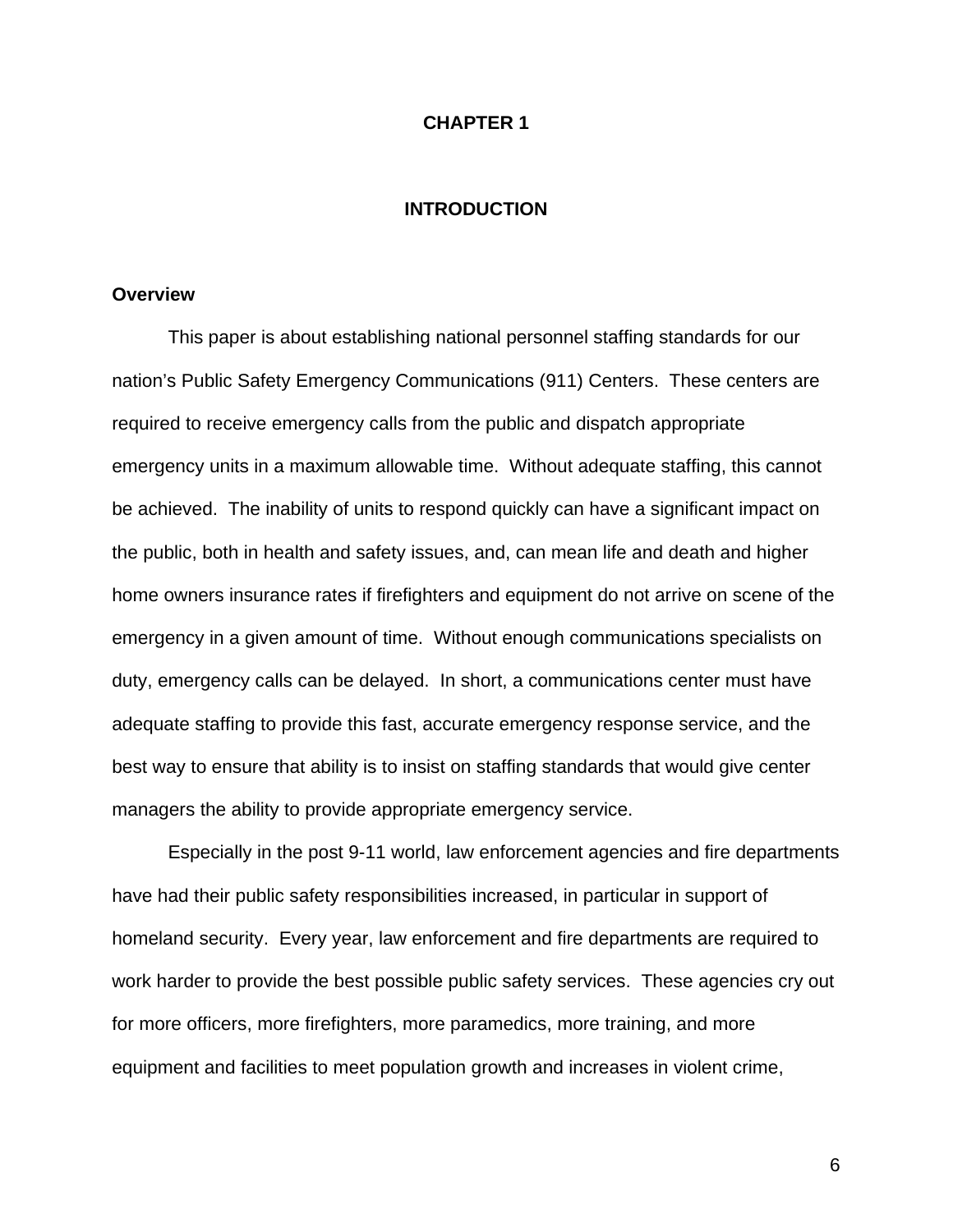# CHAPTER 1

# INTRODUCTION

## Overview

This paper is about establishing national personnel staffing standards for our nation's Public Safety Emergency Communications (911) Centers. These centers are required to receive emergency calls from the public and dispatch appropriate emergency units in a maximum allowable time. Without adequate staffing, this cannot be achieved. The inability of units to respond quickly can have a significant impact on the public, both in health and safety issues, and, can mean life and death and higher home owners insurance rates if firefighters and equipment do not arrive on scene of the emergency in a given amount of time. Without enough communications specialists on duty, emergency calls can be delayed. In short, a communications center must have adequate staffing to provide this fast, accurate emergency response service, and the best way to ensure that ability is to insist on staffing standards that would give center managers the ability to provide appropriate emergency service.

Especially in the post 9-11 world, law enforcement agencies and fire departments have had their public safety responsibilities increased, in particular in support of homeland security. Every year, law enforcement and fire departments are required to work harder to provide the best possible public safety services. These agencies cry out for more officers, more firefighters, more paramedics, more training, and more equipment and facilities to meet population growth and increases in violent crime,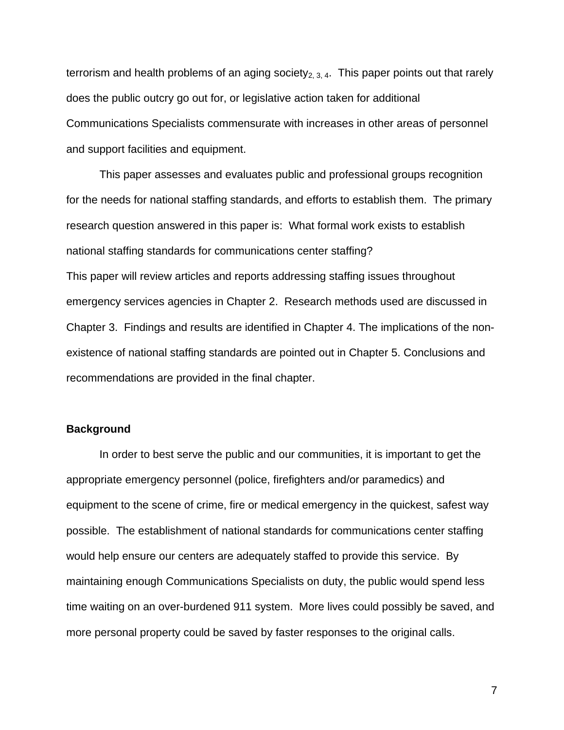terrorism and health problems of an aging society[2, 3, 4]. This paper points out that rarely does the public outcry go out for, or legislative action taken for additional Communications Specialists commensurate with increases in other areas of personnel and support facilities and equipment.

This paper assesses and evaluates public and professional groups recognition for the needs for national staffing standards, and efforts to establish them. The primary research question answered in this paper is: What formal work exists to establish national staffing standards for communications center staffing?

This paper will review articles and reports addressing staffing issues throughout emergency services agencies in Chapter 2. Research methods used are discussed in Chapter 3. Findings and results are identified in Chapter 4. The implications of the non-existence of national staffing standards are pointed out in Chapter 5. Conclusions and recommendations are provided in the final chapter.

### Background

In order to best serve the public and our communities, it is important to get the appropriate emergency personnel (police, firefighters and/or paramedics) and equipment to the scene of crime, fire or medical emergency in the quickest, safest way possible. The establishment of national standards for communications center staffing would help ensure our centers are adequately staffed to provide this service. By maintaining enough Communications Specialists on duty, the public would spend less time waiting on an over-burdened 911 system. More lives could possibly be saved, and more personal property could be saved by faster responses to the original calls.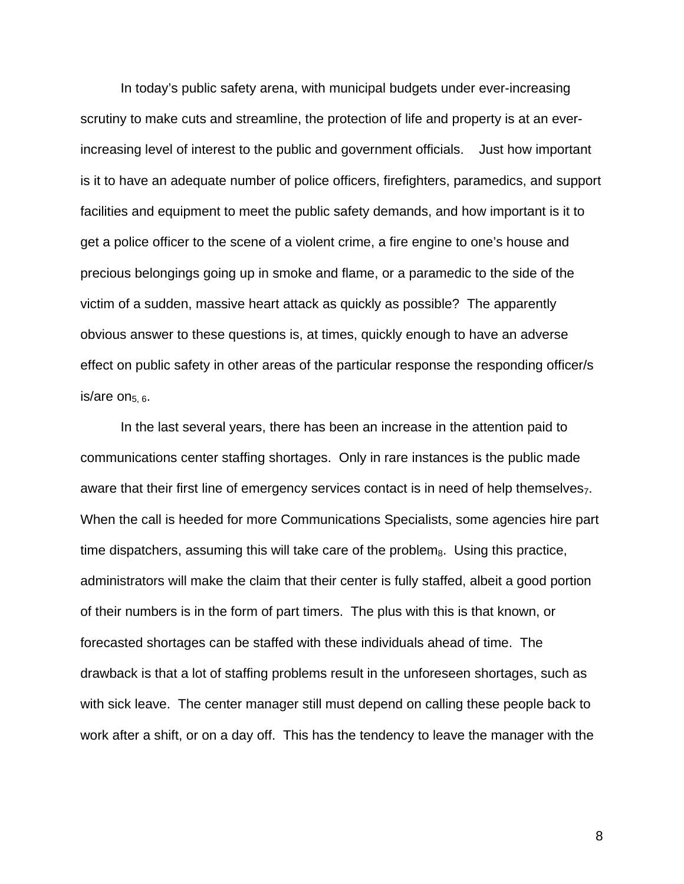In today's public safety arena, with municipal budgets under ever-increasing scrutiny to make cuts and streamline, the protection of life and property is at an ever-increasing level of interest to the public and government officials. Just how important is it to have an adequate number of police officers, firefighters, paramedics, and support facilities and equipment to meet the public safety demands, and how important is it to get a police officer to the scene of a violent crime, a fire engine to one's house and precious belongings going up in smoke and flame, or a paramedic to the side of the victim of a sudden, massive heart attack as quickly as possible? The apparently obvious answer to these questions is, at times, quickly enough to have an adverse effect on public safety in other areas of the particular response the responding officer/s is/are on[5, 6].

In the last several years, there has been an increase in the attention paid to communications center staffing shortages. Only in rare instances is the public made aware that their first line of emergency services contact is in need of help themselves[7]. When the call is heeded for more Communications Specialists, some agencies hire part time dispatchers, assuming this will take care of the problem[8]. Using this practice, administrators will make the claim that their center is fully staffed, albeit a good portion of their numbers is in the form of part timers. The plus with this is that known, or forecasted shortages can be staffed with these individuals ahead of time. The drawback is that a lot of staffing problems result in the unforeseen shortages, such as with sick leave. The center manager still must depend on calling these people back to work after a shift, or on a day off. This has the tendency to leave the manager with the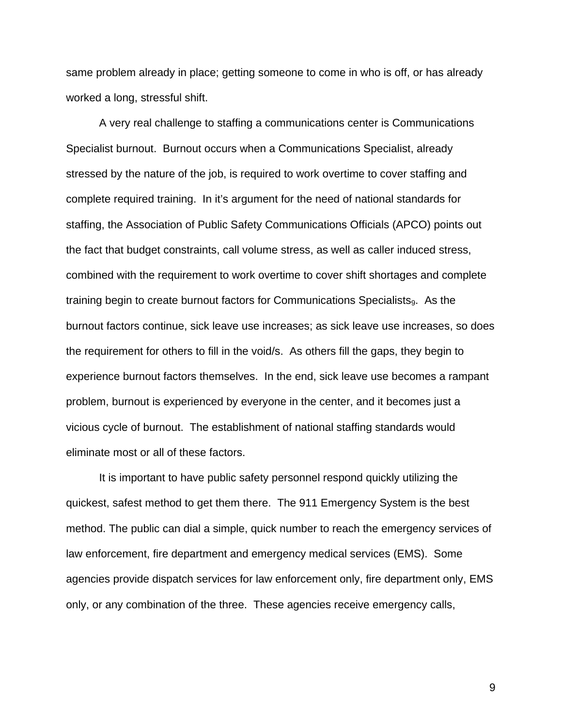same problem already in place; getting someone to come in who is off, or has already worked a long, stressful shift.

A very real challenge to staffing a communications center is Communications Specialist burnout. Burnout occurs when a Communications Specialist, already stressed by the nature of the job, is required to work overtime to cover staffing and complete required training. In it's argument for the need of national standards for staffing, the Association of Public Safety Communications Officials (APCO) points out the fact that budget constraints, call volume stress, as well as caller induced stress, combined with the requirement to work overtime to cover shift shortages and complete training begin to create burnout factors for Communications Specialists[9]. As the burnout factors continue, sick leave use increases; as sick leave use increases, so does the requirement for others to fill in the void/s. As others fill the gaps, they begin to experience burnout factors themselves. In the end, sick leave use becomes a rampant problem, burnout is experienced by everyone in the center, and it becomes just a vicious cycle of burnout. The establishment of national staffing standards would eliminate most or all of these factors.

It is important to have public safety personnel respond quickly utilizing the quickest, safest method to get them there. The 911 Emergency System is the best method. The public can dial a simple, quick number to reach the emergency services of law enforcement, fire department and emergency medical services (EMS). Some agencies provide dispatch services for law enforcement only, fire department only, EMS only, or any combination of the three. These agencies receive emergency calls,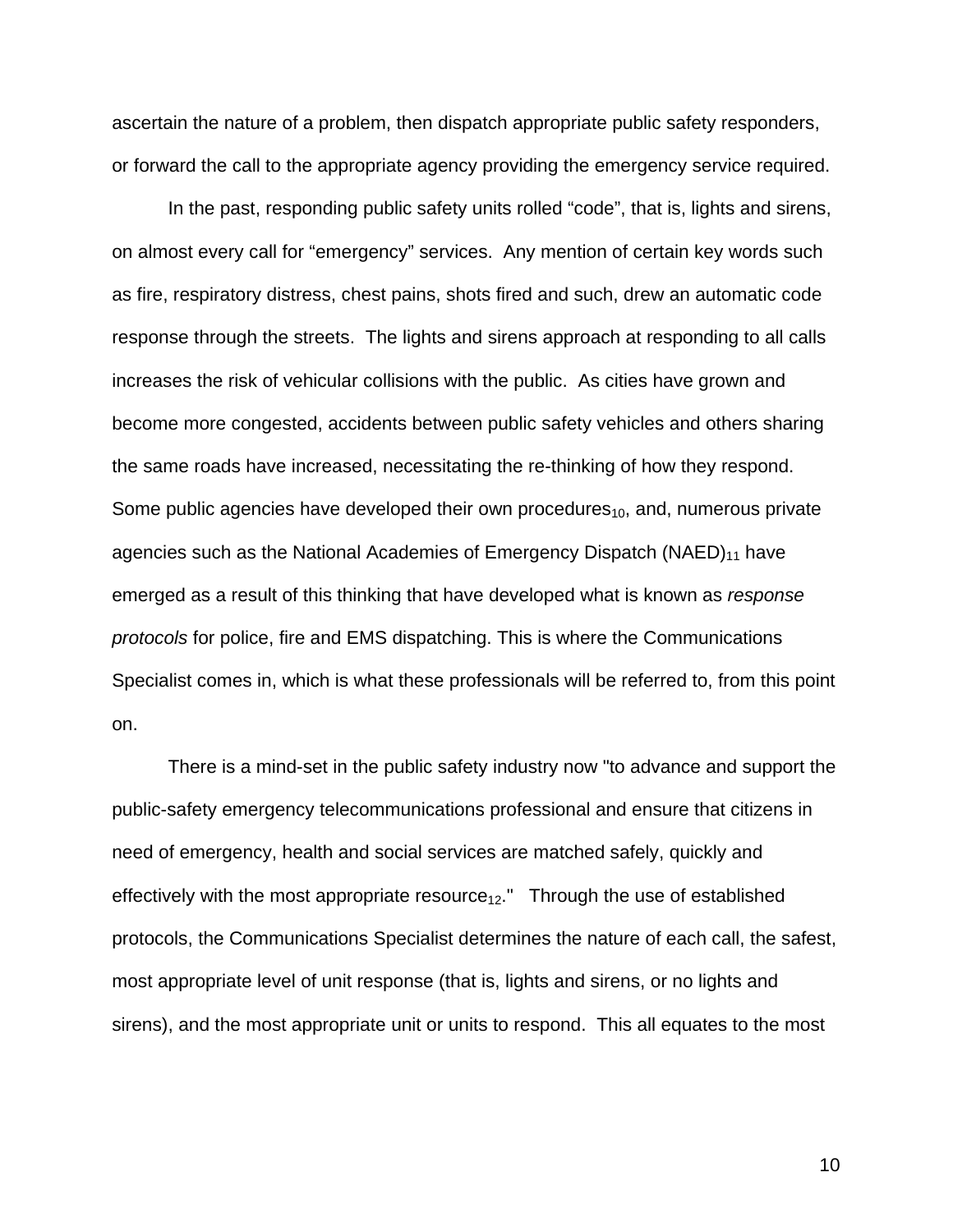ascertain the nature of a problem, then dispatch appropriate public safety responders, or forward the call to the appropriate agency providing the emergency service required.

In the past, responding public safety units rolled “code”, that is, lights and sirens, on almost every call for “emergency” services. Any mention of certain key words such as fire, respiratory distress, chest pains, shots fired and such, drew an automatic code response through the streets. The lights and sirens approach at responding to all calls increases the risk of vehicular collisions with the public. As cities have grown and become more congested, accidents between public safety vehicles and others sharing the same roads have increased, necessitating the re-thinking of how they respond. Some public agencies have developed their own procedures[10], and, numerous private agencies such as the National Academies of Emergency Dispatch (NAED)[11] have emerged as a result of this thinking that have developed what is known as *response protocols* for police, fire and EMS dispatching. This is where the Communications Specialist comes in, which is what these professionals will be referred to, from this point on.

There is a mind-set in the public safety industry now "to advance and support the public-safety emergency telecommunications professional and ensure that citizens in need of emergency, health and social services are matched safely, quickly and effectively with the most appropriate resource[12]." Through the use of established protocols, the Communications Specialist determines the nature of each call, the safest, most appropriate level of unit response (that is, lights and sirens, or no lights and sirens), and the most appropriate unit or units to respond. This all equates to the most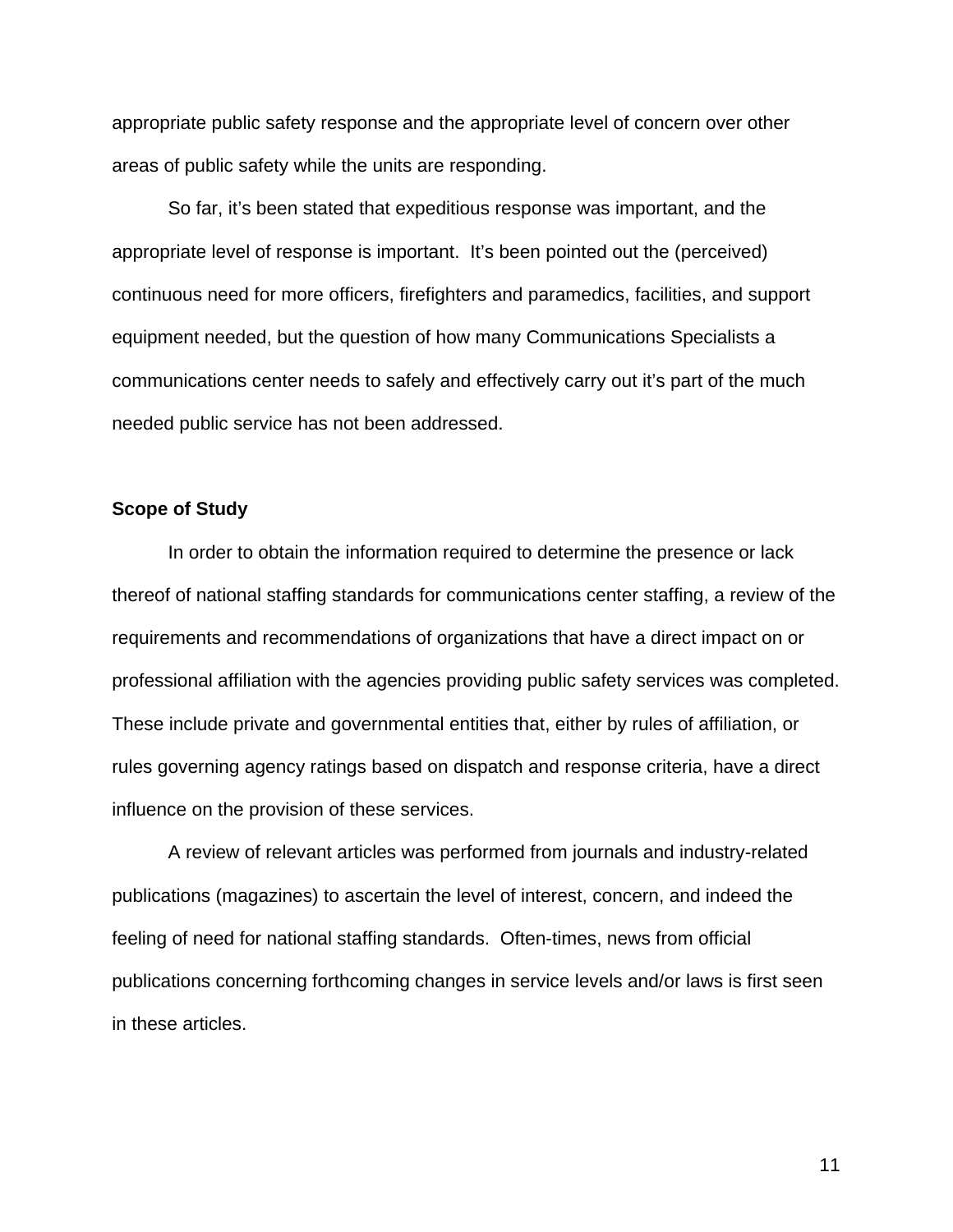appropriate public safety response and the appropriate level of concern over other areas of public safety while the units are responding.

So far, it's been stated that expeditious response was important, and the appropriate level of response is important. It's been pointed out the (perceived) continuous need for more officers, firefighters and paramedics, facilities, and support equipment needed, but the question of how many Communications Specialists a communications center needs to safely and effectively carry out it's part of the much needed public service has not been addressed.

**Scope of Study**

In order to obtain the information required to determine the presence or lack thereof of national staffing standards for communications center staffing, a review of the requirements and recommendations of organizations that have a direct impact on or professional affiliation with the agencies providing public safety services was completed. These include private and governmental entities that, either by rules of affiliation, or rules governing agency ratings based on dispatch and response criteria, have a direct influence on the provision of these services.

A review of relevant articles was performed from journals and industry-related publications (magazines) to ascertain the level of interest, concern, and indeed the feeling of need for national staffing standards. Often-times, news from official publications concerning forthcoming changes in service levels and/or laws is first seen in these articles.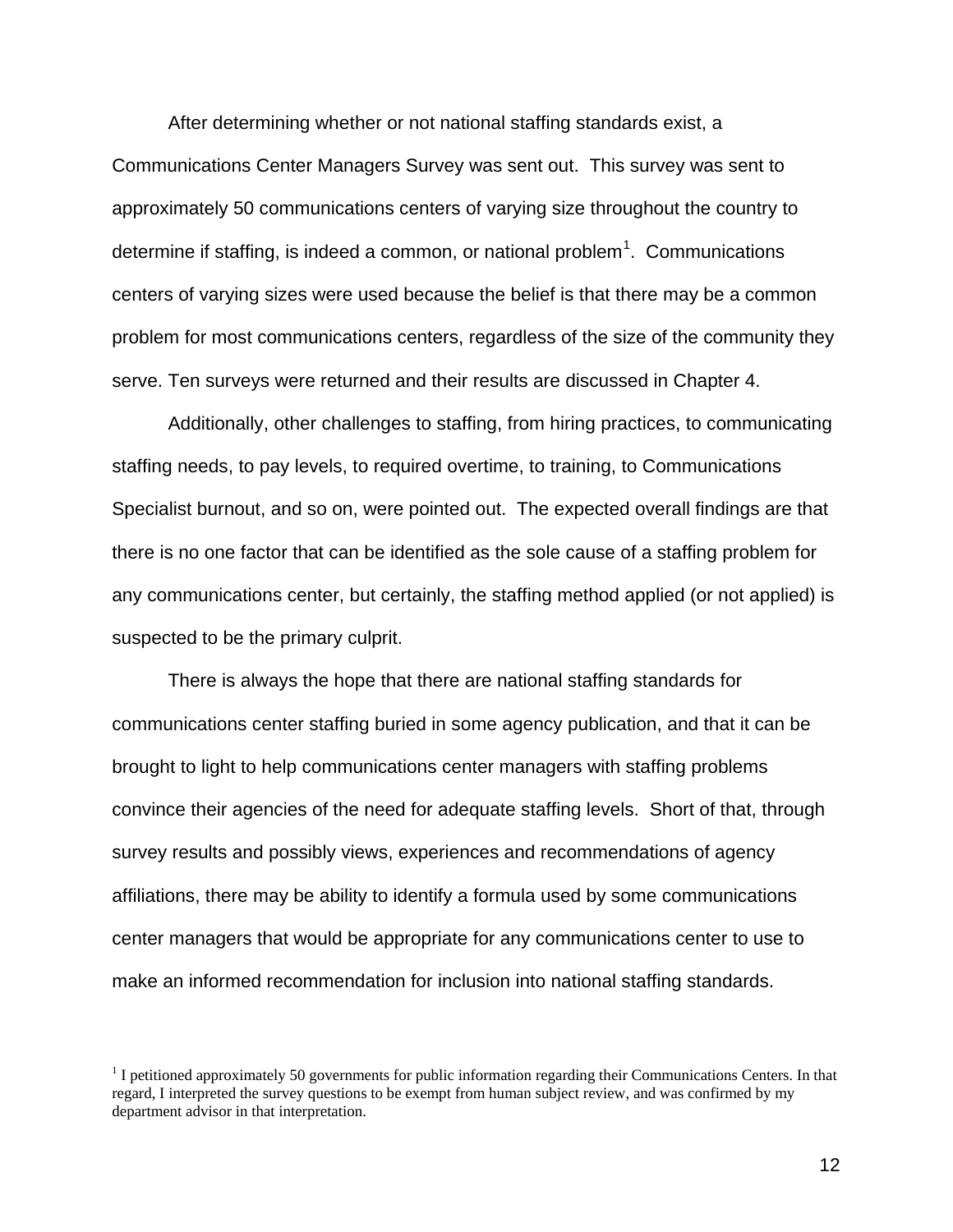After determining whether or not national staffing standards exist, a Communications Center Managers Survey was sent out. This survey was sent to approximately 50 communications centers of varying size throughout the country to determine if staffing, is indeed a common, or national problem[1]. Communications centers of varying sizes were used because the belief is that there may be a common problem for most communications centers, regardless of the size of the community they serve. Ten surveys were returned and their results are discussed in Chapter 4.

Additionally, other challenges to staffing, from hiring practices, to communicating staffing needs, to pay levels, to required overtime, to training, to Communications Specialist burnout, and so on, were pointed out. The expected overall findings are that there is no one factor that can be identified as the sole cause of a staffing problem for any communications center, but certainly, the staffing method applied (or not applied) is suspected to be the primary culprit.

There is always the hope that there are national staffing standards for communications center staffing buried in some agency publication, and that it can be brought to light to help communications center managers with staffing problems convince their agencies of the need for adequate staffing levels. Short of that, through survey results and possibly views, experiences and recommendations of agency affiliations, there may be ability to identify a formula used by some communications center managers that would be appropriate for any communications center to use to make an informed recommendation for inclusion into national staffing standards.

[1] I petitioned approximately 50 governments for public information regarding their Communications Centers. In that regard, I interpreted the survey questions to be exempt from human subject review, and was confirmed by my department advisor in that interpretation.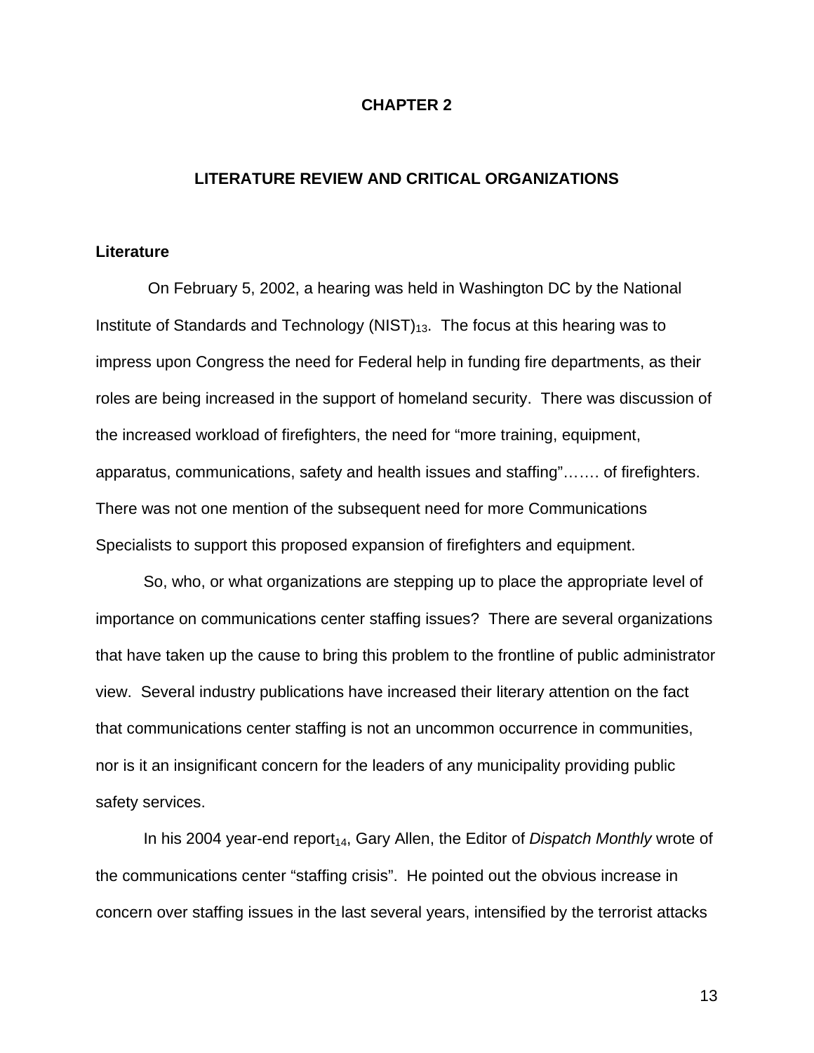# CHAPTER 2

## LITERATURE REVIEW AND CRITICAL ORGANIZATIONS

### Literature

On February 5, 2002, a hearing was held in Washington DC by the National Institute of Standards and Technology (NIST)[13]. The focus at this hearing was to impress upon Congress the need for Federal help in funding fire departments, as their roles are being increased in the support of homeland security. There was discussion of the increased workload of firefighters, the need for "more training, equipment, apparatus, communications, safety and health issues and staffing"……. of firefighters. There was not one mention of the subsequent need for more Communications Specialists to support this proposed expansion of firefighters and equipment.

So, who, or what organizations are stepping up to place the appropriate level of importance on communications center staffing issues? There are several organizations that have taken up the cause to bring this problem to the frontline of public administrator view. Several industry publications have increased their literary attention on the fact that communications center staffing is not an uncommon occurrence in communities, nor is it an insignificant concern for the leaders of any municipality providing public safety services.

In his 2004 year-end report[14], Gary Allen, the Editor of *Dispatch Monthly* wrote of the communications center "staffing crisis". He pointed out the obvious increase in concern over staffing issues in the last several years, intensified by the terrorist attacks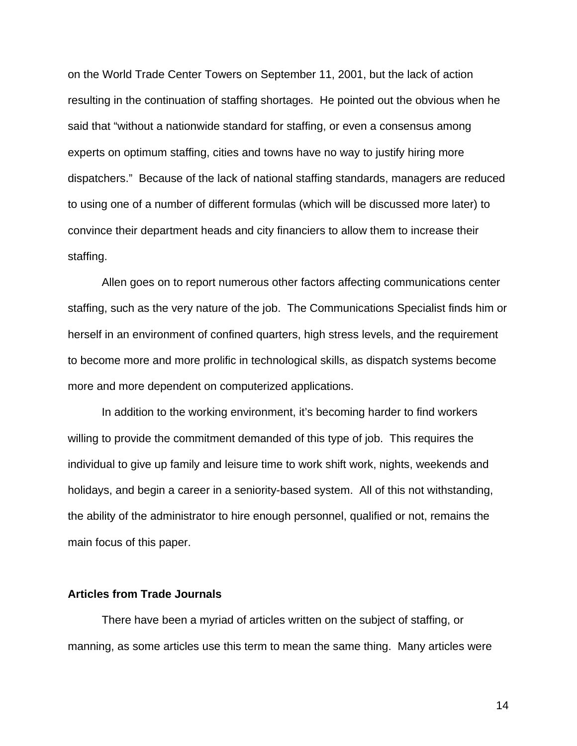on the World Trade Center Towers on September 11, 2001, but the lack of action resulting in the continuation of staffing shortages. He pointed out the obvious when he said that "without a nationwide standard for staffing, or even a consensus among experts on optimum staffing, cities and towns have no way to justify hiring more dispatchers." Because of the lack of national staffing standards, managers are reduced to using one of a number of different formulas (which will be discussed more later) to convince their department heads and city financiers to allow them to increase their staffing.

Allen goes on to report numerous other factors affecting communications center staffing, such as the very nature of the job. The Communications Specialist finds him or herself in an environment of confined quarters, high stress levels, and the requirement to become more and more prolific in technological skills, as dispatch systems become more and more dependent on computerized applications.

In addition to the working environment, it's becoming harder to find workers willing to provide the commitment demanded of this type of job. This requires the individual to give up family and leisure time to work shift work, nights, weekends and holidays, and begin a career in a seniority-based system. All of this not withstanding, the ability of the administrator to hire enough personnel, qualified or not, remains the main focus of this paper.

**Articles from Trade Journals**

There have been a myriad of articles written on the subject of staffing, or manning, as some articles use this term to mean the same thing. Many articles were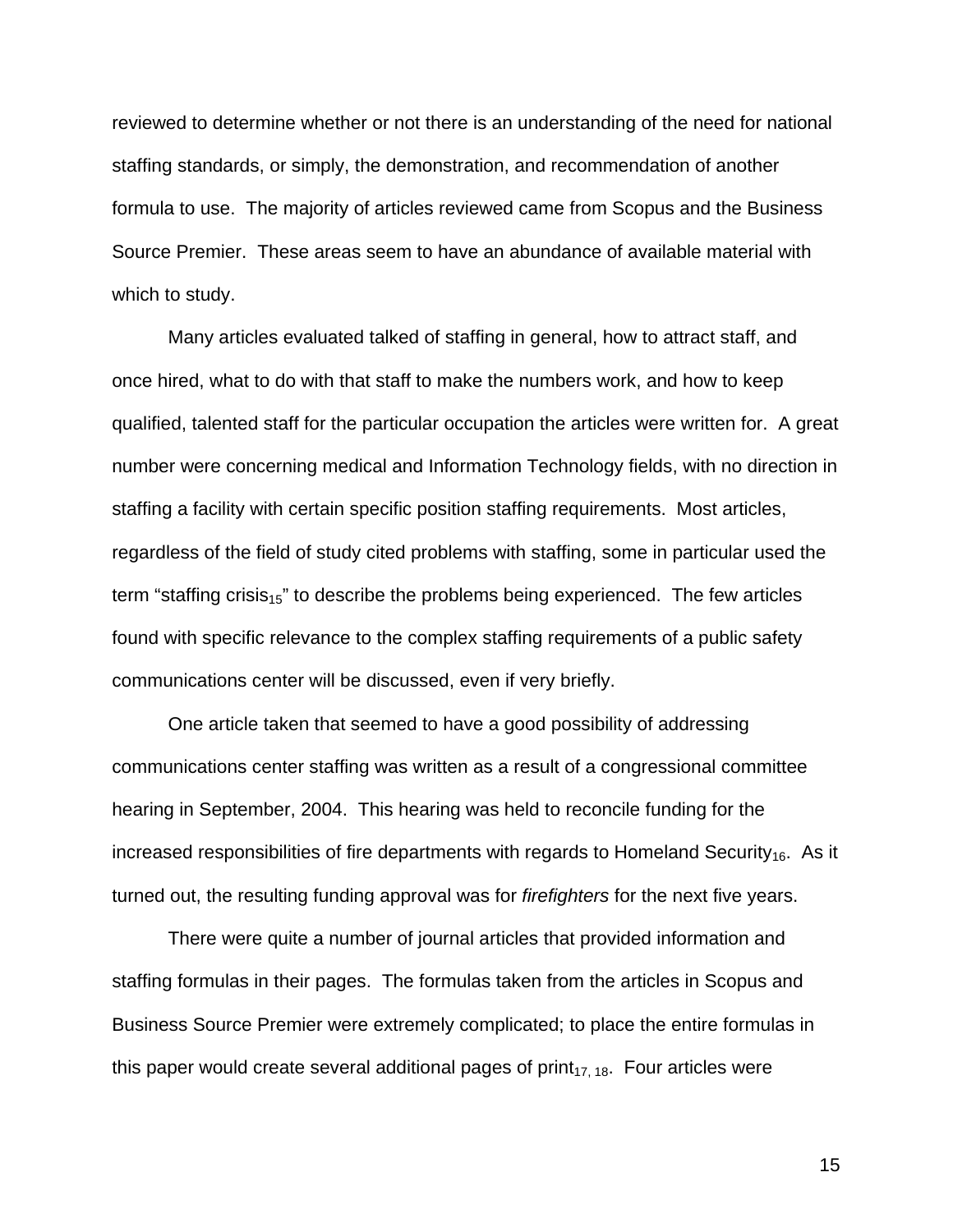reviewed to determine whether or not there is an understanding of the need for national staffing standards, or simply, the demonstration, and recommendation of another formula to use. The majority of articles reviewed came from Scopus and the Business Source Premier. These areas seem to have an abundance of available material with which to study.

Many articles evaluated talked of staffing in general, how to attract staff, and once hired, what to do with that staff to make the numbers work, and how to keep qualified, talented staff for the particular occupation the articles were written for. A great number were concerning medical and Information Technology fields, with no direction in staffing a facility with certain specific position staffing requirements. Most articles, regardless of the field of study cited problems with staffing, some in particular used the term "staffing crisis[15]" to describe the problems being experienced. The few articles found with specific relevance to the complex staffing requirements of a public safety communications center will be discussed, even if very briefly.

One article taken that seemed to have a good possibility of addressing communications center staffing was written as a result of a congressional committee hearing in September, 2004. This hearing was held to reconcile funding for the increased responsibilities of fire departments with regards to Homeland Security[16]. As it turned out, the resulting funding approval was for *firefighters* for the next five years.

There were quite a number of journal articles that provided information and staffing formulas in their pages. The formulas taken from the articles in Scopus and Business Source Premier were extremely complicated; to place the entire formulas in this paper would create several additional pages of print[17, 18]. Four articles were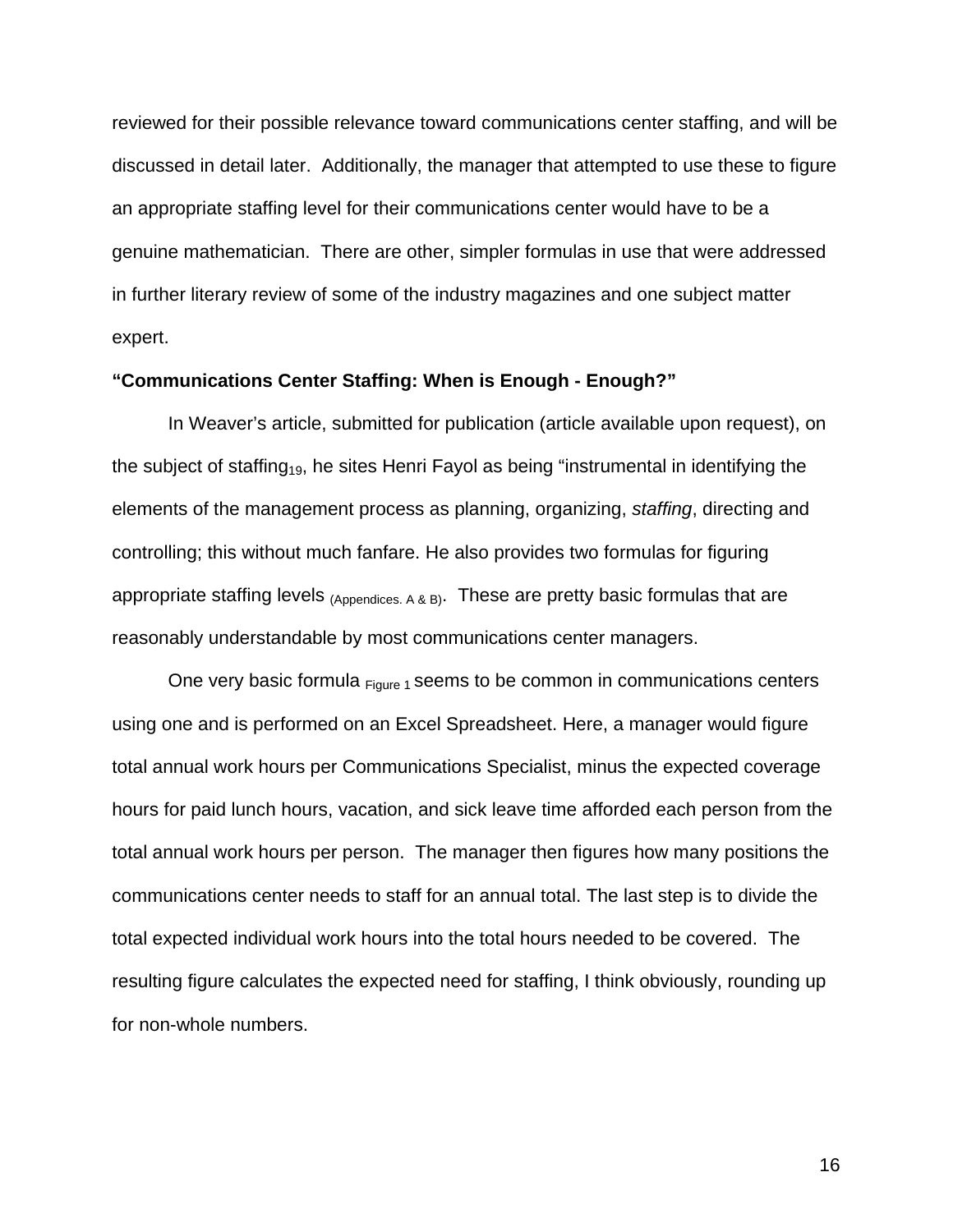reviewed for their possible relevance toward communications center staffing, and will be discussed in detail later. Additionally, the manager that attempted to use these to figure an appropriate staffing level for their communications center would have to be a genuine mathematician. There are other, simpler formulas in use that were addressed in further literary review of some of the industry magazines and one subject matter expert.

**"Communications Center Staffing: When is Enough - Enough?"**

In Weaver's article, submitted for publication (article available upon request), on the subject of staffing[19], he sites Henri Fayol as being "instrumental in identifying the elements of the management process as planning, organizing, *staffing*, directing and controlling; this without much fanfare. He also provides two formulas for figuring appropriate staffing levels (Appendices. A & B). These are pretty basic formulas that are reasonably understandable by most communications center managers.

One very basic formula Figure 1 seems to be common in communications centers using one and is performed on an Excel Spreadsheet. Here, a manager would figure total annual work hours per Communications Specialist, minus the expected coverage hours for paid lunch hours, vacation, and sick leave time afforded each person from the total annual work hours per person. The manager then figures how many positions the communications center needs to staff for an annual total. The last step is to divide the total expected individual work hours into the total hours needed to be covered. The resulting figure calculates the expected need for staffing, I think obviously, rounding up for non-whole numbers.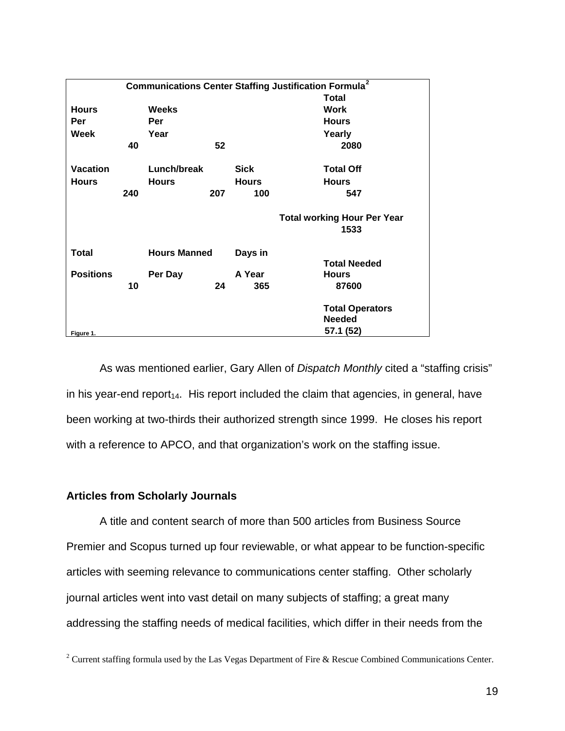**Communications Center Staffing Justification Formula**[2]

| Hours Per Week | Weeks Per Year | | Total Work Hours Yearly |
|---|---|---|---|
| 40 | 52 | | 2080 |
| **Vacation Hours** | **Lunch/break Hours** | **Sick Hours** | **Total Off Hours** |
| 240 | 207 | 100 | 547 |
| | | | **Total working Hour Per Year** |
| | | | 1533 |
| **Total Positions** | **Hours Manned Per Day** | **Days in A Year** | **Total Needed Hours** |
| 10 | 24 | 365 | 87600 |
| | | | **Total Operators Needed** |
| | | | 57.1 (52) |

Figure 1.

As was mentioned earlier, Gary Allen of *Dispatch Monthly* cited a "staffing crisis" in his year-end report[14]. His report included the claim that agencies, in general, have been working at two-thirds their authorized strength since 1999. He closes his report with a reference to APCO, and that organization's work on the staffing issue.

## Articles from Scholarly Journals

A title and content search of more than 500 articles from Business Source Premier and Scopus turned up four reviewable, or what appear to be function-specific articles with seeming relevance to communications center staffing. Other scholarly journal articles went into vast detail on many subjects of staffing; a great many addressing the staffing needs of medical facilities, which differ in their needs from the

[2] Current staffing formula used by the Las Vegas Department of Fire & Rescue Combined Communications Center.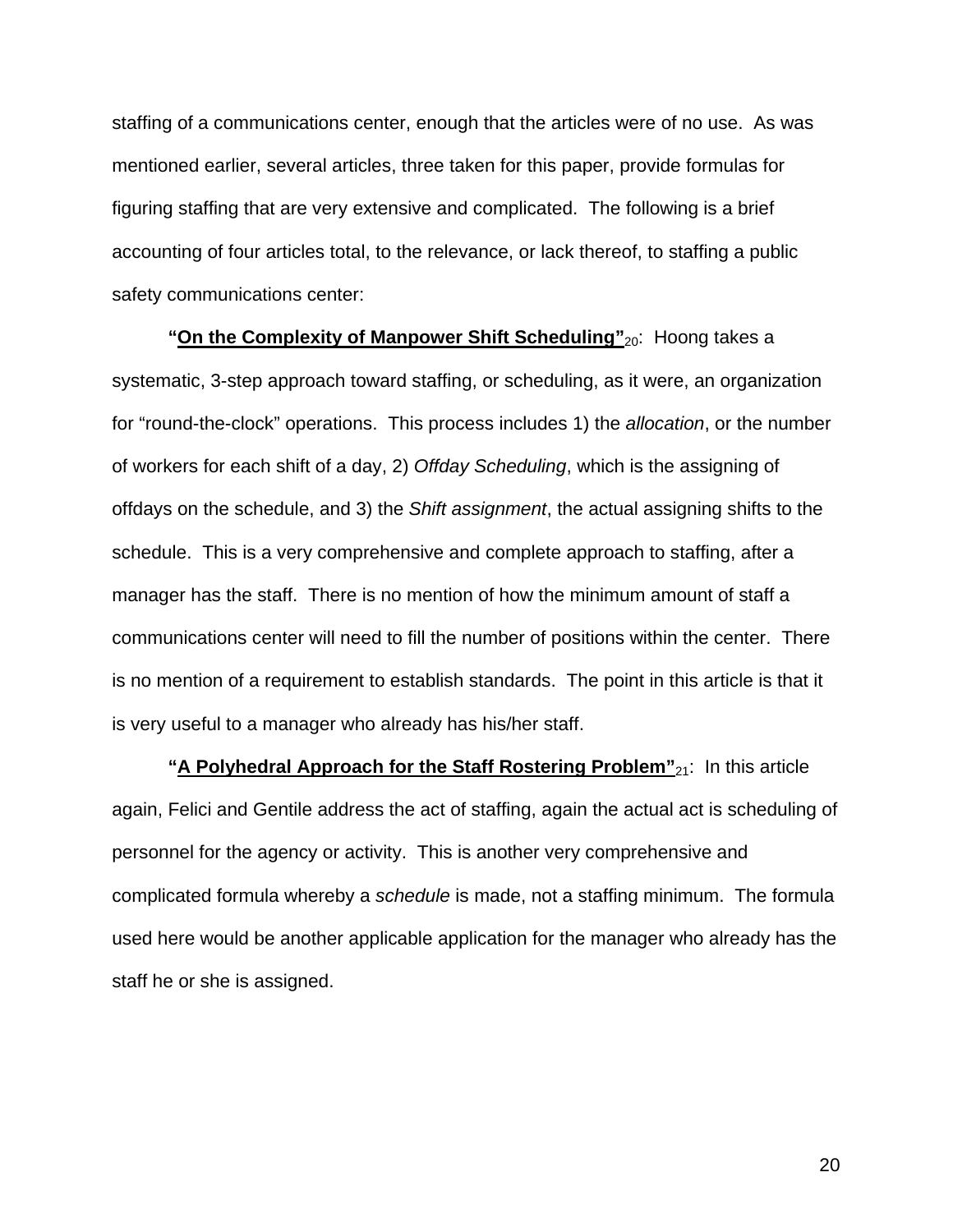staffing of a communications center, enough that the articles were of no use. As was mentioned earlier, several articles, three taken for this paper, provide formulas for figuring staffing that are very extensive and complicated. The following is a brief accounting of four articles total, to the relevance, or lack thereof, to staffing a public safety communications center:

**"<u>On the Complexity of Manpower Shift Scheduling</u>"**[20]: Hoong takes a systematic, 3-step approach toward staffing, or scheduling, as it were, an organization for "round-the-clock" operations. This process includes 1) the *allocation*, or the number of workers for each shift of a day, 2) *Offday Scheduling*, which is the assigning of offdays on the schedule, and 3) the *Shift assignment*, the actual assigning shifts to the schedule. This is a very comprehensive and complete approach to staffing, after a manager has the staff. There is no mention of how the minimum amount of staff a communications center will need to fill the number of positions within the center. There is no mention of a requirement to establish standards. The point in this article is that it is very useful to a manager who already has his/her staff.

**"<u>A Polyhedral Approach for the Staff Rostering Problem</u>"**[21]: In this article again, Felici and Gentile address the act of staffing, again the actual act is scheduling of personnel for the agency or activity. This is another very comprehensive and complicated formula whereby a *schedule* is made, not a staffing minimum. The formula used here would be another applicable application for the manager who already has the staff he or she is assigned.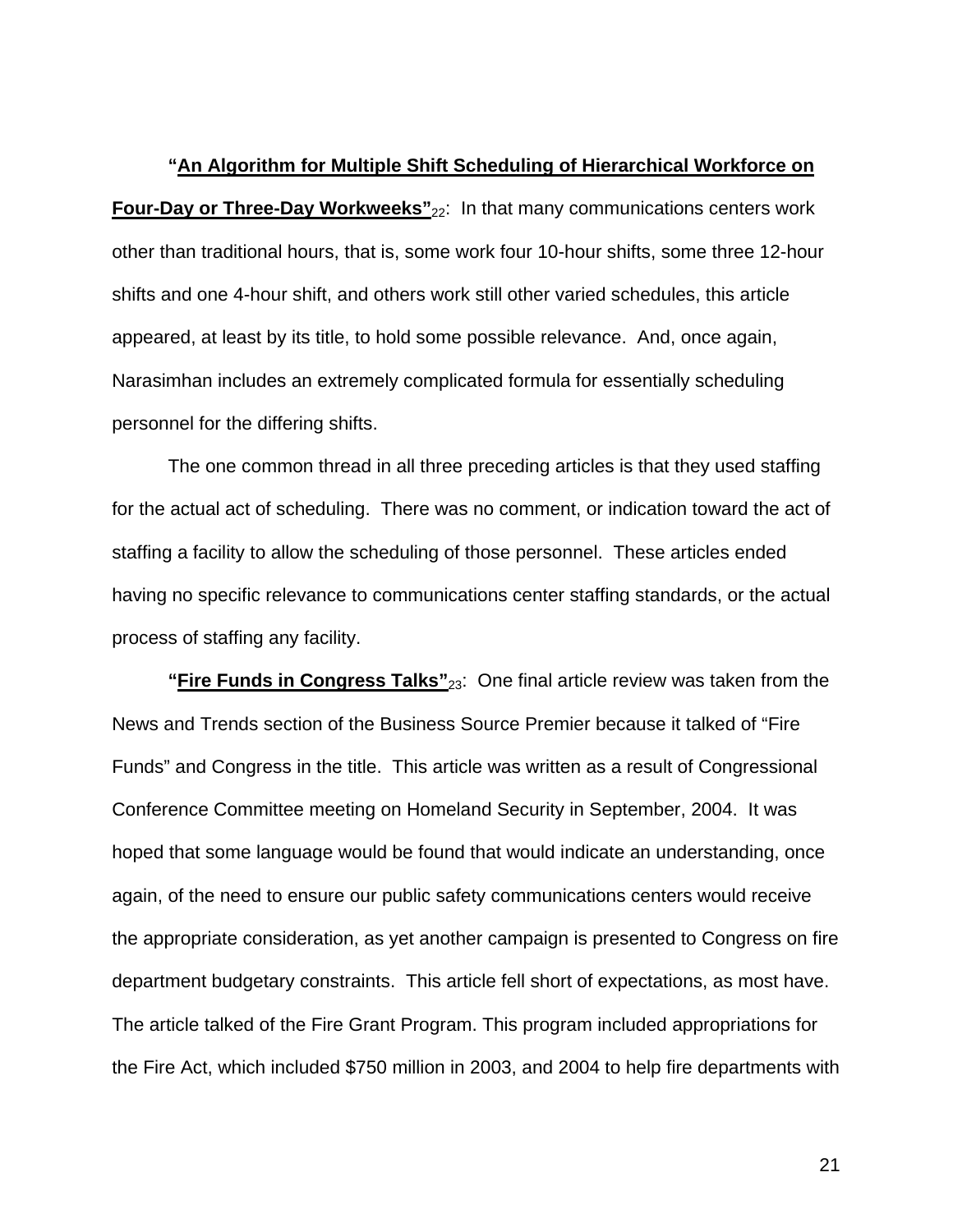**"<u>An Algorithm for Multiple Shift Scheduling of Hierarchical Workforce on Four-Day or Three-Day Workweeks</u>"**[22]: In that many communications centers work other than traditional hours, that is, some work four 10-hour shifts, some three 12-hour shifts and one 4-hour shift, and others work still other varied schedules, this article appeared, at least by its title, to hold some possible relevance. And, once again, Narasimhan includes an extremely complicated formula for essentially scheduling personnel for the differing shifts.

The one common thread in all three preceding articles is that they used staffing for the actual act of scheduling. There was no comment, or indication toward the act of staffing a facility to allow the scheduling of those personnel. These articles ended having no specific relevance to communications center staffing standards, or the actual process of staffing any facility.

**"<u>Fire Funds in Congress Talks</u>"**[23]: One final article review was taken from the News and Trends section of the Business Source Premier because it talked of "Fire Funds" and Congress in the title. This article was written as a result of Congressional Conference Committee meeting on Homeland Security in September, 2004. It was hoped that some language would be found that would indicate an understanding, once again, of the need to ensure our public safety communications centers would receive the appropriate consideration, as yet another campaign is presented to Congress on fire department budgetary constraints. This article fell short of expectations, as most have. The article talked of the Fire Grant Program. This program included appropriations for the Fire Act, which included $750 million in 2003, and 2004 to help fire departments with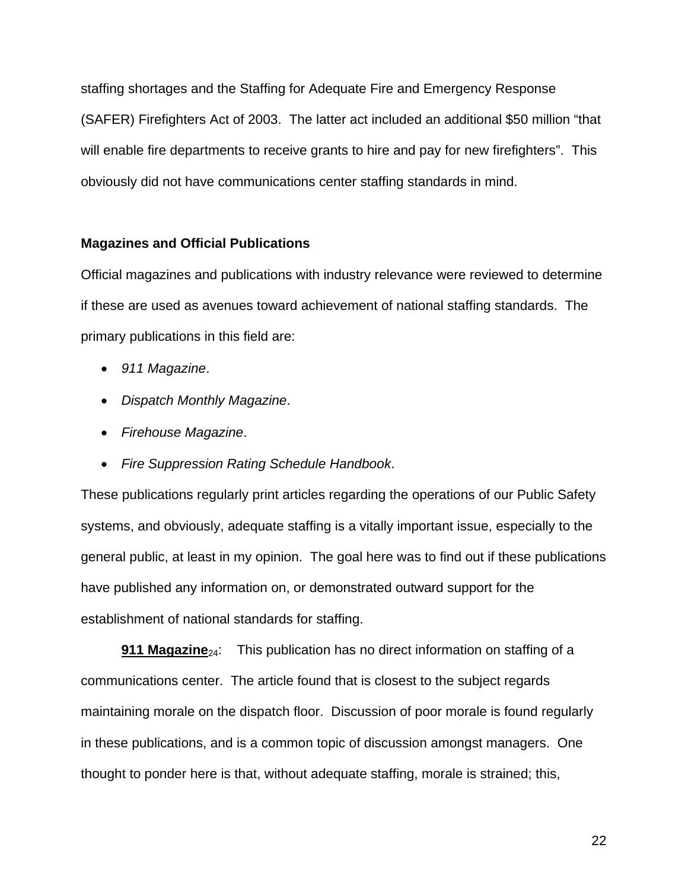staffing shortages and the Staffing for Adequate Fire and Emergency Response (SAFER) Firefighters Act of 2003. The latter act included an additional $50 million "that will enable fire departments to receive grants to hire and pay for new firefighters". This obviously did not have communications center staffing standards in mind.

**Magazines and Official Publications**

Official magazines and publications with industry relevance were reviewed to determine if these are used as avenues toward achievement of national staffing standards. The primary publications in this field are:

- *911 Magazine*.
- *Dispatch Monthly Magazine*.
- *Firehouse Magazine*.
- *Fire Suppression Rating Schedule Handbook*.

These publications regularly print articles regarding the operations of our Public Safety systems, and obviously, adequate staffing is a vitally important issue, especially to the general public, at least in my opinion. The goal here was to find out if these publications have published any information on, or demonstrated outward support for the establishment of national standards for staffing.

**911 Magazine**[24]: This publication has no direct information on staffing of a communications center. The article found that is closest to the subject regards maintaining morale on the dispatch floor. Discussion of poor morale is found regularly in these publications, and is a common topic of discussion amongst managers. One thought to ponder here is that, without adequate staffing, morale is strained; this,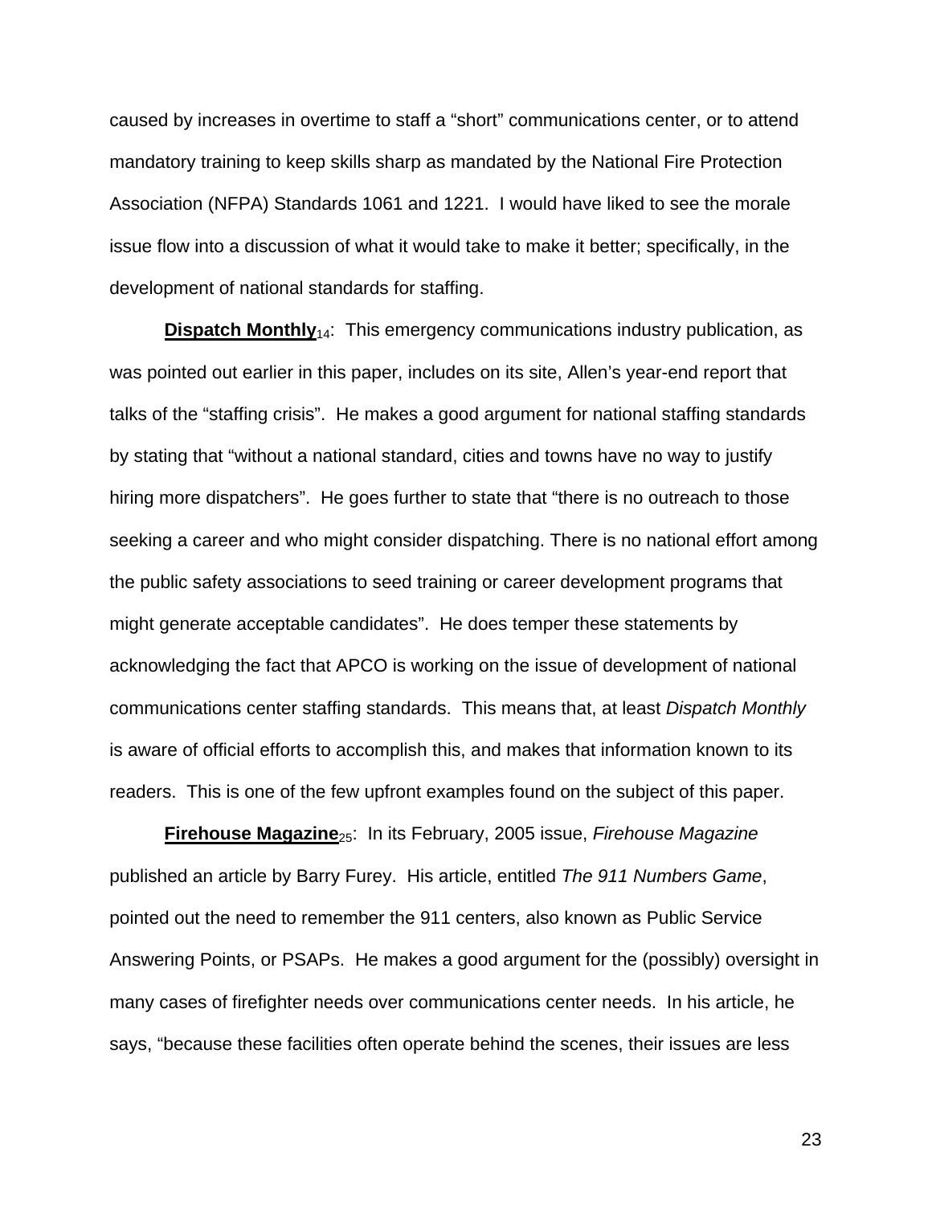caused by increases in overtime to staff a "short" communications center, or to attend mandatory training to keep skills sharp as mandated by the National Fire Protection Association (NFPA) Standards 1061 and 1221. I would have liked to see the morale issue flow into a discussion of what it would take to make it better; specifically, in the development of national standards for staffing.

**Dispatch Monthly**[14]: This emergency communications industry publication, as was pointed out earlier in this paper, includes on its site, Allen's year-end report that talks of the "staffing crisis". He makes a good argument for national staffing standards by stating that "without a national standard, cities and towns have no way to justify hiring more dispatchers". He goes further to state that "there is no outreach to those seeking a career and who might consider dispatching. There is no national effort among the public safety associations to seed training or career development programs that might generate acceptable candidates". He does temper these statements by acknowledging the fact that APCO is working on the issue of development of national communications center staffing standards. This means that, at least *Dispatch Monthly* is aware of official efforts to accomplish this, and makes that information known to its readers. This is one of the few upfront examples found on the subject of this paper.

**Firehouse Magazine**[25]: In its February, 2005 issue, *Firehouse Magazine* published an article by Barry Furey. His article, entitled *The 911 Numbers Game*, pointed out the need to remember the 911 centers, also known as Public Service Answering Points, or PSAPs. He makes a good argument for the (possibly) oversight in many cases of firefighter needs over communications center needs. In his article, he says, "because these facilities often operate behind the scenes, their issues are less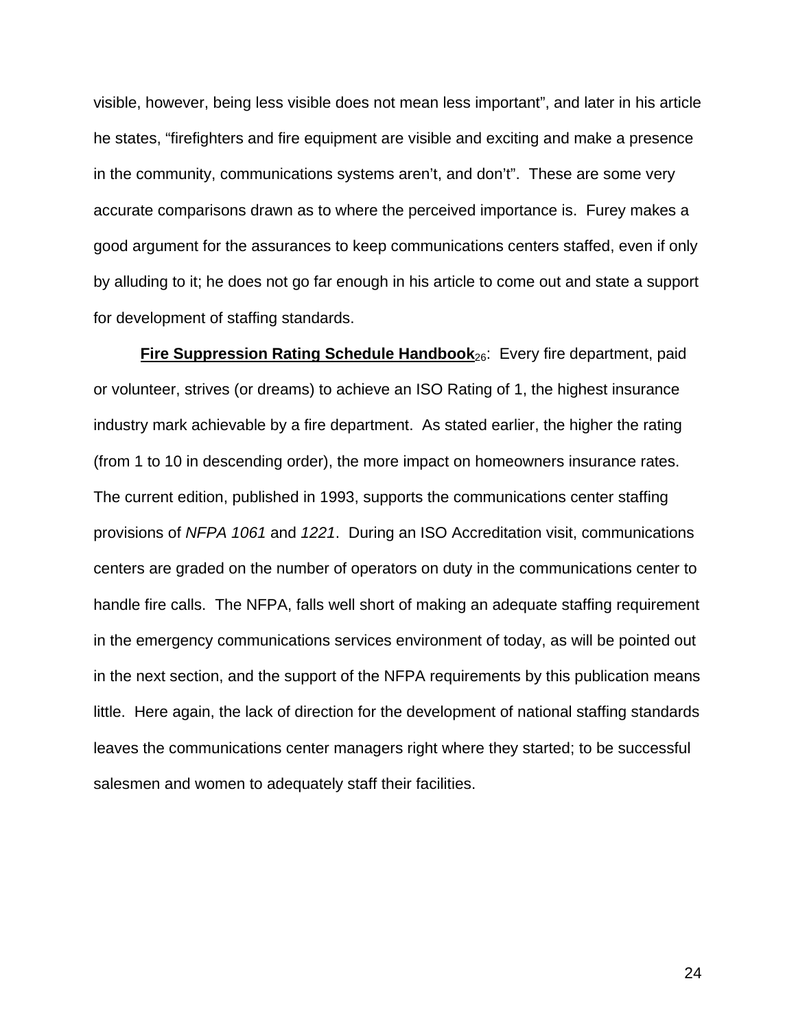visible, however, being less visible does not mean less important", and later in his article he states, "firefighters and fire equipment are visible and exciting and make a presence in the community, communications systems aren't, and don't". These are some very accurate comparisons drawn as to where the perceived importance is. Furey makes a good argument for the assurances to keep communications centers staffed, even if only by alluding to it; he does not go far enough in his article to come out and state a support for development of staffing standards.

**Fire Suppression Rating Schedule Handbook**[26]: Every fire department, paid or volunteer, strives (or dreams) to achieve an ISO Rating of 1, the highest insurance industry mark achievable by a fire department. As stated earlier, the higher the rating (from 1 to 10 in descending order), the more impact on homeowners insurance rates. The current edition, published in 1993, supports the communications center staffing provisions of *NFPA 1061* and *1221*. During an ISO Accreditation visit, communications centers are graded on the number of operators on duty in the communications center to handle fire calls. The NFPA, falls well short of making an adequate staffing requirement in the emergency communications services environment of today, as will be pointed out in the next section, and the support of the NFPA requirements by this publication means little. Here again, the lack of direction for the development of national staffing standards leaves the communications center managers right where they started; to be successful salesmen and women to adequately staff their facilities.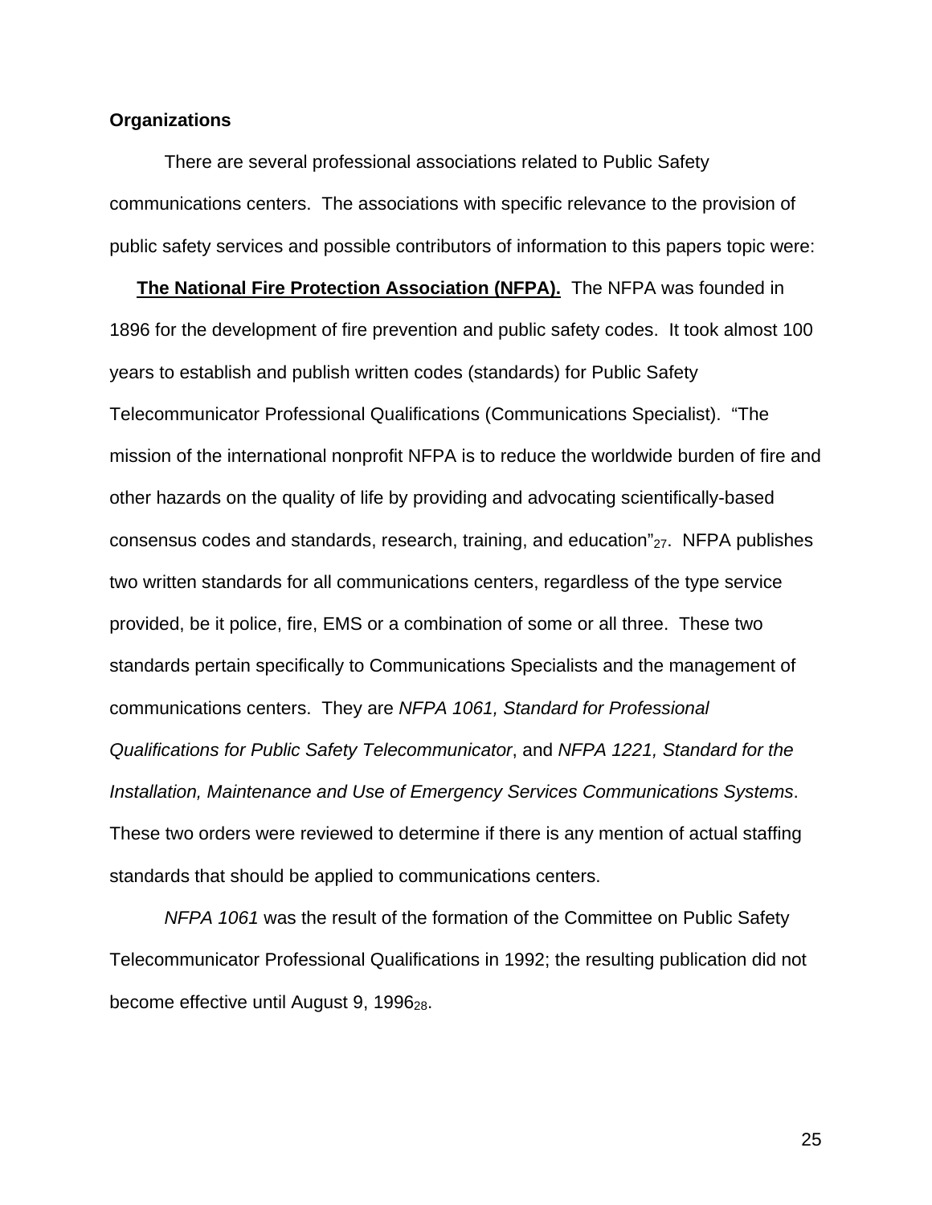**Organizations**

There are several professional associations related to Public Safety communications centers. The associations with specific relevance to the provision of public safety services and possible contributors of information to this papers topic were:

**The National Fire Protection Association (NFPA).** The NFPA was founded in 1896 for the development of fire prevention and public safety codes. It took almost 100 years to establish and publish written codes (standards) for Public Safety Telecommunicator Professional Qualifications (Communications Specialist). "The mission of the international nonprofit NFPA is to reduce the worldwide burden of fire and other hazards on the quality of life by providing and advocating scientifically-based consensus codes and standards, research, training, and education"[27]. NFPA publishes two written standards for all communications centers, regardless of the type service provided, be it police, fire, EMS or a combination of some or all three. These two standards pertain specifically to Communications Specialists and the management of communications centers. They are *NFPA 1061, Standard for Professional Qualifications for Public Safety Telecommunicator*, and *NFPA 1221, Standard for the Installation, Maintenance and Use of Emergency Services Communications Systems*. These two orders were reviewed to determine if there is any mention of actual staffing standards that should be applied to communications centers.

*NFPA 1061* was the result of the formation of the Committee on Public Safety Telecommunicator Professional Qualifications in 1992; the resulting publication did not become effective until August 9, 1996[28].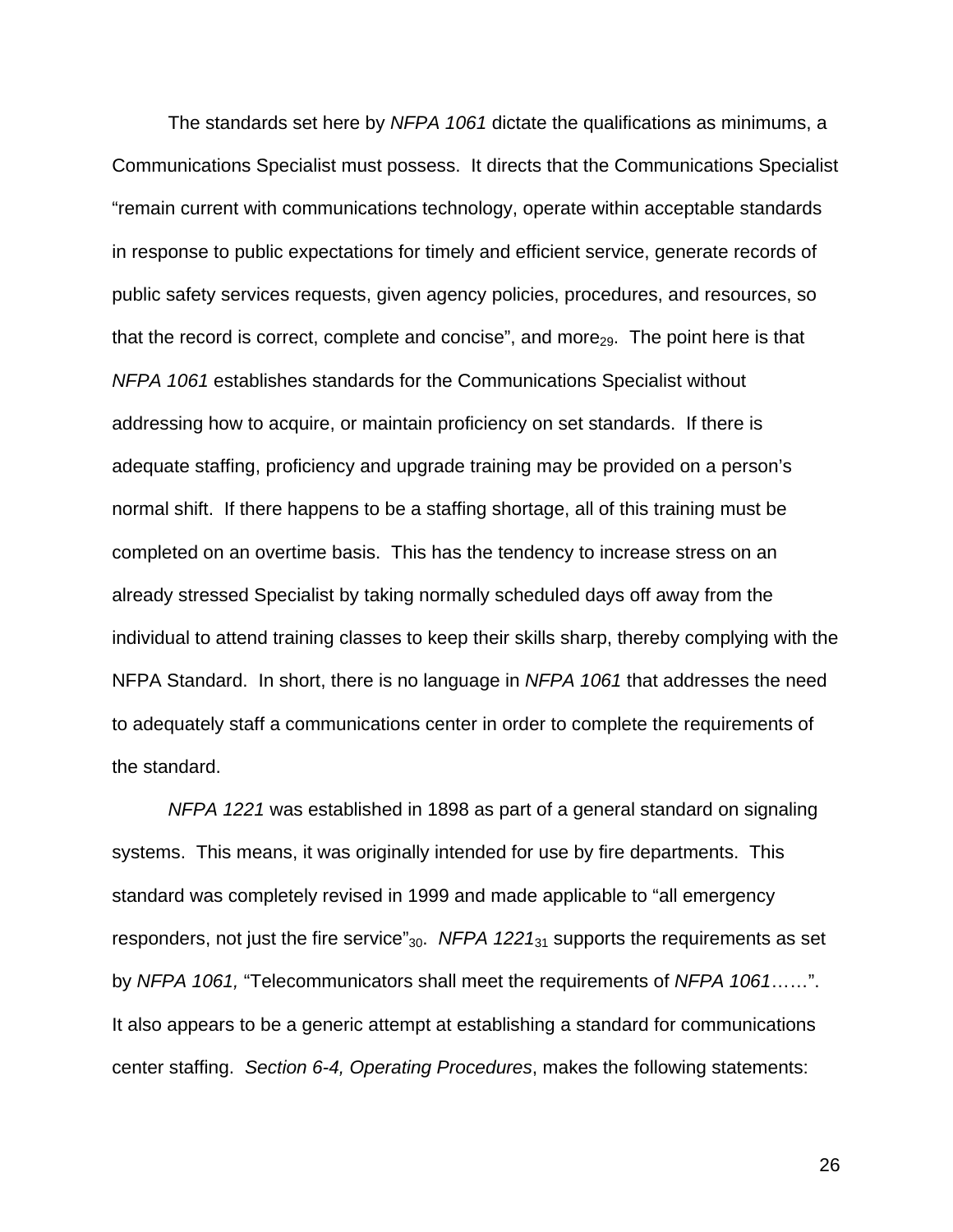The standards set here by *NFPA 1061* dictate the qualifications as minimums, a Communications Specialist must possess. It directs that the Communications Specialist "remain current with communications technology, operate within acceptable standards in response to public expectations for timely and efficient service, generate records of public safety services requests, given agency policies, procedures, and resources, so that the record is correct, complete and concise", and more[29]. The point here is that *NFPA 1061* establishes standards for the Communications Specialist without addressing how to acquire, or maintain proficiency on set standards. If there is adequate staffing, proficiency and upgrade training may be provided on a person's normal shift. If there happens to be a staffing shortage, all of this training must be completed on an overtime basis. This has the tendency to increase stress on an already stressed Specialist by taking normally scheduled days off away from the individual to attend training classes to keep their skills sharp, thereby complying with the NFPA Standard. In short, there is no language in *NFPA 1061* that addresses the need to adequately staff a communications center in order to complete the requirements of the standard.

*NFPA 1221* was established in 1898 as part of a general standard on signaling systems. This means, it was originally intended for use by fire departments. This standard was completely revised in 1999 and made applicable to "all emergency responders, not just the fire service"[30]. *NFPA 1221*[31] supports the requirements as set by *NFPA 1061,* "Telecommunicators shall meet the requirements of *NFPA 1061*……". It also appears to be a generic attempt at establishing a standard for communications center staffing. *Section 6-4, Operating Procedures*, makes the following statements: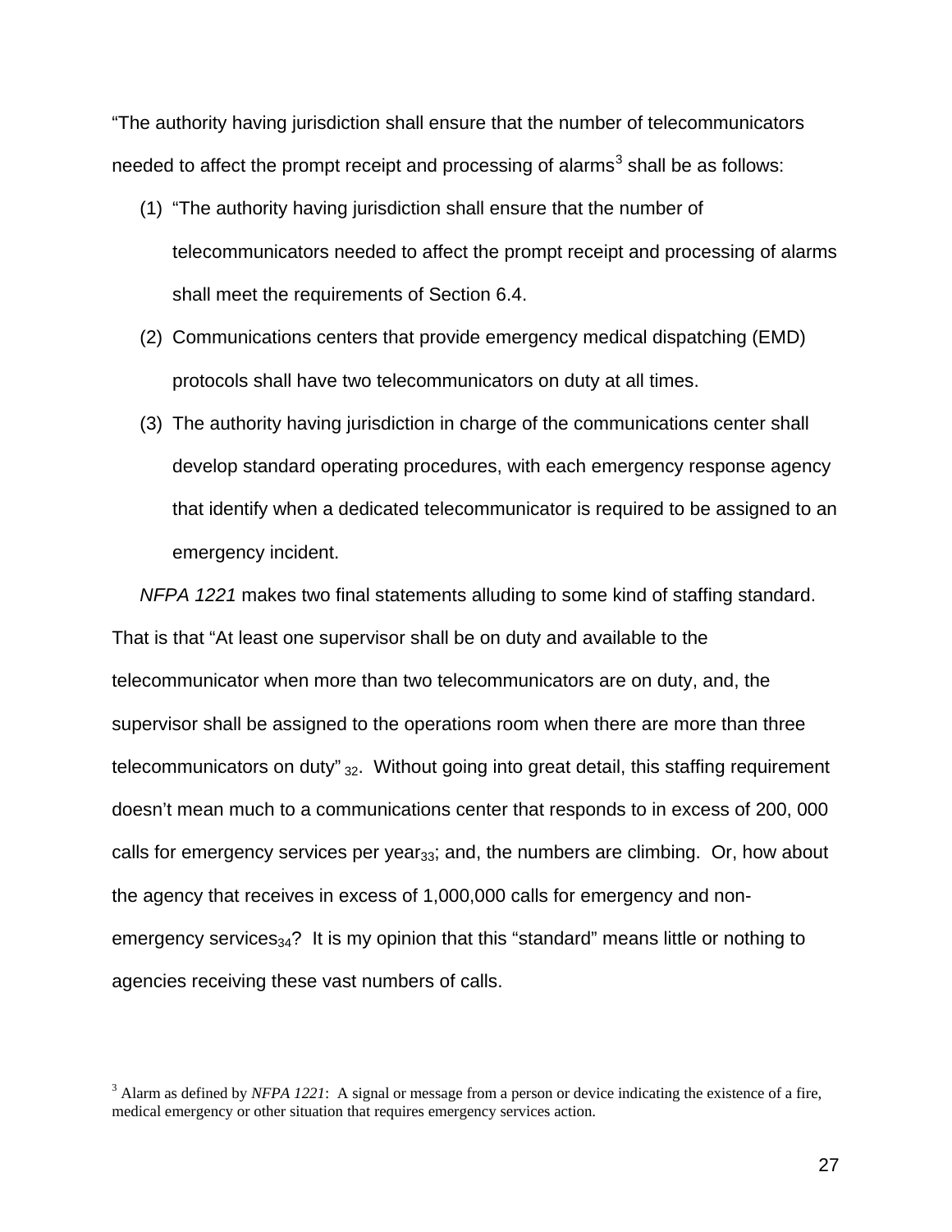"The authority having jurisdiction shall ensure that the number of telecommunicators needed to affect the prompt receipt and processing of alarms[3] shall be as follows:

(1) "The authority having jurisdiction shall ensure that the number of telecommunicators needed to affect the prompt receipt and processing of alarms shall meet the requirements of Section 6.4.
(2) Communications centers that provide emergency medical dispatching (EMD) protocols shall have two telecommunicators on duty at all times.
(3) The authority having jurisdiction in charge of the communications center shall develop standard operating procedures, with each emergency response agency that identify when a dedicated telecommunicator is required to be assigned to an emergency incident.

*NFPA 1221* makes two final statements alluding to some kind of staffing standard. That is that "At least one supervisor shall be on duty and available to the telecommunicator when more than two telecommunicators are on duty, and, the supervisor shall be assigned to the operations room when there are more than three telecommunicators on duty" $_{32}$. Without going into great detail, this staffing requirement doesn't mean much to a communications center that responds to in excess of 200, 000 calls for emergency services per year$_{33}$; and, the numbers are climbing. Or, how about the agency that receives in excess of 1,000,000 calls for emergency and non-emergency services$_{34}$? It is my opinion that this "standard" means little or nothing to agencies receiving these vast numbers of calls.

[3] Alarm as defined by *NFPA 1221*: A signal or message from a person or device indicating the existence of a fire, medical emergency or other situation that requires emergency services action.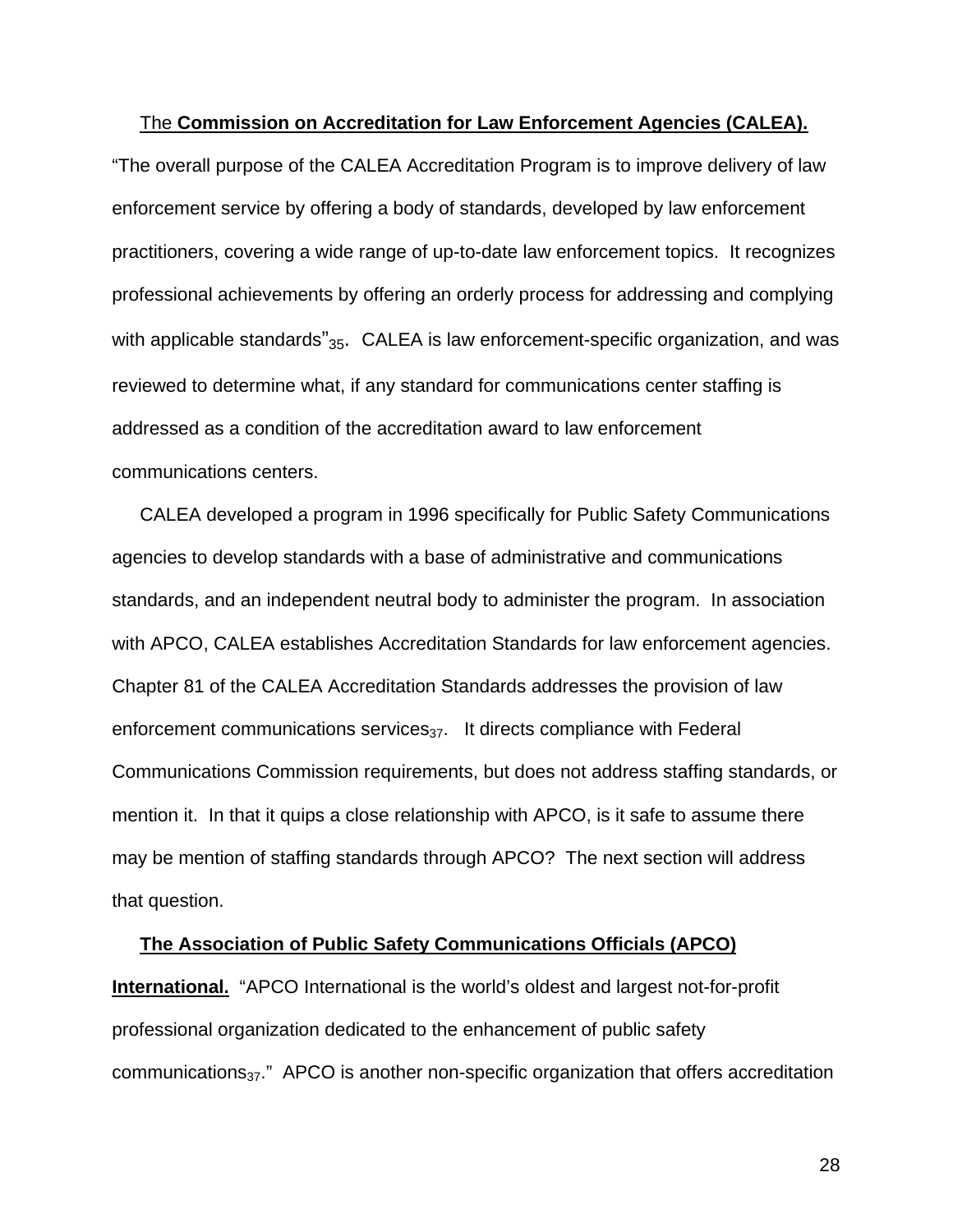The **Commission on Accreditation for Law Enforcement Agencies (CALEA).** "The overall purpose of the CALEA Accreditation Program is to improve delivery of law enforcement service by offering a body of standards, developed by law enforcement practitioners, covering a wide range of up-to-date law enforcement topics. It recognizes professional achievements by offering an orderly process for addressing and complying with applicable standards"[35]. CALEA is law enforcement-specific organization, and was reviewed to determine what, if any standard for communications center staffing is addressed as a condition of the accreditation award to law enforcement communications centers.

CALEA developed a program in 1996 specifically for Public Safety Communications agencies to develop standards with a base of administrative and communications standards, and an independent neutral body to administer the program. In association with APCO, CALEA establishes Accreditation Standards for law enforcement agencies. Chapter 81 of the CALEA Accreditation Standards addresses the provision of law enforcement communications services[37]. It directs compliance with Federal Communications Commission requirements, but does not address staffing standards, or mention it. In that it quips a close relationship with APCO, is it safe to assume there may be mention of staffing standards through APCO? The next section will address that question.

**The Association of Public Safety Communications Officials (APCO) International.** "APCO International is the world's oldest and largest not-for-profit professional organization dedicated to the enhancement of public safety communications[37]." APCO is another non-specific organization that offers accreditation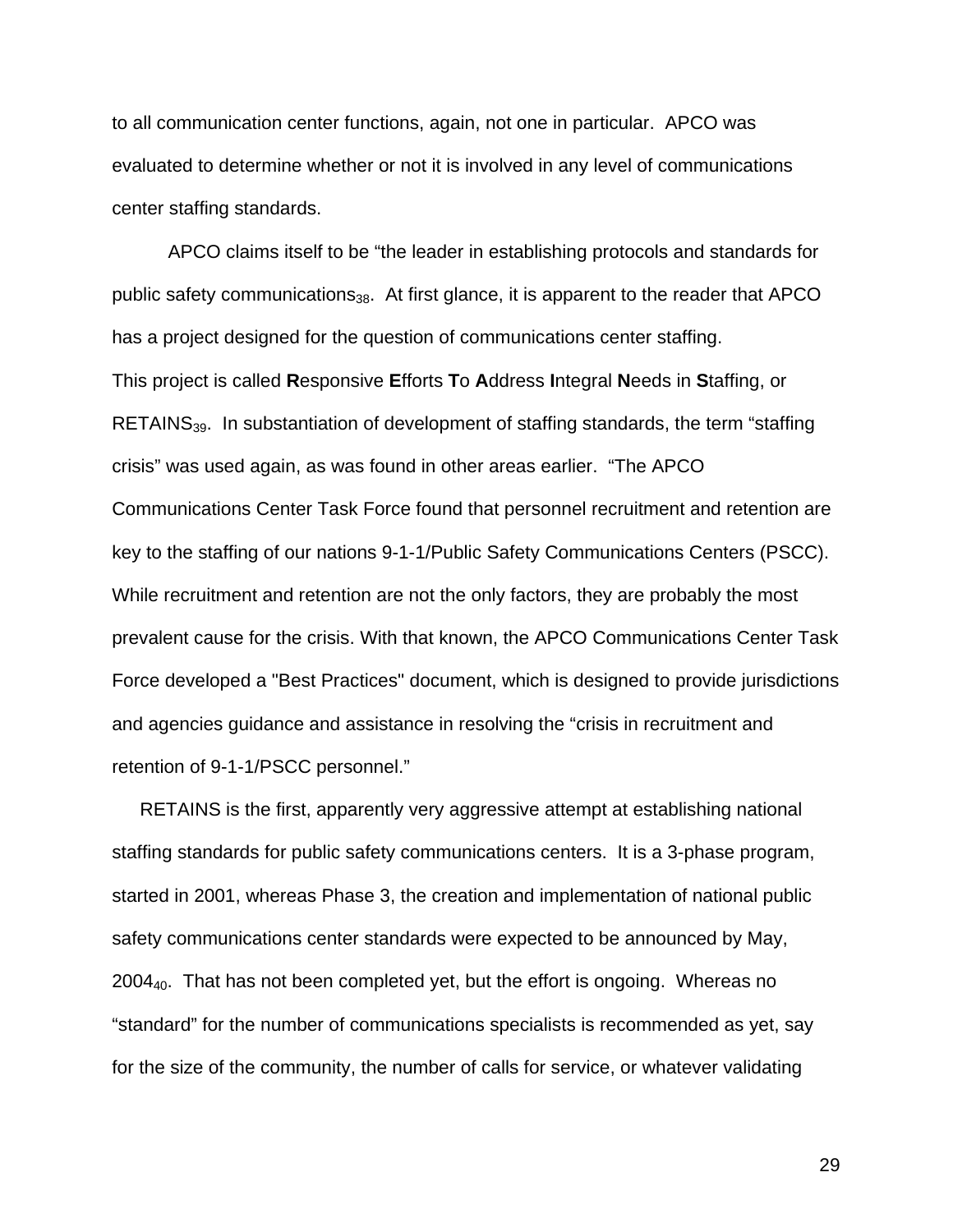to all communication center functions, again, not one in particular. APCO was evaluated to determine whether or not it is involved in any level of communications center staffing standards.

APCO claims itself to be "the leader in establishing protocols and standards for public safety communications[38]. At first glance, it is apparent to the reader that APCO has a project designed for the question of communications center staffing. This project is called **R**esponsive **E**fforts **T**o **A**ddress **I**ntegral **N**eeds in **S**taffing, or RETAINS[39]. In substantiation of development of staffing standards, the term "staffing crisis" was used again, as was found in other areas earlier. "The APCO Communications Center Task Force found that personnel recruitment and retention are key to the staffing of our nations 9-1-1/Public Safety Communications Centers (PSCC). While recruitment and retention are not the only factors, they are probably the most prevalent cause for the crisis. With that known, the APCO Communications Center Task Force developed a "Best Practices" document, which is designed to provide jurisdictions and agencies guidance and assistance in resolving the "crisis in recruitment and retention of 9-1-1/PSCC personnel."

RETAINS is the first, apparently very aggressive attempt at establishing national staffing standards for public safety communications centers. It is a 3-phase program, started in 2001, whereas Phase 3, the creation and implementation of national public safety communications center standards were expected to be announced by May, 2004[40]. That has not been completed yet, but the effort is ongoing. Whereas no "standard" for the number of communications specialists is recommended as yet, say for the size of the community, the number of calls for service, or whatever validating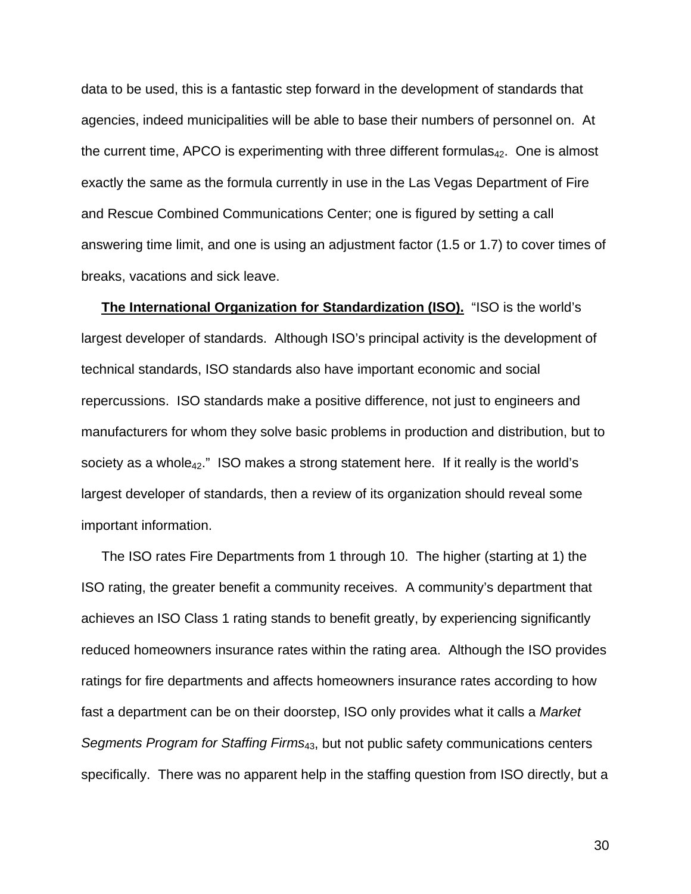data to be used, this is a fantastic step forward in the development of standards that agencies, indeed municipalities will be able to base their numbers of personnel on. At the current time, APCO is experimenting with three different formulas[42]. One is almost exactly the same as the formula currently in use in the Las Vegas Department of Fire and Rescue Combined Communications Center; one is figured by setting a call answering time limit, and one is using an adjustment factor (1.5 or 1.7) to cover times of breaks, vacations and sick leave.

**The International Organization for Standardization (ISO).** "ISO is the world's largest developer of standards. Although ISO's principal activity is the development of technical standards, ISO standards also have important economic and social repercussions. ISO standards make a positive difference, not just to engineers and manufacturers for whom they solve basic problems in production and distribution, but to society as a whole[42]." ISO makes a strong statement here. If it really is the world's largest developer of standards, then a review of its organization should reveal some important information.

The ISO rates Fire Departments from 1 through 10. The higher (starting at 1) the ISO rating, the greater benefit a community receives. A community's department that achieves an ISO Class 1 rating stands to benefit greatly, by experiencing significantly reduced homeowners insurance rates within the rating area. Although the ISO provides ratings for fire departments and affects homeowners insurance rates according to how fast a department can be on their doorstep, ISO only provides what it calls a *Market Segments Program for Staffing Firms*[43], but not public safety communications centers specifically. There was no apparent help in the staffing question from ISO directly, but a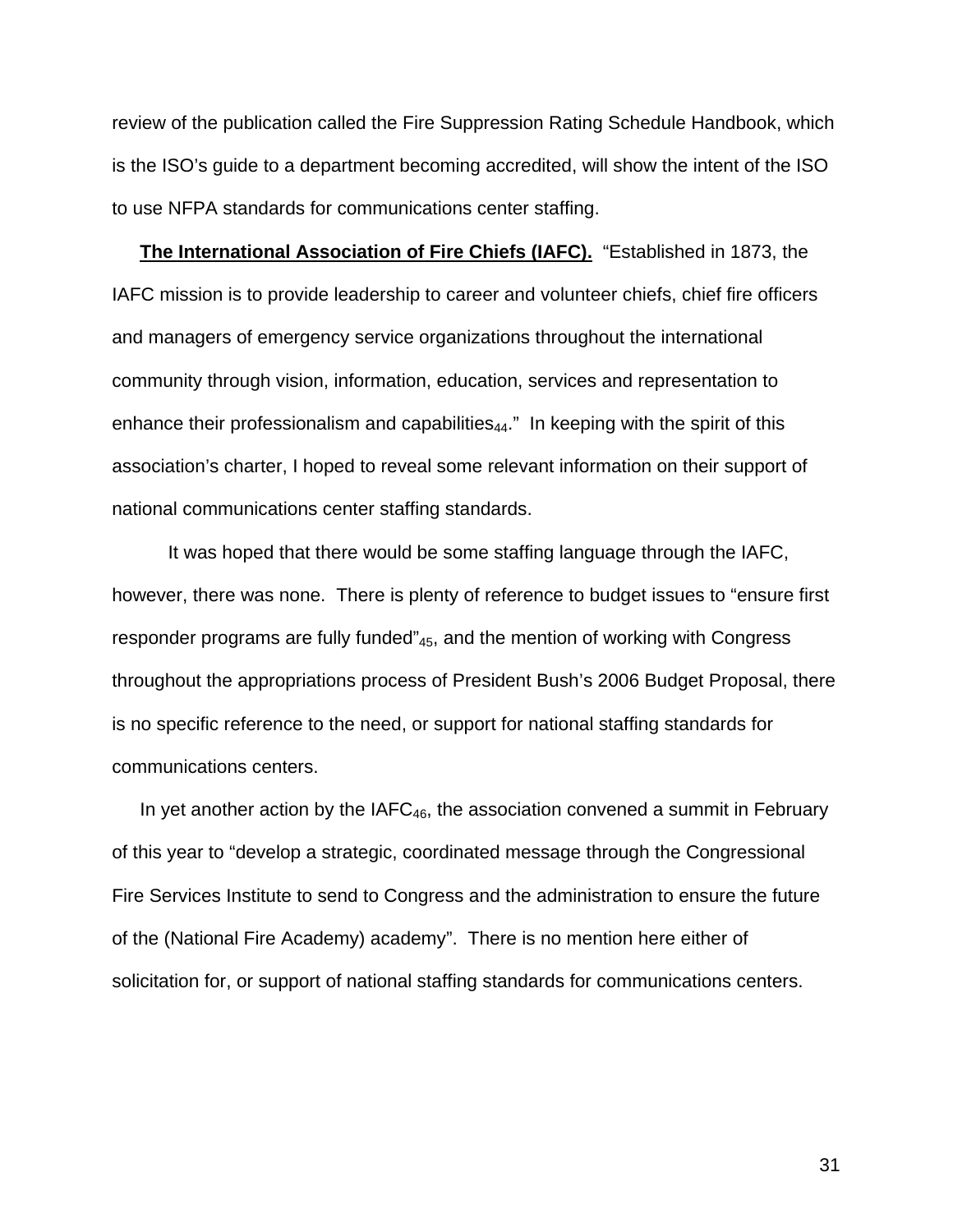review of the publication called the Fire Suppression Rating Schedule Handbook, which is the ISO's guide to a department becoming accredited, will show the intent of the ISO to use NFPA standards for communications center staffing.

**The International Association of Fire Chiefs (IAFC).** "Established in 1873, the IAFC mission is to provide leadership to career and volunteer chiefs, chief fire officers and managers of emergency service organizations throughout the international community through vision, information, education, services and representation to enhance their professionalism and capabilities[44]." In keeping with the spirit of this association's charter, I hoped to reveal some relevant information on their support of national communications center staffing standards.

It was hoped that there would be some staffing language through the IAFC, however, there was none. There is plenty of reference to budget issues to "ensure first responder programs are fully funded"[45], and the mention of working with Congress throughout the appropriations process of President Bush's 2006 Budget Proposal, there is no specific reference to the need, or support for national staffing standards for communications centers.

In yet another action by the IAFC[46], the association convened a summit in February of this year to "develop a strategic, coordinated message through the Congressional Fire Services Institute to send to Congress and the administration to ensure the future of the (National Fire Academy) academy". There is no mention here either of solicitation for, or support of national staffing standards for communications centers.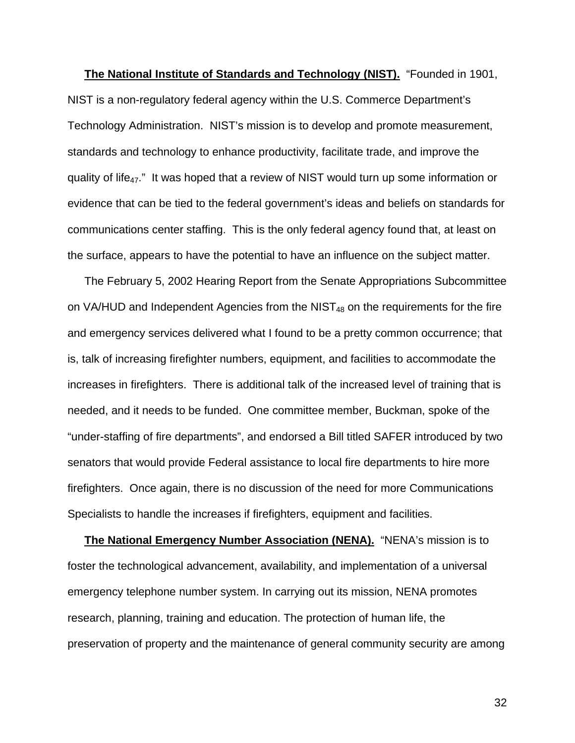**The National Institute of Standards and Technology (NIST).** "Founded in 1901, NIST is a non-regulatory federal agency within the U.S. Commerce Department's Technology Administration. NIST's mission is to develop and promote measurement, standards and technology to enhance productivity, facilitate trade, and improve the quality of life[47]." It was hoped that a review of NIST would turn up some information or evidence that can be tied to the federal government's ideas and beliefs on standards for communications center staffing. This is the only federal agency found that, at least on the surface, appears to have the potential to have an influence on the subject matter.

The February 5, 2002 Hearing Report from the Senate Appropriations Subcommittee on VA/HUD and Independent Agencies from the NIST[48] on the requirements for the fire and emergency services delivered what I found to be a pretty common occurrence; that is, talk of increasing firefighter numbers, equipment, and facilities to accommodate the increases in firefighters. There is additional talk of the increased level of training that is needed, and it needs to be funded. One committee member, Buckman, spoke of the "under-staffing of fire departments", and endorsed a Bill titled SAFER introduced by two senators that would provide Federal assistance to local fire departments to hire more firefighters. Once again, there is no discussion of the need for more Communications Specialists to handle the increases if firefighters, equipment and facilities.

**The National Emergency Number Association (NENA).** "NENA's mission is to foster the technological advancement, availability, and implementation of a universal emergency telephone number system. In carrying out its mission, NENA promotes research, planning, training and education. The protection of human life, the preservation of property and the maintenance of general community security are among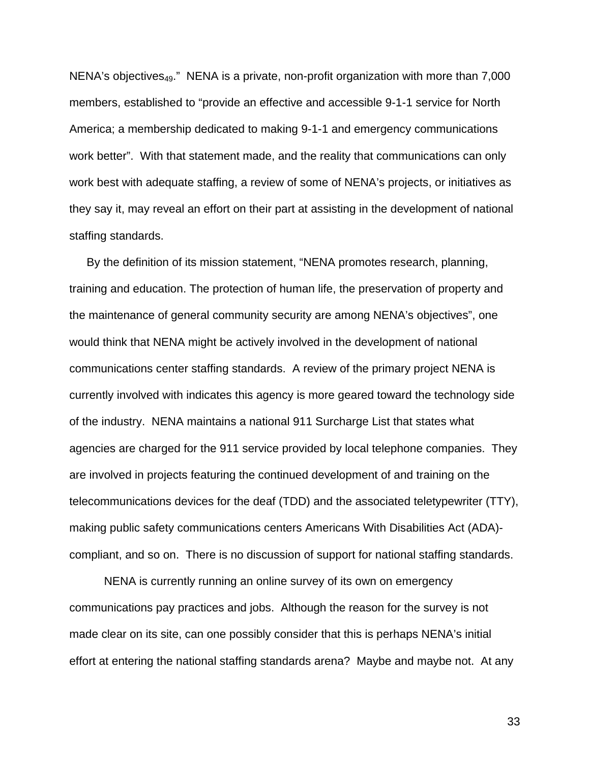NENA's objectives[49]." NENA is a private, non-profit organization with more than 7,000 members, established to "provide an effective and accessible 9-1-1 service for North America; a membership dedicated to making 9-1-1 and emergency communications work better". With that statement made, and the reality that communications can only work best with adequate staffing, a review of some of NENA's projects, or initiatives as they say it, may reveal an effort on their part at assisting in the development of national staffing standards.

By the definition of its mission statement, "NENA promotes research, planning, training and education. The protection of human life, the preservation of property and the maintenance of general community security are among NENA's objectives", one would think that NENA might be actively involved in the development of national communications center staffing standards. A review of the primary project NENA is currently involved with indicates this agency is more geared toward the technology side of the industry. NENA maintains a national 911 Surcharge List that states what agencies are charged for the 911 service provided by local telephone companies. They are involved in projects featuring the continued development of and training on the telecommunications devices for the deaf (TDD) and the associated teletypewriter (TTY), making public safety communications centers Americans With Disabilities Act (ADA)-compliant, and so on. There is no discussion of support for national staffing standards.

NENA is currently running an online survey of its own on emergency communications pay practices and jobs. Although the reason for the survey is not made clear on its site, can one possibly consider that this is perhaps NENA's initial effort at entering the national staffing standards arena? Maybe and maybe not. At any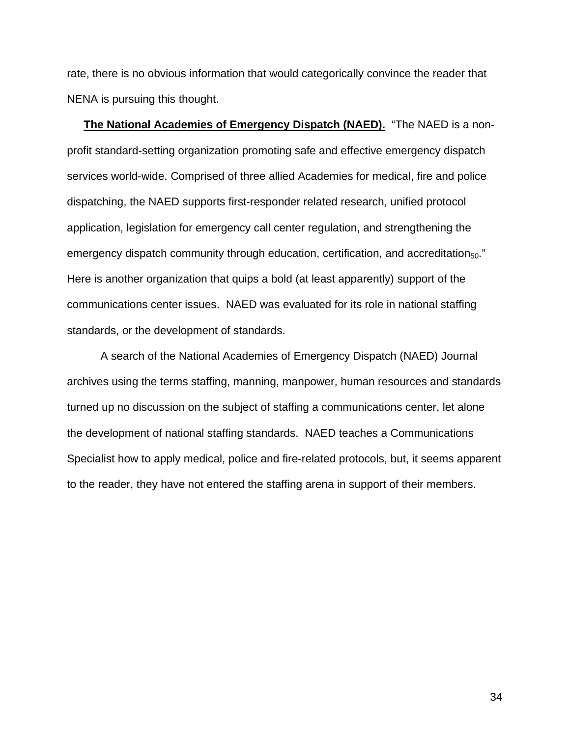rate, there is no obvious information that would categorically convince the reader that NENA is pursuing this thought.

**The National Academies of Emergency Dispatch (NAED).** "The NAED is a non-profit standard-setting organization promoting safe and effective emergency dispatch services world-wide. Comprised of three allied Academies for medical, fire and police dispatching, the NAED supports first-responder related research, unified protocol application, legislation for emergency call center regulation, and strengthening the emergency dispatch community through education, certification, and accreditation[50]." Here is another organization that quips a bold (at least apparently) support of the communications center issues. NAED was evaluated for its role in national staffing standards, or the development of standards.

A search of the National Academies of Emergency Dispatch (NAED) Journal archives using the terms staffing, manning, manpower, human resources and standards turned up no discussion on the subject of staffing a communications center, let alone the development of national staffing standards. NAED teaches a Communications Specialist how to apply medical, police and fire-related protocols, but, it seems apparent to the reader, they have not entered the staffing arena in support of their members.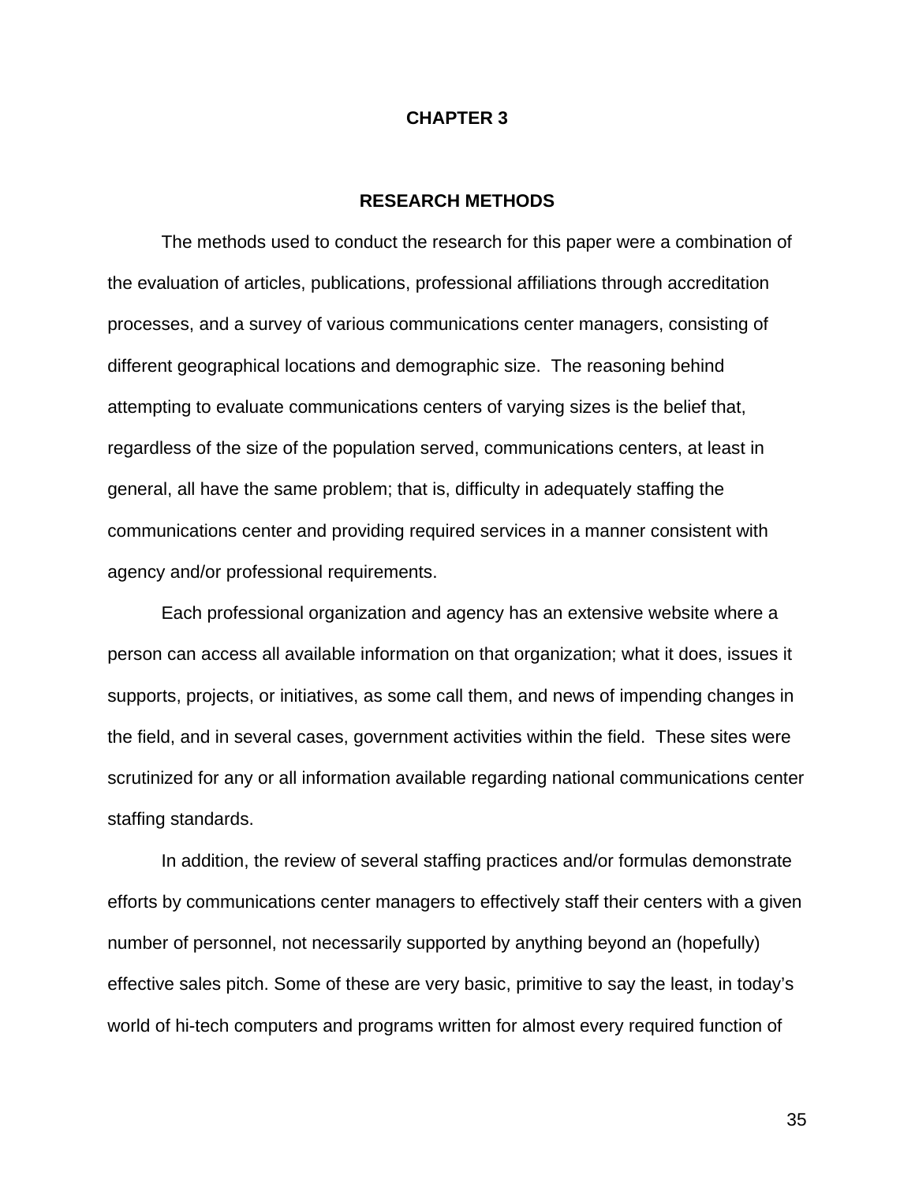# CHAPTER 3

## RESEARCH METHODS

The methods used to conduct the research for this paper were a combination of the evaluation of articles, publications, professional affiliations through accreditation processes, and a survey of various communications center managers, consisting of different geographical locations and demographic size. The reasoning behind attempting to evaluate communications centers of varying sizes is the belief that, regardless of the size of the population served, communications centers, at least in general, all have the same problem; that is, difficulty in adequately staffing the communications center and providing required services in a manner consistent with agency and/or professional requirements.

Each professional organization and agency has an extensive website where a person can access all available information on that organization; what it does, issues it supports, projects, or initiatives, as some call them, and news of impending changes in the field, and in several cases, government activities within the field. These sites were scrutinized for any or all information available regarding national communications center staffing standards.

In addition, the review of several staffing practices and/or formulas demonstrate efforts by communications center managers to effectively staff their centers with a given number of personnel, not necessarily supported by anything beyond an (hopefully) effective sales pitch. Some of these are very basic, primitive to say the least, in today's world of hi-tech computers and programs written for almost every required function of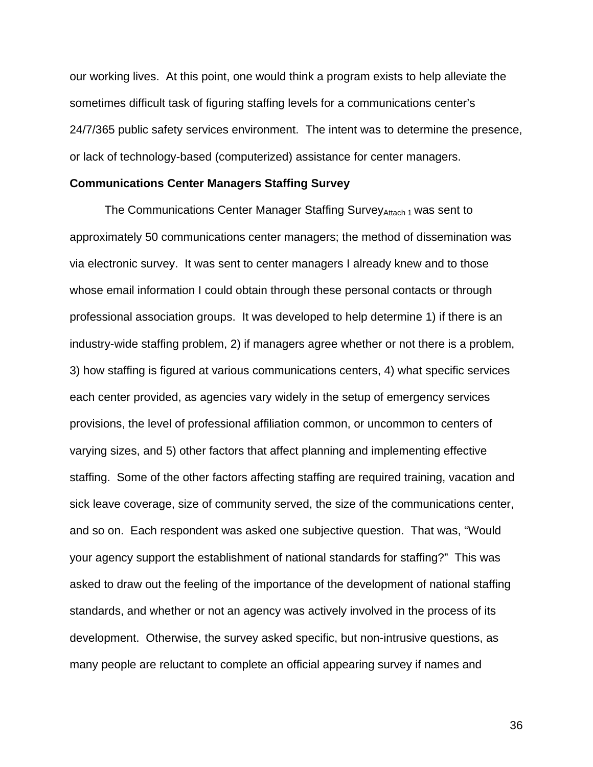our working lives. At this point, one would think a program exists to help alleviate the sometimes difficult task of figuring staffing levels for a communications center's 24/7/365 public safety services environment. The intent was to determine the presence, or lack of technology-based (computerized) assistance for center managers.

**Communications Center Managers Staffing Survey**

The Communications Center Manager Staffing Survey$_{\text{Attach 1}}$ was sent to approximately 50 communications center managers; the method of dissemination was via electronic survey. It was sent to center managers I already knew and to those whose email information I could obtain through these personal contacts or through professional association groups. It was developed to help determine 1) if there is an industry-wide staffing problem, 2) if managers agree whether or not there is a problem, 3) how staffing is figured at various communications centers, 4) what specific services each center provided, as agencies vary widely in the setup of emergency services provisions, the level of professional affiliation common, or uncommon to centers of varying sizes, and 5) other factors that affect planning and implementing effective staffing. Some of the other factors affecting staffing are required training, vacation and sick leave coverage, size of community served, the size of the communications center, and so on. Each respondent was asked one subjective question. That was, "Would your agency support the establishment of national standards for staffing?" This was asked to draw out the feeling of the importance of the development of national staffing standards, and whether or not an agency was actively involved in the process of its development. Otherwise, the survey asked specific, but non-intrusive questions, as many people are reluctant to complete an official appearing survey if names and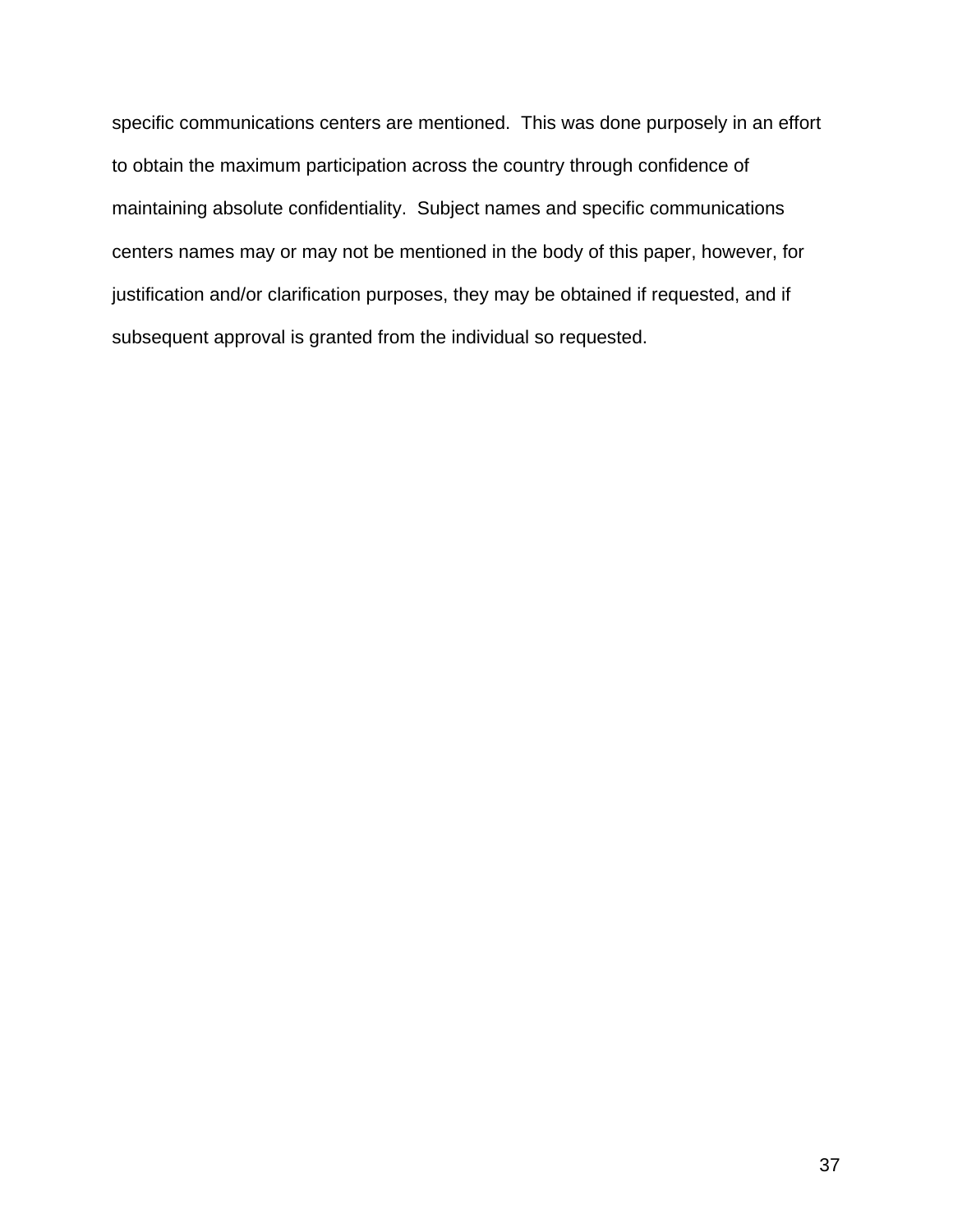specific communications centers are mentioned. This was done purposely in an effort to obtain the maximum participation across the country through confidence of maintaining absolute confidentiality. Subject names and specific communications centers names may or may not be mentioned in the body of this paper, however, for justification and/or clarification purposes, they may be obtained if requested, and if subsequent approval is granted from the individual so requested.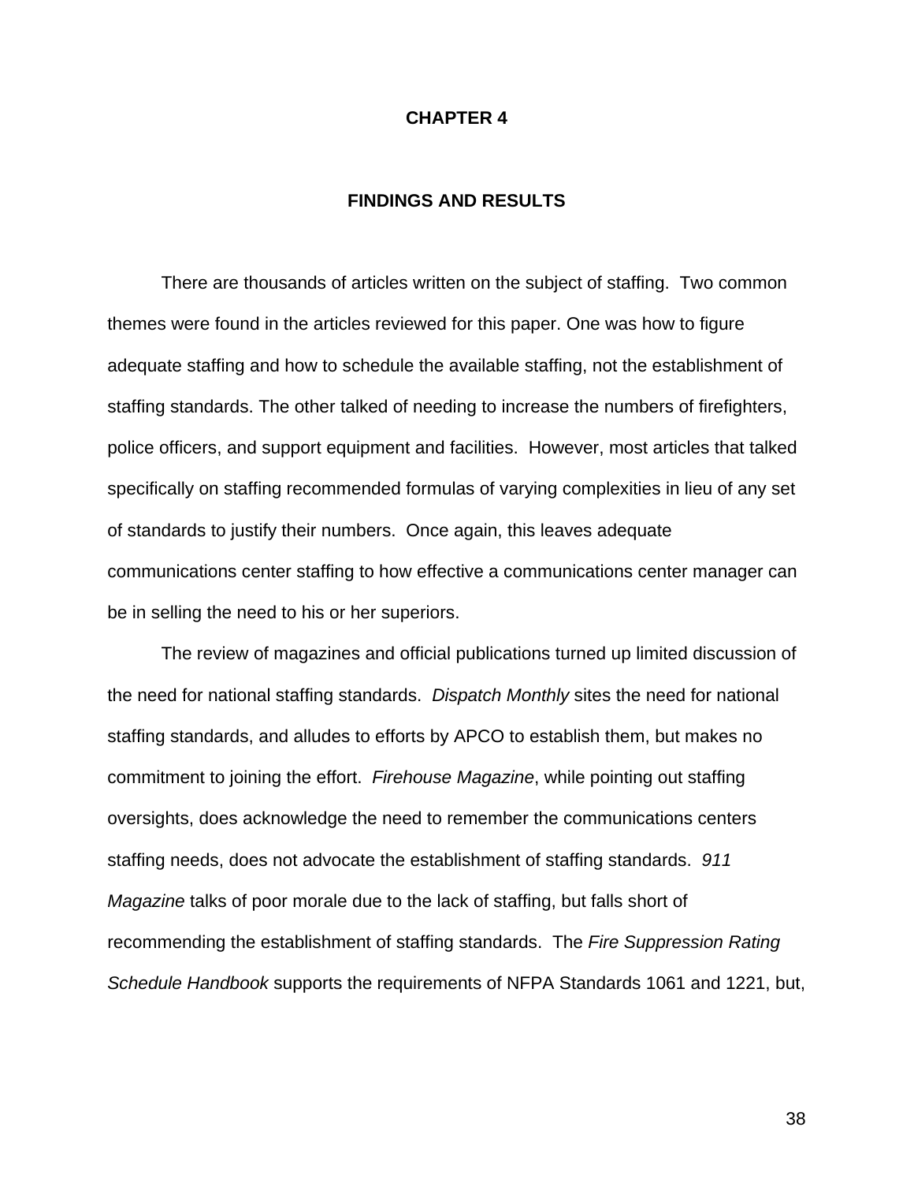# CHAPTER 4

## FINDINGS AND RESULTS

There are thousands of articles written on the subject of staffing. Two common themes were found in the articles reviewed for this paper. One was how to figure adequate staffing and how to schedule the available staffing, not the establishment of staffing standards. The other talked of needing to increase the numbers of firefighters, police officers, and support equipment and facilities. However, most articles that talked specifically on staffing recommended formulas of varying complexities in lieu of any set of standards to justify their numbers. Once again, this leaves adequate communications center staffing to how effective a communications center manager can be in selling the need to his or her superiors.

The review of magazines and official publications turned up limited discussion of the need for national staffing standards. *Dispatch Monthly* sites the need for national staffing standards, and alludes to efforts by APCO to establish them, but makes no commitment to joining the effort. *Firehouse Magazine*, while pointing out staffing oversights, does acknowledge the need to remember the communications centers staffing needs, does not advocate the establishment of staffing standards. *911 Magazine* talks of poor morale due to the lack of staffing, but falls short of recommending the establishment of staffing standards. The *Fire Suppression Rating Schedule Handbook* supports the requirements of NFPA Standards 1061 and 1221, but,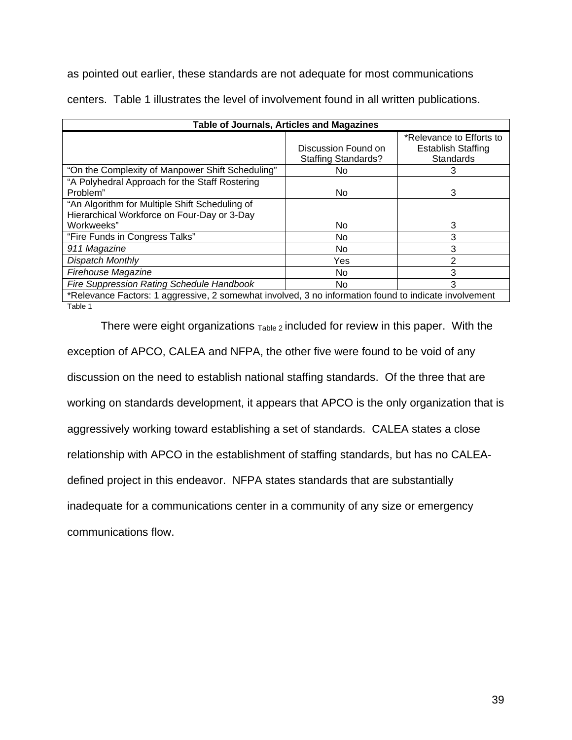as pointed out earlier, these standards are not adequate for most communications centers. Table 1 illustrates the level of involvement found in all written publications.

| Table of Journals, Articles and Magazines | | |
|---|---|---|
| | Discussion Found on Staffing Standards? | *Relevance to Efforts to Establish Staffing Standards |
| "On the Complexity of Manpower Shift Scheduling" | No | 3 |
| "A Polyhedral Approach for the Staff Rostering Problem" | No | 3 |
| "An Algorithm for Multiple Shift Scheduling of Hierarchical Workforce on Four-Day or 3-Day Workweeks" | No | 3 |
| "Fire Funds in Congress Talks" | No | 3 |
| *911 Magazine* | No | 3 |
| *Dispatch Monthly* | Yes | 2 |
| *Firehouse Magazine* | No | 3 |
| *Fire Suppression Rating Schedule Handbook* | No | 3 |
| *Relevance Factors: 1 aggressive, 2 somewhat involved, 3 no information found to indicate involvement | | |

Table 1

There were eight organizations Table 2 included for review in this paper. With the exception of APCO, CALEA and NFPA, the other five were found to be void of any discussion on the need to establish national staffing standards. Of the three that are working on standards development, it appears that APCO is the only organization that is aggressively working toward establishing a set of standards. CALEA states a close relationship with APCO in the establishment of staffing standards, but has no CALEA-defined project in this endeavor. NFPA states standards that are substantially inadequate for a communications center in a community of any size or emergency communications flow.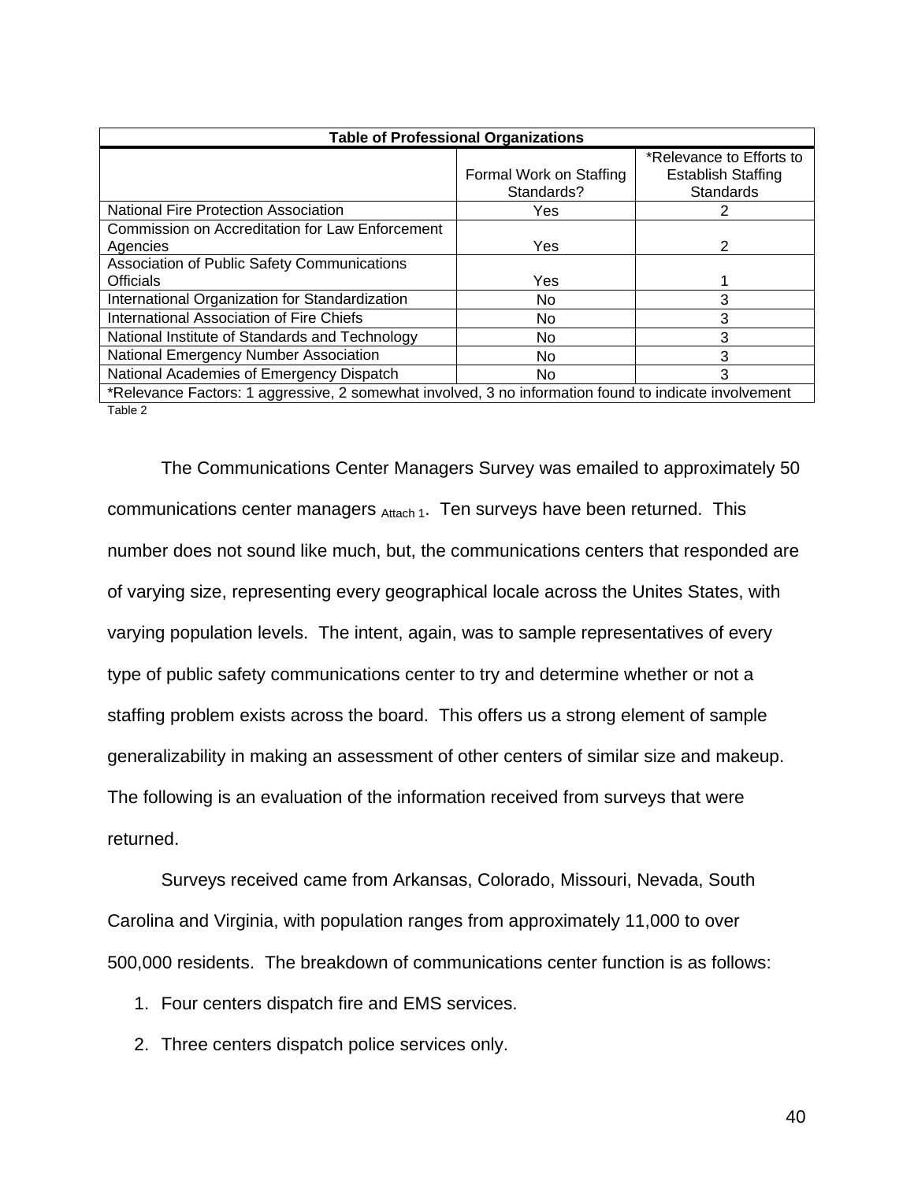| Table of Professional Organizations | | |
|---|---|---|
| | Formal Work on Staffing Standards? | *Relevance to Efforts to Establish Staffing Standards |
| National Fire Protection Association | Yes | 2 |
| Commission on Accreditation for Law Enforcement Agencies | Yes | 2 |
| Association of Public Safety Communications Officials | Yes | 1 |
| International Organization for Standardization | No | 3 |
| International Association of Fire Chiefs | No | 3 |
| National Institute of Standards and Technology | No | 3 |
| National Emergency Number Association | No | 3 |
| National Academies of Emergency Dispatch | No | 3 |
| *Relevance Factors: 1 aggressive, 2 somewhat involved, 3 no information found to indicate involvement | | |

Table 2

The Communications Center Managers Survey was emailed to approximately 50 communications center managers $_{\text{Attach 1}}$. Ten surveys have been returned. This number does not sound like much, but, the communications centers that responded are of varying size, representing every geographical locale across the Unites States, with varying population levels. The intent, again, was to sample representatives of every type of public safety communications center to try and determine whether or not a staffing problem exists across the board. This offers us a strong element of sample generalizability in making an assessment of other centers of similar size and makeup. The following is an evaluation of the information received from surveys that were returned.

Surveys received came from Arkansas, Colorado, Missouri, Nevada, South Carolina and Virginia, with population ranges from approximately 11,000 to over 500,000 residents. The breakdown of communications center function is as follows:

1. Four centers dispatch fire and EMS services.
2. Three centers dispatch police services only.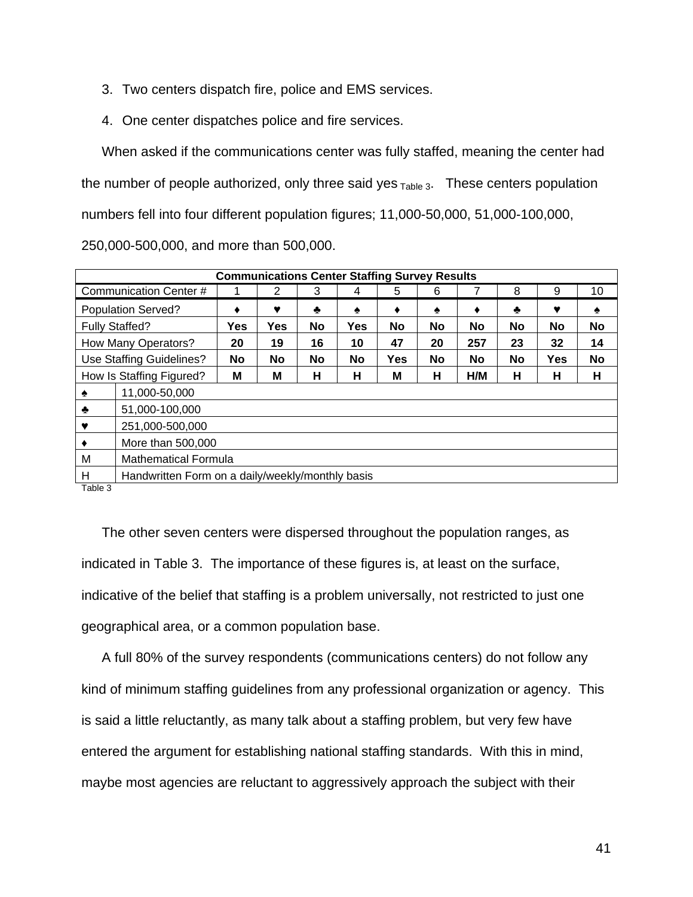3. Two centers dispatch fire, police and EMS services.
4. One center dispatches police and fire services.

When asked if the communications center was fully staffed, meaning the center had the number of people authorized, only three said yes $_{\text{Table 3}}$. These centers population numbers fell into four different population figures; 11,000-50,000, 51,000-100,000, 250,000-500,000, and more than 500,000.

| Communications Center Staffing Survey Results | | | | | | | | | | | |
|---|---|---|---|---|---|---|---|---|---|---|---|
| Communication Center # | | 1 | 2 | 3 | 4 | 5 | 6 | 7 | 8 | 9 | 10 |
| Population Served? | | ♦ | ♥ | ♣ | ♠ | ♦ | ♠ | ♦ | ♣ | ♥ | ♠ |
| Fully Staffed? | | **Yes** | **Yes** | **No** | **Yes** | **No** | **No** | **No** | **No** | **No** | **No** |
| How Many Operators? | | **20** | **19** | **16** | **10** | **47** | **20** | **257** | **23** | **32** | **14** |
| Use Staffing Guidelines? | | **No** | **No** | **No** | **No** | **Yes** | **No** | **No** | **No** | **Yes** | **No** |
| How Is Staffing Figured? | | **M** | **M** | **H** | **H** | **M** | **H** | **H/M** | **H** | **H** | **H** |
| ♠ | 11,000-50,000 | | | | | | | | | | |
| ♣ | 51,000-100,000 | | | | | | | | | | |
| ♥ | 251,000-500,000 | | | | | | | | | | |
| ♦ | More than 500,000 | | | | | | | | | | |
| M | Mathematical Formula | | | | | | | | | | |
| H | Handwritten Form on a daily/weekly/monthly basis | | | | | | | | | | |

Table 3

The other seven centers were dispersed throughout the population ranges, as indicated in Table 3. The importance of these figures is, at least on the surface, indicative of the belief that staffing is a problem universally, not restricted to just one geographical area, or a common population base.

A full 80% of the survey respondents (communications centers) do not follow any kind of minimum staffing guidelines from any professional organization or agency. This is said a little reluctantly, as many talk about a staffing problem, but very few have entered the argument for establishing national staffing standards. With this in mind, maybe most agencies are reluctant to aggressively approach the subject with their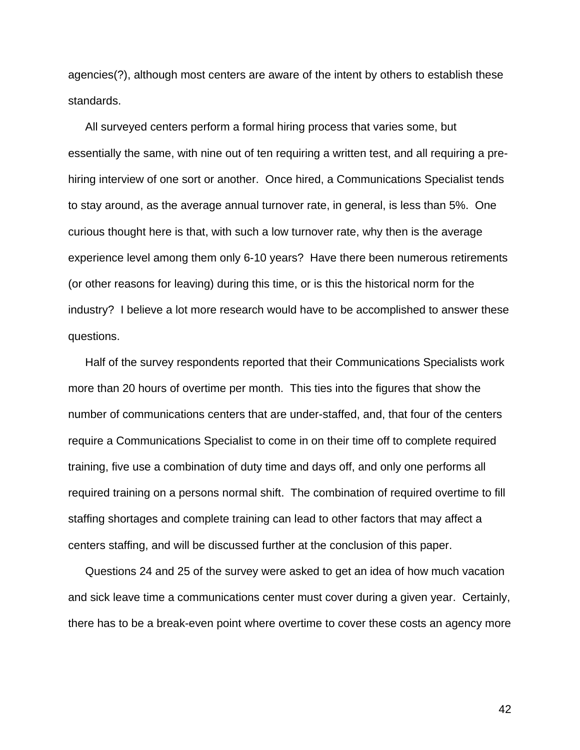agencies(?), although most centers are aware of the intent by others to establish these standards.

All surveyed centers perform a formal hiring process that varies some, but essentially the same, with nine out of ten requiring a written test, and all requiring a pre-hiring interview of one sort or another. Once hired, a Communications Specialist tends to stay around, as the average annual turnover rate, in general, is less than 5%. One curious thought here is that, with such a low turnover rate, why then is the average experience level among them only 6-10 years? Have there been numerous retirements (or other reasons for leaving) during this time, or is this the historical norm for the industry? I believe a lot more research would have to be accomplished to answer these questions.

Half of the survey respondents reported that their Communications Specialists work more than 20 hours of overtime per month. This ties into the figures that show the number of communications centers that are under-staffed, and, that four of the centers require a Communications Specialist to come in on their time off to complete required training, five use a combination of duty time and days off, and only one performs all required training on a persons normal shift. The combination of required overtime to fill staffing shortages and complete training can lead to other factors that may affect a centers staffing, and will be discussed further at the conclusion of this paper.

Questions 24 and 25 of the survey were asked to get an idea of how much vacation and sick leave time a communications center must cover during a given year. Certainly, there has to be a break-even point where overtime to cover these costs an agency more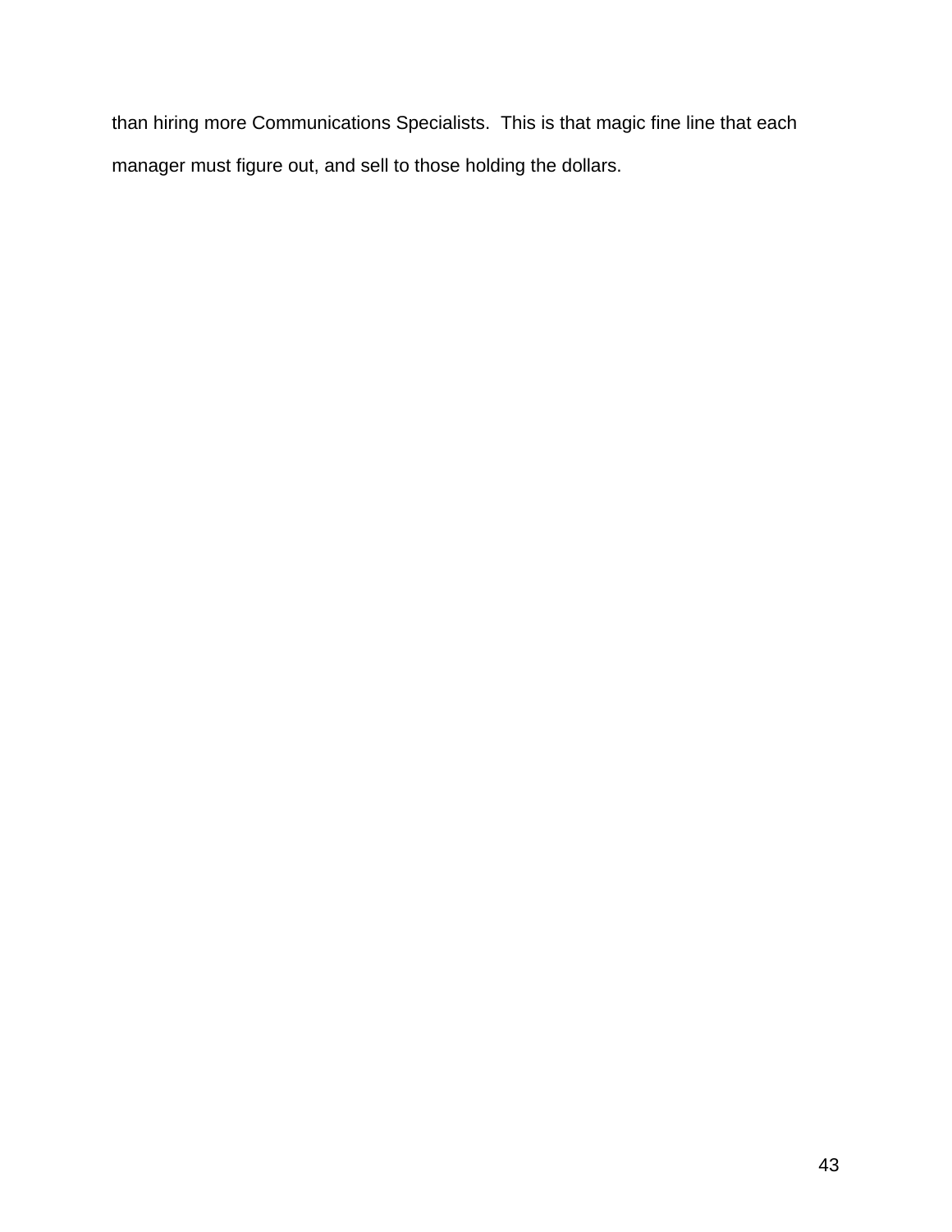than hiring more Communications Specialists.  This is that magic fine line that each manager must figure out, and sell to those holding the dollars.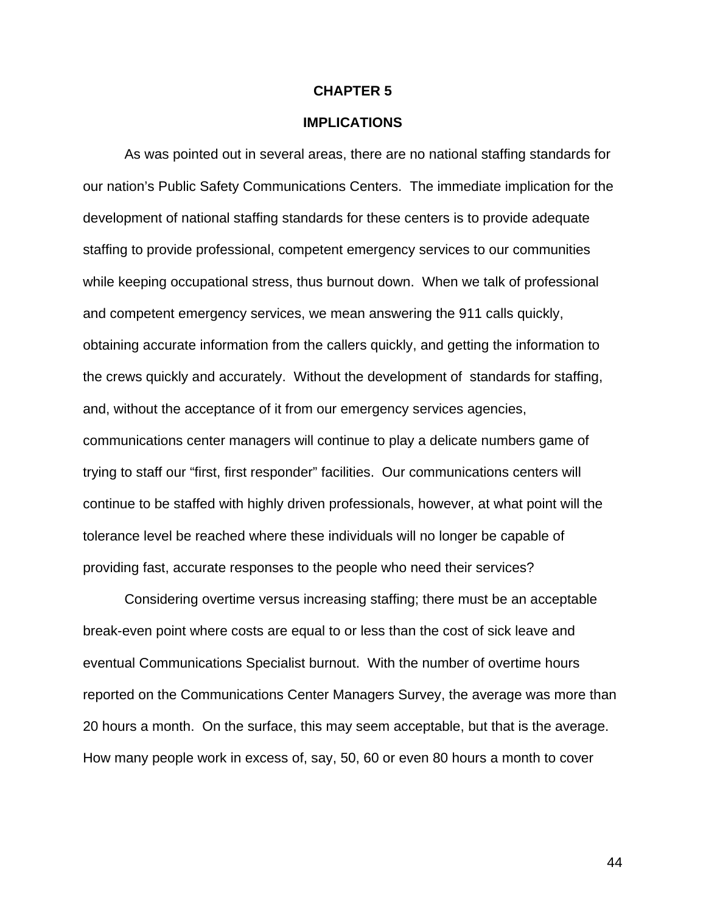# CHAPTER 5

## IMPLICATIONS

As was pointed out in several areas, there are no national staffing standards for our nation's Public Safety Communications Centers. The immediate implication for the development of national staffing standards for these centers is to provide adequate staffing to provide professional, competent emergency services to our communities while keeping occupational stress, thus burnout down. When we talk of professional and competent emergency services, we mean answering the 911 calls quickly, obtaining accurate information from the callers quickly, and getting the information to the crews quickly and accurately. Without the development of standards for staffing, and, without the acceptance of it from our emergency services agencies, communications center managers will continue to play a delicate numbers game of trying to staff our "first, first responder" facilities. Our communications centers will continue to be staffed with highly driven professionals, however, at what point will the tolerance level be reached where these individuals will no longer be capable of providing fast, accurate responses to the people who need their services?

Considering overtime versus increasing staffing; there must be an acceptable break-even point where costs are equal to or less than the cost of sick leave and eventual Communications Specialist burnout. With the number of overtime hours reported on the Communications Center Managers Survey, the average was more than 20 hours a month. On the surface, this may seem acceptable, but that is the average. How many people work in excess of, say, 50, 60 or even 80 hours a month to cover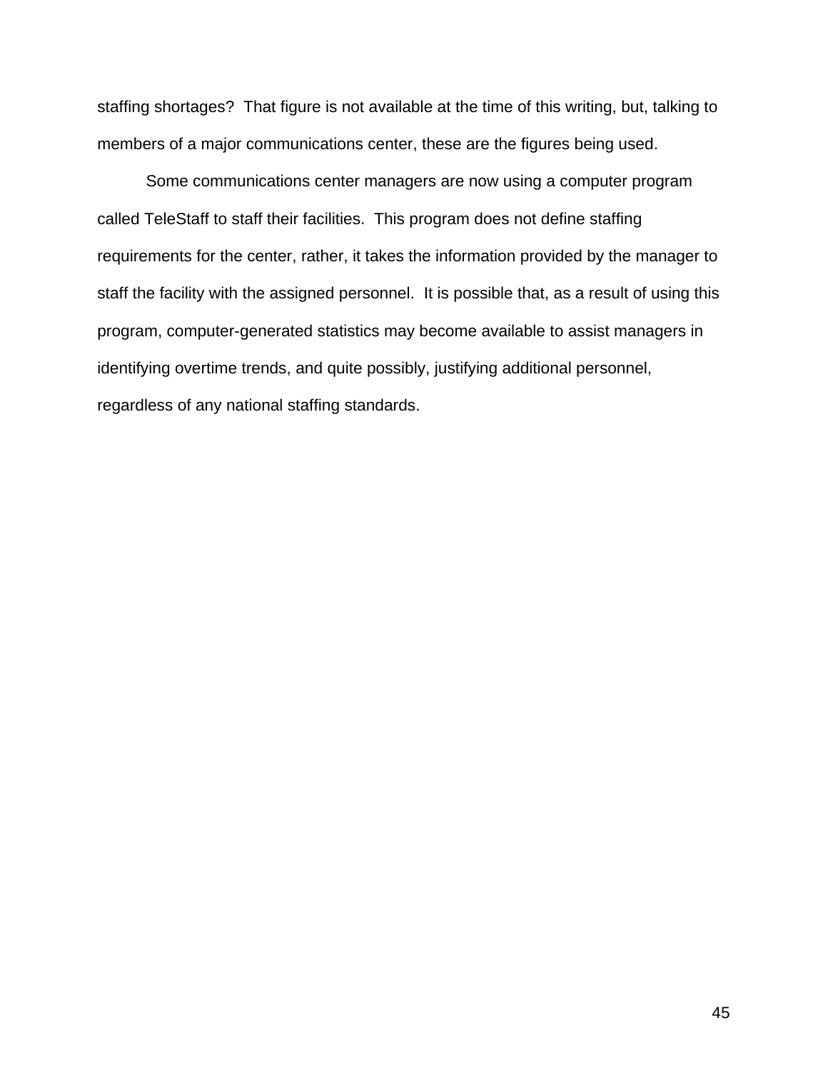staffing shortages? That figure is not available at the time of this writing, but, talking to members of a major communications center, these are the figures being used.

Some communications center managers are now using a computer program called TeleStaff to staff their facilities. This program does not define staffing requirements for the center, rather, it takes the information provided by the manager to staff the facility with the assigned personnel. It is possible that, as a result of using this program, computer-generated statistics may become available to assist managers in identifying overtime trends, and quite possibly, justifying additional personnel, regardless of any national staffing standards.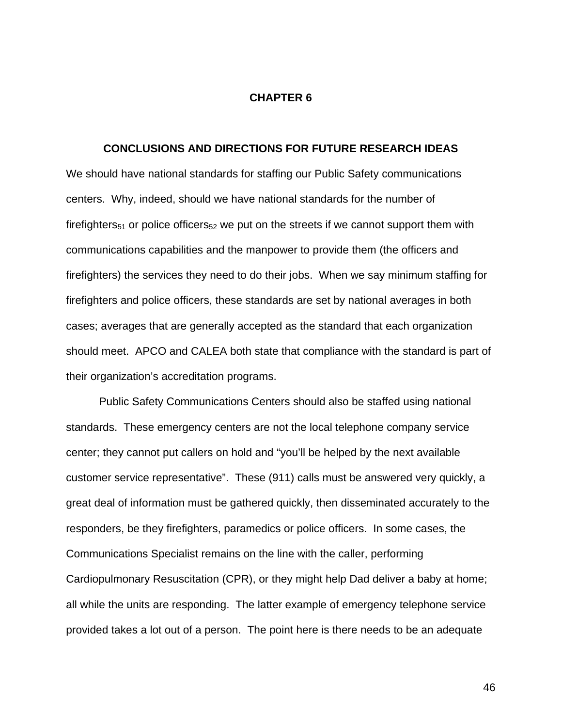# CHAPTER 6

## CONCLUSIONS AND DIRECTIONS FOR FUTURE RESEARCH IDEAS

We should have national standards for staffing our Public Safety communications centers. Why, indeed, should we have national standards for the number of firefighters[51] or police officers[52] we put on the streets if we cannot support them with communications capabilities and the manpower to provide them (the officers and firefighters) the services they need to do their jobs. When we say minimum staffing for firefighters and police officers, these standards are set by national averages in both cases; averages that are generally accepted as the standard that each organization should meet. APCO and CALEA both state that compliance with the standard is part of their organization's accreditation programs.

Public Safety Communications Centers should also be staffed using national standards. These emergency centers are not the local telephone company service center; they cannot put callers on hold and "you'll be helped by the next available customer service representative". These (911) calls must be answered very quickly, a great deal of information must be gathered quickly, then disseminated accurately to the responders, be they firefighters, paramedics or police officers. In some cases, the Communications Specialist remains on the line with the caller, performing Cardiopulmonary Resuscitation (CPR), or they might help Dad deliver a baby at home; all while the units are responding. The latter example of emergency telephone service provided takes a lot out of a person. The point here is there needs to be an adequate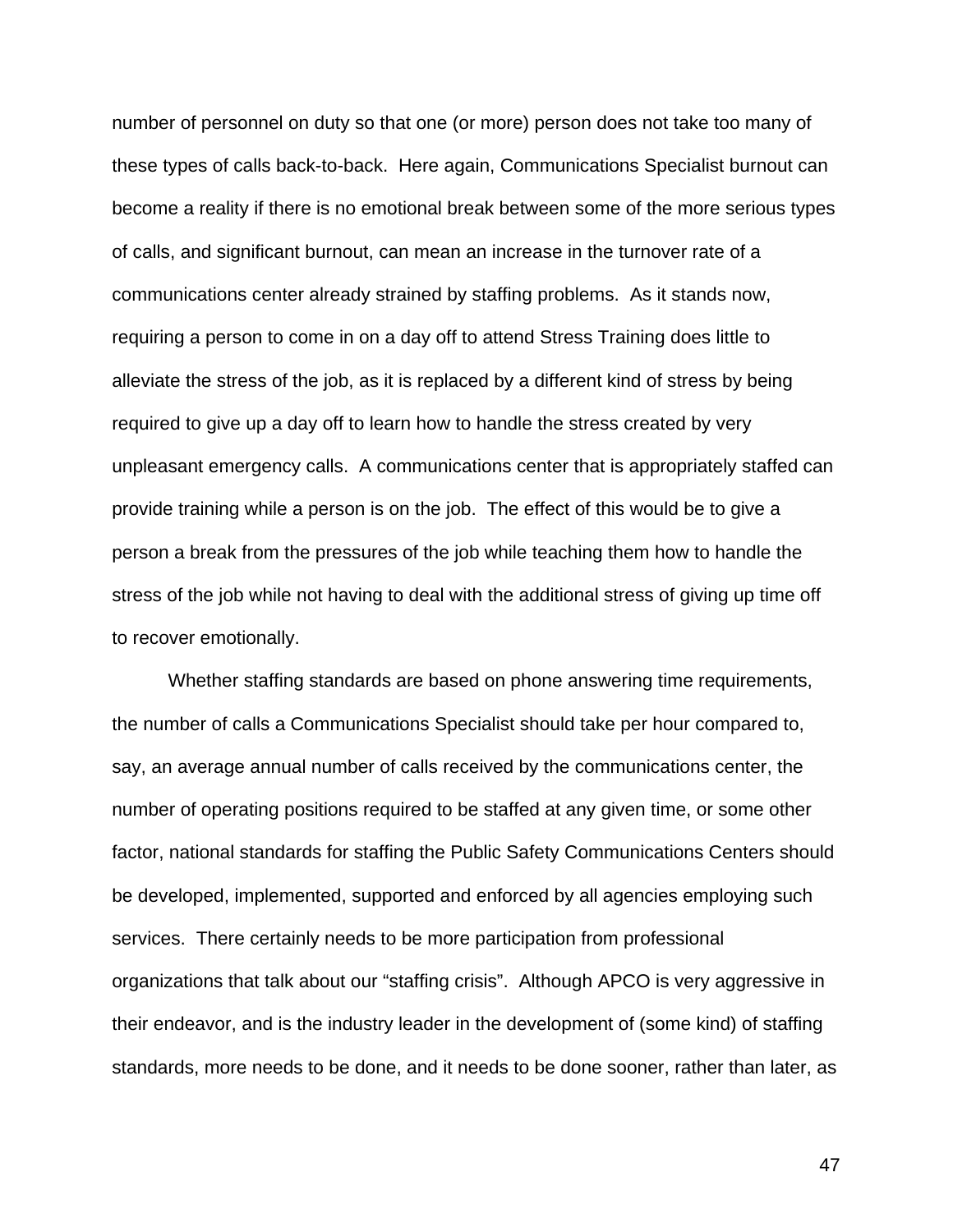number of personnel on duty so that one (or more) person does not take too many of these types of calls back-to-back. Here again, Communications Specialist burnout can become a reality if there is no emotional break between some of the more serious types of calls, and significant burnout, can mean an increase in the turnover rate of a communications center already strained by staffing problems. As it stands now, requiring a person to come in on a day off to attend Stress Training does little to alleviate the stress of the job, as it is replaced by a different kind of stress by being required to give up a day off to learn how to handle the stress created by very unpleasant emergency calls. A communications center that is appropriately staffed can provide training while a person is on the job. The effect of this would be to give a person a break from the pressures of the job while teaching them how to handle the stress of the job while not having to deal with the additional stress of giving up time off to recover emotionally.

Whether staffing standards are based on phone answering time requirements, the number of calls a Communications Specialist should take per hour compared to, say, an average annual number of calls received by the communications center, the number of operating positions required to be staffed at any given time, or some other factor, national standards for staffing the Public Safety Communications Centers should be developed, implemented, supported and enforced by all agencies employing such services. There certainly needs to be more participation from professional organizations that talk about our "staffing crisis". Although APCO is very aggressive in their endeavor, and is the industry leader in the development of (some kind) of staffing standards, more needs to be done, and it needs to be done sooner, rather than later, as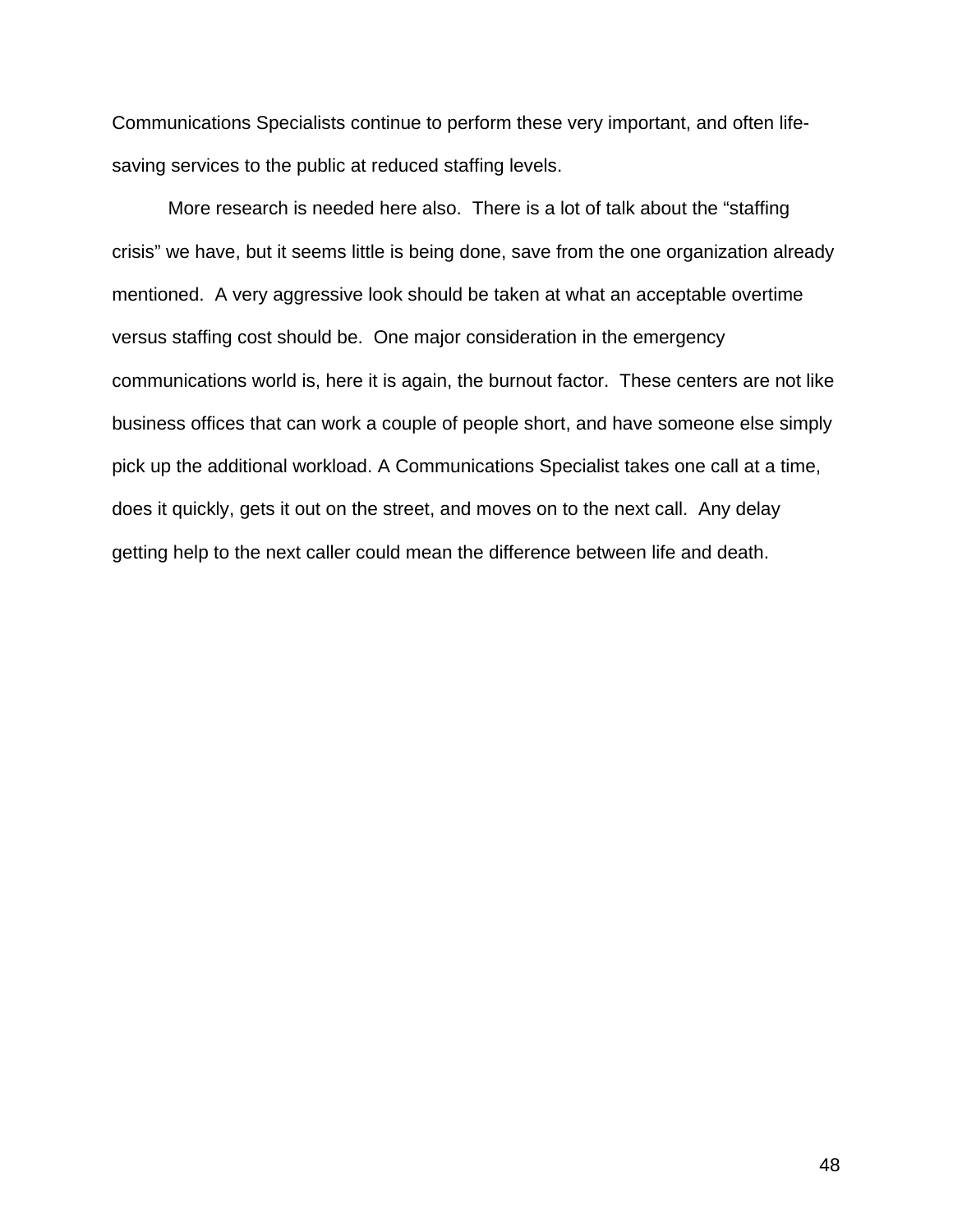Communications Specialists continue to perform these very important, and often life-saving services to the public at reduced staffing levels.

More research is needed here also. There is a lot of talk about the "staffing crisis" we have, but it seems little is being done, save from the one organization already mentioned. A very aggressive look should be taken at what an acceptable overtime versus staffing cost should be. One major consideration in the emergency communications world is, here it is again, the burnout factor. These centers are not like business offices that can work a couple of people short, and have someone else simply pick up the additional workload. A Communications Specialist takes one call at a time, does it quickly, gets it out on the street, and moves on to the next call. Any delay getting help to the next caller could mean the difference between life and death.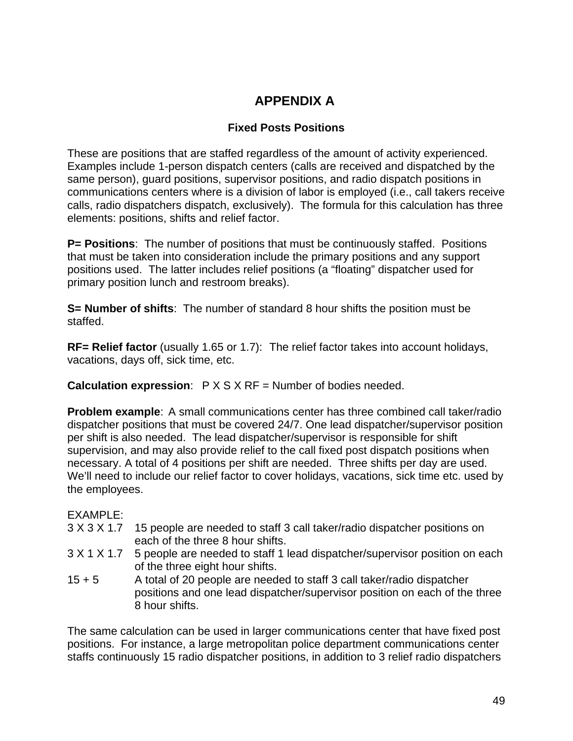# APPENDIX A

### Fixed Posts Positions

These are positions that are staffed regardless of the amount of activity experienced. Examples include 1-person dispatch centers (calls are received and dispatched by the same person), guard positions, supervisor positions, and radio dispatch positions in communications centers where is a division of labor is employed (i.e., call takers receive calls, radio dispatchers dispatch, exclusively). The formula for this calculation has three elements: positions, shifts and relief factor.

**P= Positions**: The number of positions that must be continuously staffed. Positions that must be taken into consideration include the primary positions and any support positions used. The latter includes relief positions (a "floating" dispatcher used for primary position lunch and restroom breaks).

**S= Number of shifts**: The number of standard 8 hour shifts the position must be staffed.

**RF= Relief factor** (usually 1.65 or 1.7): The relief factor takes into account holidays, vacations, days off, sick time, etc.

**Calculation expression**: P X S X RF = Number of bodies needed.

**Problem example**: A small communications center has three combined call taker/radio dispatcher positions that must be covered 24/7. One lead dispatcher/supervisor position per shift is also needed. The lead dispatcher/supervisor is responsible for shift supervision, and may also provide relief to the call fixed post dispatch positions when necessary. A total of 4 positions per shift are needed. Three shifts per day are used. We'll need to include our relief factor to cover holidays, vacations, sick time etc. used by the employees.

EXAMPLE:

| | |
|---|---|
| 3 X 3 X 1.7 | 15 people are needed to staff 3 call taker/radio dispatcher positions on each of the three 8 hour shifts. |
| 3 X 1 X 1.7 | 5 people are needed to staff 1 lead dispatcher/supervisor position on each of the three eight hour shifts. |
| 15 + 5 | A total of 20 people are needed to staff 3 call taker/radio dispatcher positions and one lead dispatcher/supervisor position on each of the three 8 hour shifts. |

The same calculation can be used in larger communications center that have fixed post positions. For instance, a large metropolitan police department communications center staffs continuously 15 radio dispatcher positions, in addition to 3 relief radio dispatchers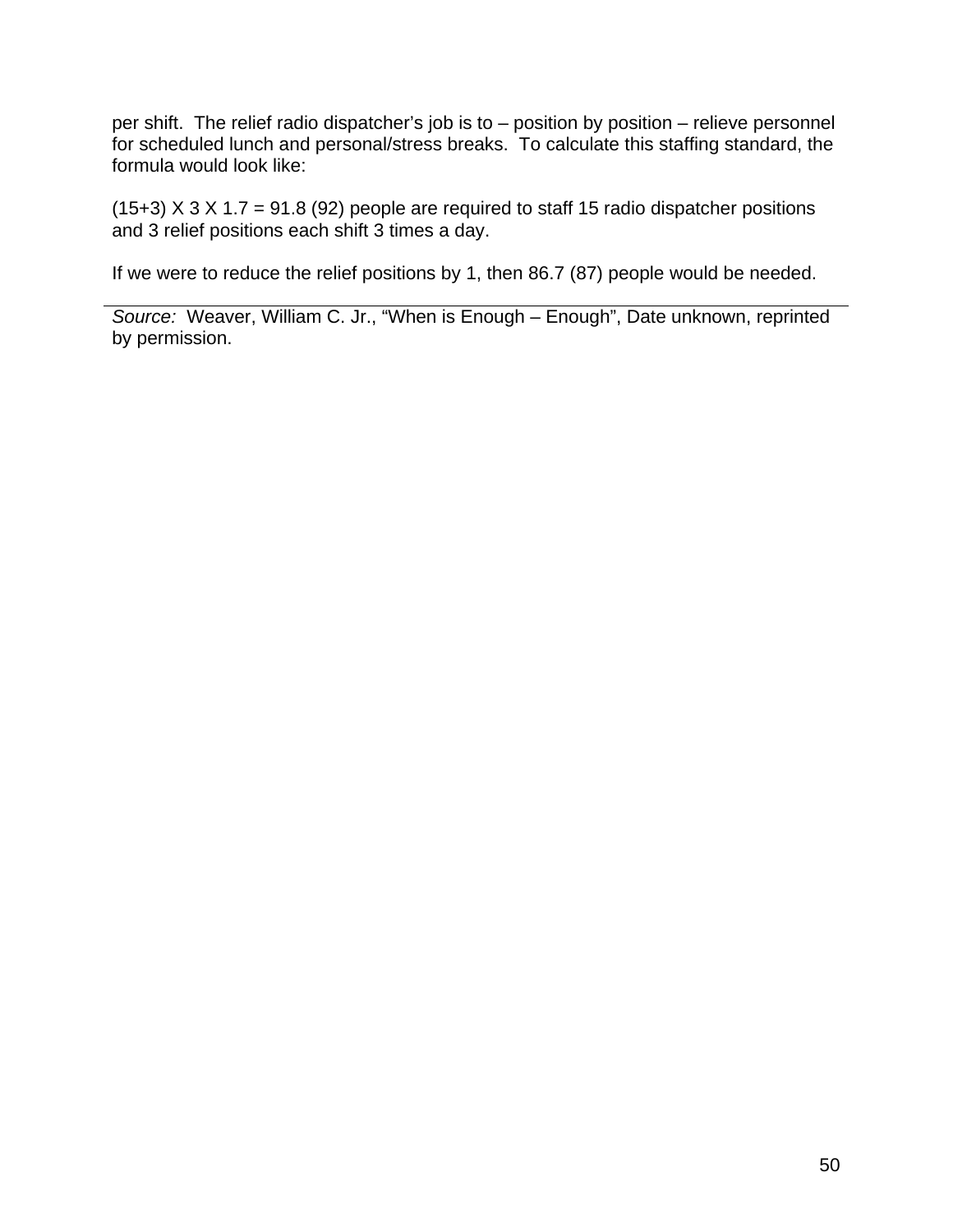per shift. The relief radio dispatcher's job is to – position by position – relieve personnel for scheduled lunch and personal/stress breaks. To calculate this staffing standard, the formula would look like:

(15+3) X 3 X 1.7 = 91.8 (92) people are required to staff 15 radio dispatcher positions and 3 relief positions each shift 3 times a day.

If we were to reduce the relief positions by 1, then 86.7 (87) people would be needed.

---

*Source:* Weaver, William C. Jr., "When is Enough – Enough", Date unknown, reprinted by permission.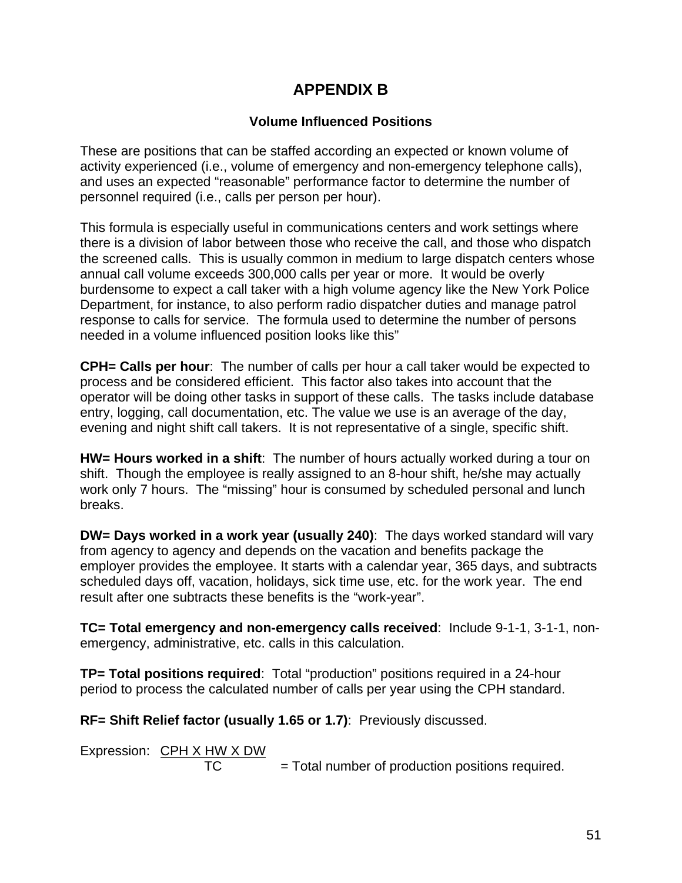# APPENDIX B

### Volume Influenced Positions

These are positions that can be staffed according an expected or known volume of activity experienced (i.e., volume of emergency and non-emergency telephone calls), and uses an expected "reasonable" performance factor to determine the number of personnel required (i.e., calls per person per hour).

This formula is especially useful in communications centers and work settings where there is a division of labor between those who receive the call, and those who dispatch the screened calls. This is usually common in medium to large dispatch centers whose annual call volume exceeds 300,000 calls per year or more. It would be overly burdensome to expect a call taker with a high volume agency like the New York Police Department, for instance, to also perform radio dispatcher duties and manage patrol response to calls for service. The formula used to determine the number of persons needed in a volume influenced position looks like this"

**CPH= Calls per hour**: The number of calls per hour a call taker would be expected to process and be considered efficient. This factor also takes into account that the operator will be doing other tasks in support of these calls. The tasks include database entry, logging, call documentation, etc. The value we use is an average of the day, evening and night shift call takers. It is not representative of a single, specific shift.

**HW= Hours worked in a shift**: The number of hours actually worked during a tour on shift. Though the employee is really assigned to an 8-hour shift, he/she may actually work only 7 hours. The "missing" hour is consumed by scheduled personal and lunch breaks.

**DW= Days worked in a work year (usually 240)**: The days worked standard will vary from agency to agency and depends on the vacation and benefits package the employer provides the employee. It starts with a calendar year, 365 days, and subtracts scheduled days off, vacation, holidays, sick time use, etc. for the work year. The end result after one subtracts these benefits is the "work-year".

**TC= Total emergency and non-emergency calls received**: Include 9-1-1, 3-1-1, non-emergency, administrative, etc. calls in this calculation.

**TP= Total positions required**: Total "production" positions required in a 24-hour period to process the calculated number of calls per year using the CPH standard.

**RF= Shift Relief factor (usually 1.65 or 1.7)**: Previously discussed.

Expression: $$\frac{CPH \times HW \times DW}{TC} = \text{Total number of production positions required.}$$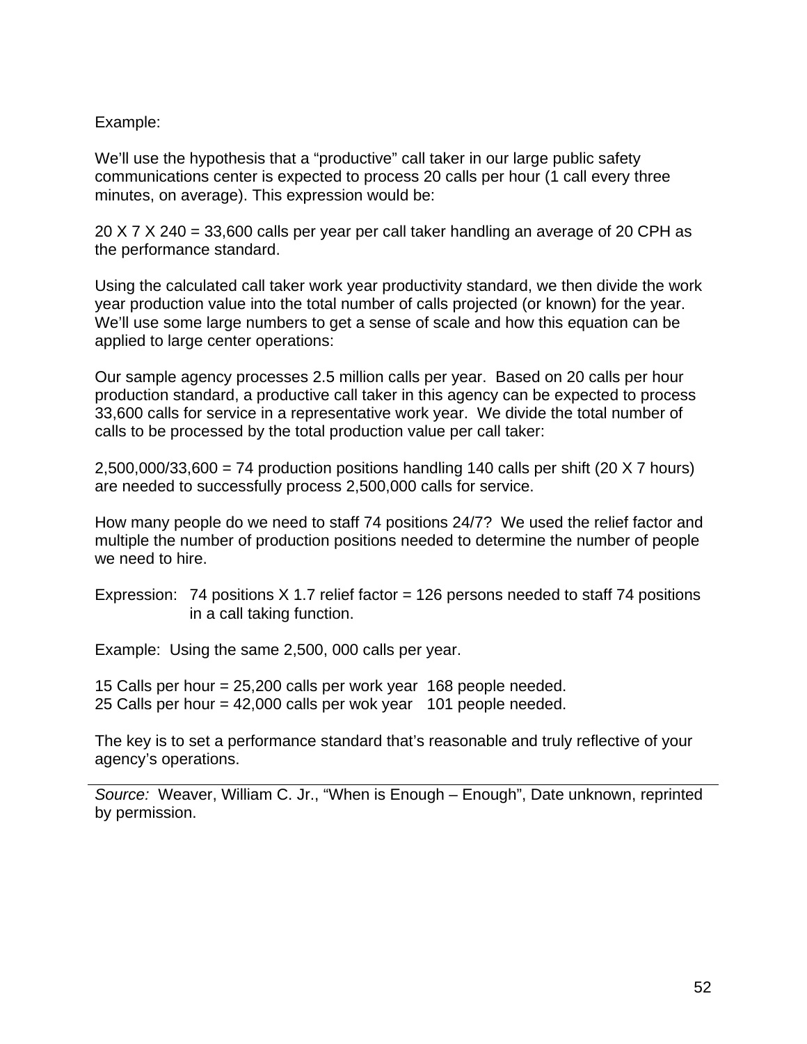Example:

We'll use the hypothesis that a "productive" call taker in our large public safety communications center is expected to process 20 calls per hour (1 call every three minutes, on average). This expression would be:

20 X 7 X 240 = 33,600 calls per year per call taker handling an average of 20 CPH as the performance standard.

Using the calculated call taker work year productivity standard, we then divide the work year production value into the total number of calls projected (or known) for the year. We'll use some large numbers to get a sense of scale and how this equation can be applied to large center operations:

Our sample agency processes 2.5 million calls per year. Based on 20 calls per hour production standard, a productive call taker in this agency can be expected to process 33,600 calls for service in a representative work year. We divide the total number of calls to be processed by the total production value per call taker:

2,500,000/33,600 = 74 production positions handling 140 calls per shift (20 X 7 hours) are needed to successfully process 2,500,000 calls for service.

How many people do we need to staff 74 positions 24/7? We used the relief factor and multiple the number of production positions needed to determine the number of people we need to hire.

Expression: 74 positions X 1.7 relief factor = 126 persons needed to staff 74 positions in a call taking function.

Example: Using the same 2,500, 000 calls per year.

15 Calls per hour = 25,200 calls per work year 168 people needed.
25 Calls per hour = 42,000 calls per wok year 101 people needed.

The key is to set a performance standard that's reasonable and truly reflective of your agency's operations.

---

*Source:* Weaver, William C. Jr., "When is Enough – Enough", Date unknown, reprinted by permission.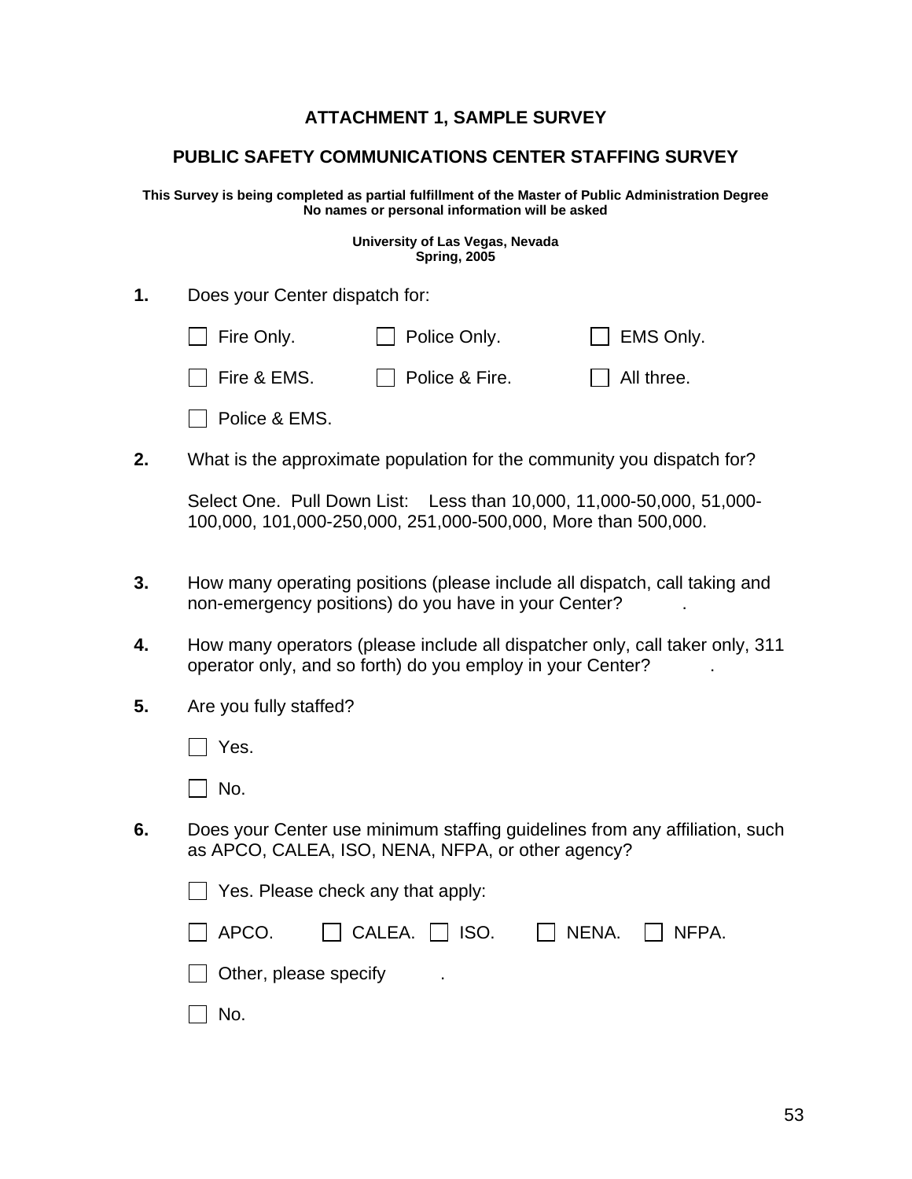**ATTACHMENT 1, SAMPLE SURVEY**

**PUBLIC SAFETY COMMUNICATIONS CENTER STAFFING SURVEY**

**This Survey is being completed as partial fulfillment of the Master of Public Administration Degree**
**No names or personal information will be asked**

**University of Las Vegas, Nevada**
**Spring, 2005**

**1.** Does your Center dispatch for:

☐ Fire Only. ☐ Police Only. ☐ EMS Only.

☐ Fire & EMS. ☐ Police & Fire. ☐ All three.

☐ Police & EMS.

**2.** What is the approximate population for the community you dispatch for?

Select One. Pull Down List: Less than 10,000, 11,000-50,000, 51,000-100,000, 101,000-250,000, 251,000-500,000, More than 500,000.

**3.** How many operating positions (please include all dispatch, call taking and non-emergency positions) do you have in your Center? .

**4.** How many operators (please include all dispatcher only, call taker only, 311 operator only, and so forth) do you employ in your Center? .

**5.** Are you fully staffed?

☐ Yes.

☐ No.

**6.** Does your Center use minimum staffing guidelines from any affiliation, such as APCO, CALEA, ISO, NENA, NFPA, or other agency?

☐ Yes. Please check any that apply:

☐ APCO. ☐ CALEA. ☐ ISO. ☐ NENA. ☐ NFPA.

☐ Other, please specify .

☐ No.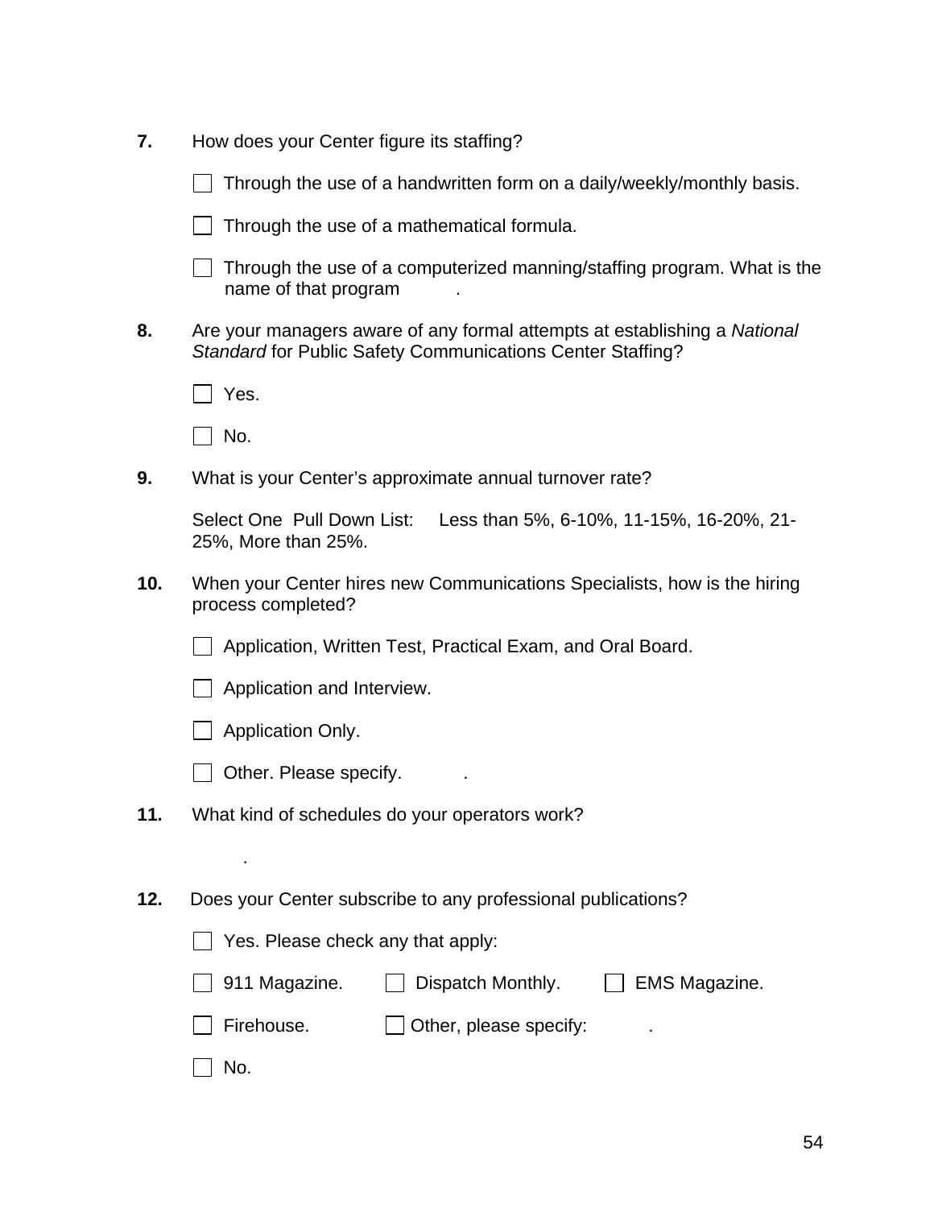**7.** How does your Center figure its staffing?

- [ ] Through the use of a handwritten form on a daily/weekly/monthly basis.
- [ ] Through the use of a mathematical formula.
- [ ] Through the use of a computerized manning/staffing program. What is the name of that program .

**8.** Are your managers aware of any formal attempts at establishing a *National Standard* for Public Safety Communications Center Staffing?

- [ ] Yes.
- [ ] No.

**9.** What is your Center's approximate annual turnover rate?

Select One Pull Down List: Less than 5%, 6-10%, 11-15%, 16-20%, 21-25%, More than 25%.

**10.** When your Center hires new Communications Specialists, how is the hiring process completed?

- [ ] Application, Written Test, Practical Exam, and Oral Board.
- [ ] Application and Interview.
- [ ] Application Only.
- [ ] Other. Please specify. .

**11.** What kind of schedules do your operators work?

.

**12.** Does your Center subscribe to any professional publications?

- [ ] Yes. Please check any that apply:
  - [ ] 911 Magazine.
  - [ ] Dispatch Monthly.
  - [ ] EMS Magazine.
  - [ ] Firehouse.
  - [ ] Other, please specify: .
- [ ] No.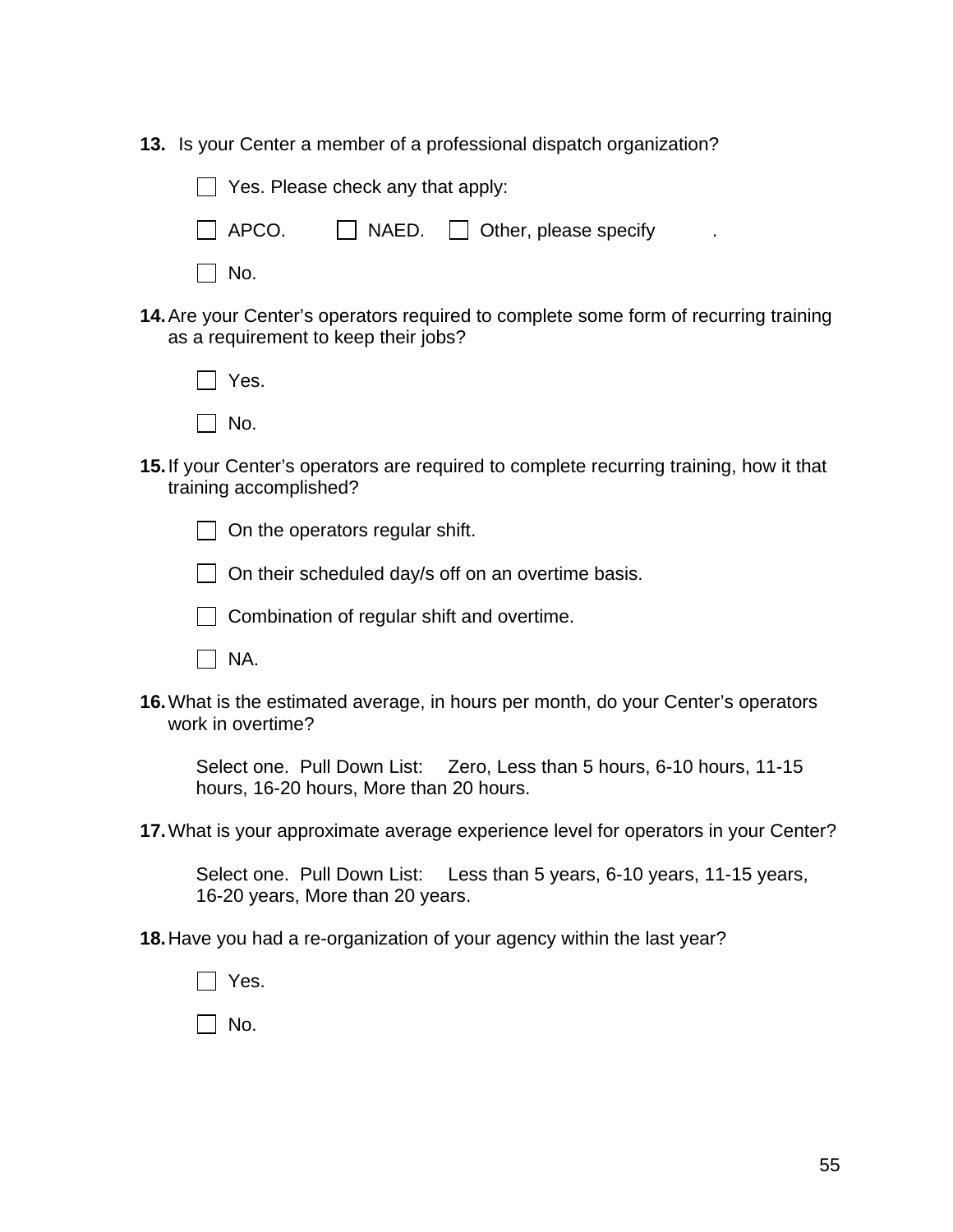**13.** Is your Center a member of a professional dispatch organization?

☐ Yes. Please check any that apply:

☐ APCO. ☐ NAED. ☐ Other, please specify .

☐ No.

**14.** Are your Center's operators required to complete some form of recurring training as a requirement to keep their jobs?

☐ Yes.

☐ No.

**15.** If your Center's operators are required to complete recurring training, how it that training accomplished?

☐ On the operators regular shift.

☐ On their scheduled day/s off on an overtime basis.

☐ Combination of regular shift and overtime.

☐ NA.

**16.** What is the estimated average, in hours per month, do your Center's operators work in overtime?

Select one. Pull Down List: Zero, Less than 5 hours, 6-10 hours, 11-15 hours, 16-20 hours, More than 20 hours.

**17.** What is your approximate average experience level for operators in your Center?

Select one. Pull Down List: Less than 5 years, 6-10 years, 11-15 years, 16-20 years, More than 20 years.

**18.** Have you had a re-organization of your agency within the last year?

☐ Yes.

☐ No.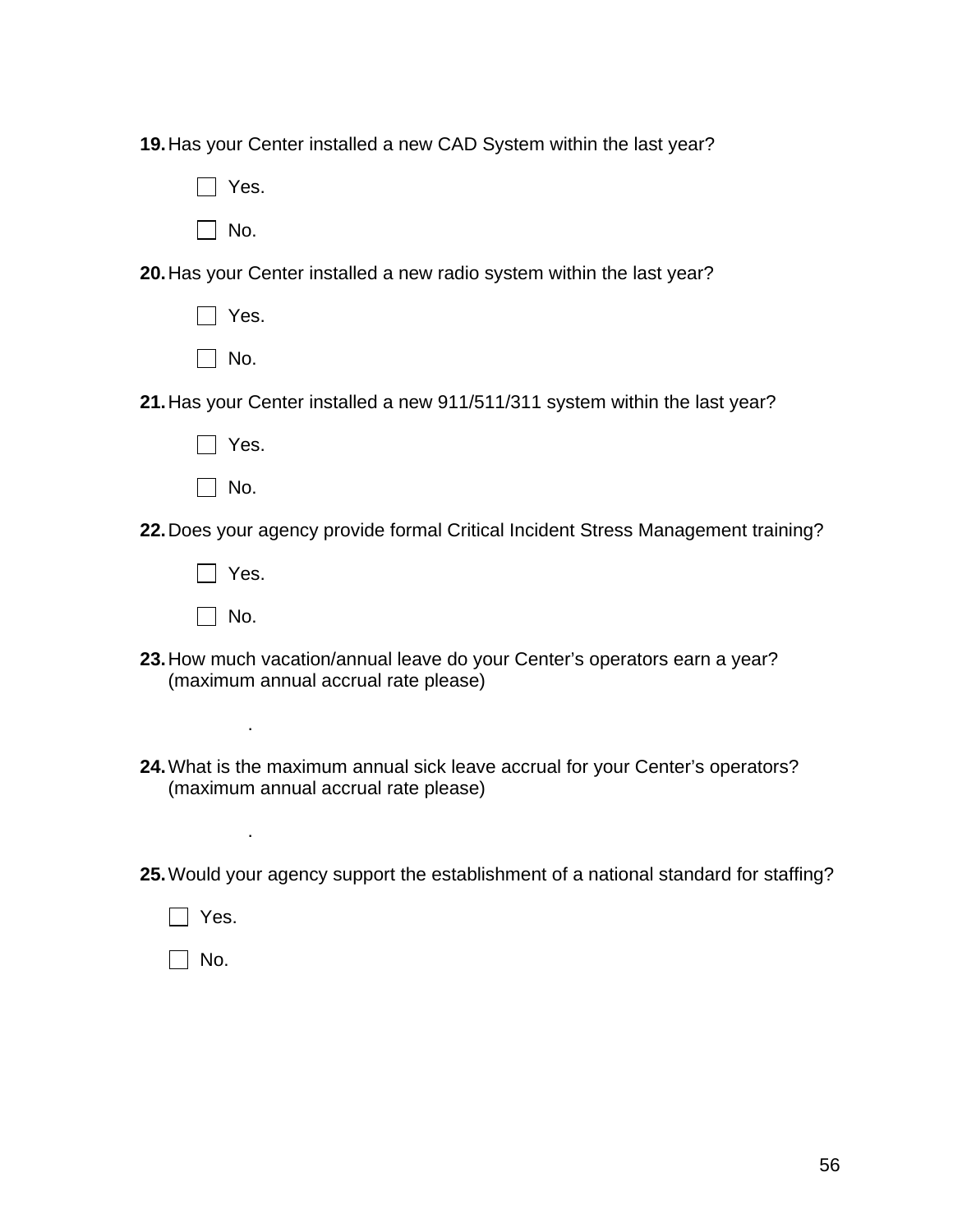**19.** Has your Center installed a new CAD System within the last year?

- [ ] Yes.
- [ ] No.

**20.** Has your Center installed a new radio system within the last year?

- [ ] Yes.
- [ ] No.

**21.** Has your Center installed a new 911/511/311 system within the last year?

- [ ] Yes.
- [ ] No.

**22.** Does your agency provide formal Critical Incident Stress Management training?

- [ ] Yes.
- [ ] No.

**23.** How much vacation/annual leave do your Center's operators earn a year? (maximum annual accrual rate please)

.

**24.** What is the maximum annual sick leave accrual for your Center's operators? (maximum annual accrual rate please)

.

**25.** Would your agency support the establishment of a national standard for staffing?

- [ ] Yes.
- [ ] No.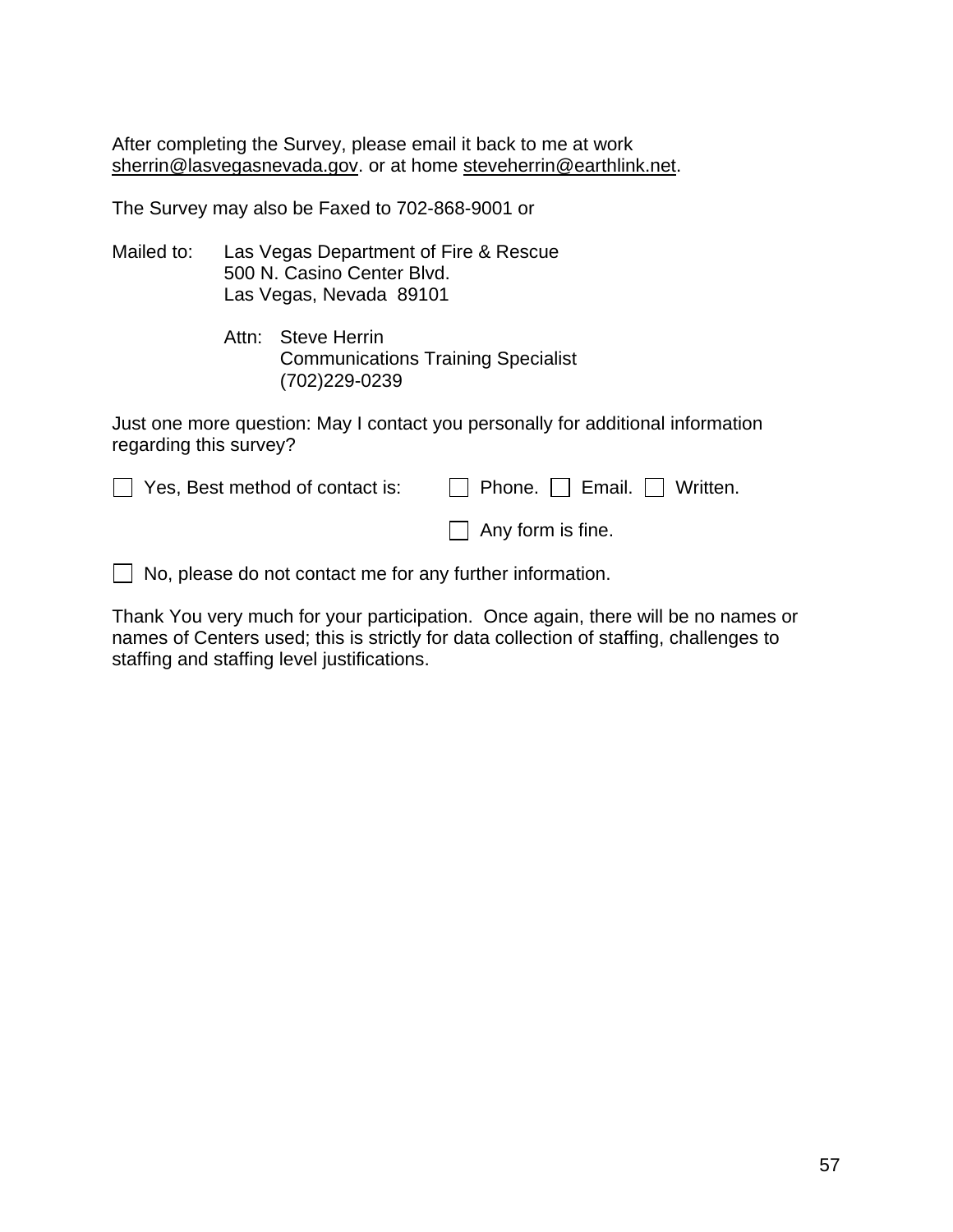After completing the Survey, please email it back to me at work sherrin@lasvegasnevada.gov. or at home steveherrin@earthlink.net.

The Survey may also be Faxed to 702-868-9001 or

Mailed to: Las Vegas Department of Fire & Rescue
500 N. Casino Center Blvd.
Las Vegas, Nevada 89101

Attn: Steve Herrin
Communications Training Specialist
(702)229-0239

Just one more question: May I contact you personally for additional information regarding this survey?

☐ Yes, Best method of contact is: ☐ Phone. ☐ Email. ☐ Written.

☐ Any form is fine.

☐ No, please do not contact me for any further information.

Thank You very much for your participation. Once again, there will be no names or names of Centers used; this is strictly for data collection of staffing, challenges to staffing and staffing level justifications.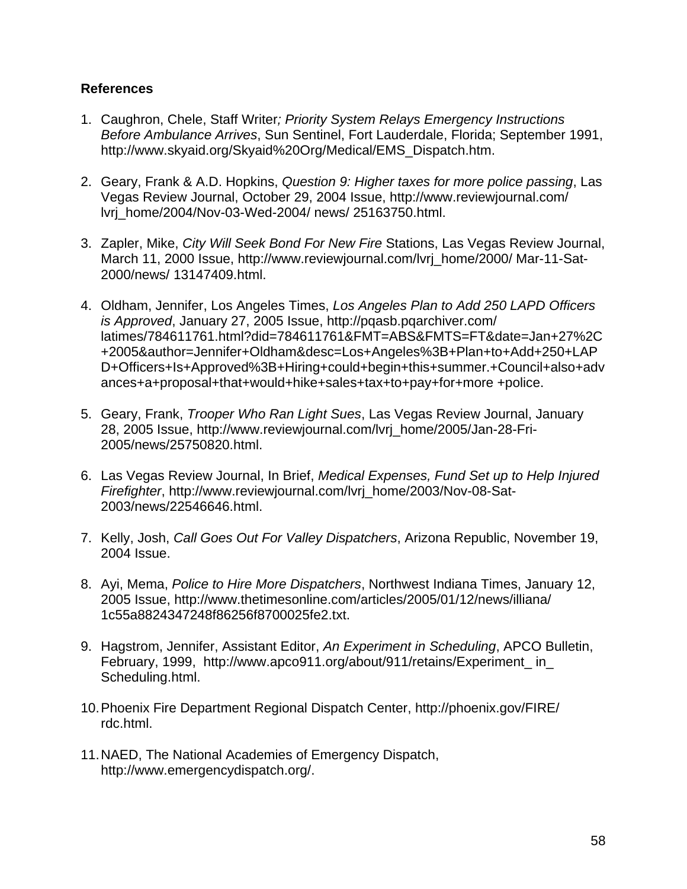**References**

1. Caughron, Chele, Staff Writer*; Priority System Relays Emergency Instructions Before Ambulance Arrives*, Sun Sentinel, Fort Lauderdale, Florida; September 1991, http://www.skyaid.org/Skyaid%20Org/Medical/EMS_Dispatch.htm.

2. Geary, Frank & A.D. Hopkins, *Question 9: Higher taxes for more police passing*, Las Vegas Review Journal, October 29, 2004 Issue, http://www.reviewjournal.com/ lvrj_home/2004/Nov-03-Wed-2004/ news/ 25163750.html.

3. Zapler, Mike, *City Will Seek Bond For New Fire* Stations, Las Vegas Review Journal, March 11, 2000 Issue, http://www.reviewjournal.com/lvrj_home/2000/ Mar-11-Sat-2000/news/ 13147409.html.

4. Oldham, Jennifer, Los Angeles Times, *Los Angeles Plan to Add 250 LAPD Officers is Approved*, January 27, 2005 Issue, http://pqasb.pqarchiver.com/ latimes/784611761.html?did=784611761&FMT=ABS&FMTS=FT&date=Jan+27%2C +2005&author=Jennifer+Oldham&desc=Los+Angeles%3B+Plan+to+Add+250+LAPD+Officers+Is+Approved%3B+Hiring+could+begin+this+summer.+Council+also+advances+a+proposal+that+would+hike+sales+tax+to+pay+for+more +police.

5. Geary, Frank, *Trooper Who Ran Light Sues*, Las Vegas Review Journal, January 28, 2005 Issue, http://www.reviewjournal.com/lvrj_home/2005/Jan-28-Fri-2005/news/25750820.html.

6. Las Vegas Review Journal, In Brief, *Medical Expenses, Fund Set up to Help Injured Firefighter*, http://www.reviewjournal.com/lvrj_home/2003/Nov-08-Sat-2003/news/22546646.html.

7. Kelly, Josh, *Call Goes Out For Valley Dispatchers*, Arizona Republic, November 19, 2004 Issue.

8. Ayi, Mema, *Police to Hire More Dispatchers*, Northwest Indiana Times, January 12, 2005 Issue, http://www.thetimesonline.com/articles/2005/01/12/news/illiana/ 1c55a8824347248f86256f8700025fe2.txt.

9. Hagstrom, Jennifer, Assistant Editor, *An Experiment in Scheduling*, APCO Bulletin, February, 1999, http://www.apco911.org/about/911/retains/Experiment_ in_ Scheduling.html.

10. Phoenix Fire Department Regional Dispatch Center, http://phoenix.gov/FIRE/ rdc.html.

11. NAED, The National Academies of Emergency Dispatch, http://www.emergencydispatch.org/.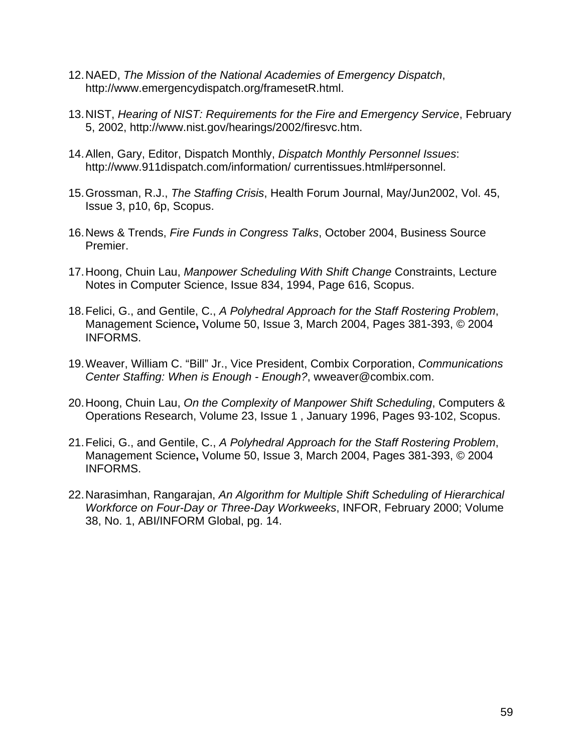12. NAED, *The Mission of the National Academies of Emergency Dispatch*, http://www.emergencydispatch.org/framesetR.html.

13. NIST, *Hearing of NIST: Requirements for the Fire and Emergency Service*, February 5, 2002, http://www.nist.gov/hearings/2002/firesvc.htm.

14. Allen, Gary, Editor, Dispatch Monthly, *Dispatch Monthly Personnel Issues*: http://www.911dispatch.com/information/ currentissues.html#personnel.

15. Grossman, R.J., *The Staffing Crisis*, Health Forum Journal, May/Jun2002, Vol. 45, Issue 3, p10, 6p, Scopus.

16. News & Trends, *Fire Funds in Congress Talks*, October 2004, Business Source Premier.

17. Hoong, Chuin Lau, *Manpower Scheduling With Shift Change* Constraints, Lecture Notes in Computer Science, Issue 834, 1994, Page 616, Scopus.

18. Felici, G., and Gentile, C., *A Polyhedral Approach for the Staff Rostering Problem*, Management Science**,** Volume 50, Issue 3, March 2004, Pages 381-393, © 2004 INFORMS.

19. Weaver, William C. "Bill" Jr., Vice President, Combix Corporation, *Communications Center Staffing: When is Enough - Enough?*, wweaver@combix.com.

20. Hoong, Chuin Lau, *On the Complexity of Manpower Shift Scheduling*, Computers & Operations Research, Volume 23, Issue 1 , January 1996, Pages 93-102, Scopus.

21. Felici, G., and Gentile, C., *A Polyhedral Approach for the Staff Rostering Problem*, Management Science**,** Volume 50, Issue 3, March 2004, Pages 381-393, © 2004 INFORMS.

22. Narasimhan, Rangarajan, *An Algorithm for Multiple Shift Scheduling of Hierarchical Workforce on Four-Day or Three-Day Workweeks*, INFOR, February 2000; Volume 38, No. 1, ABI/INFORM Global, pg. 14.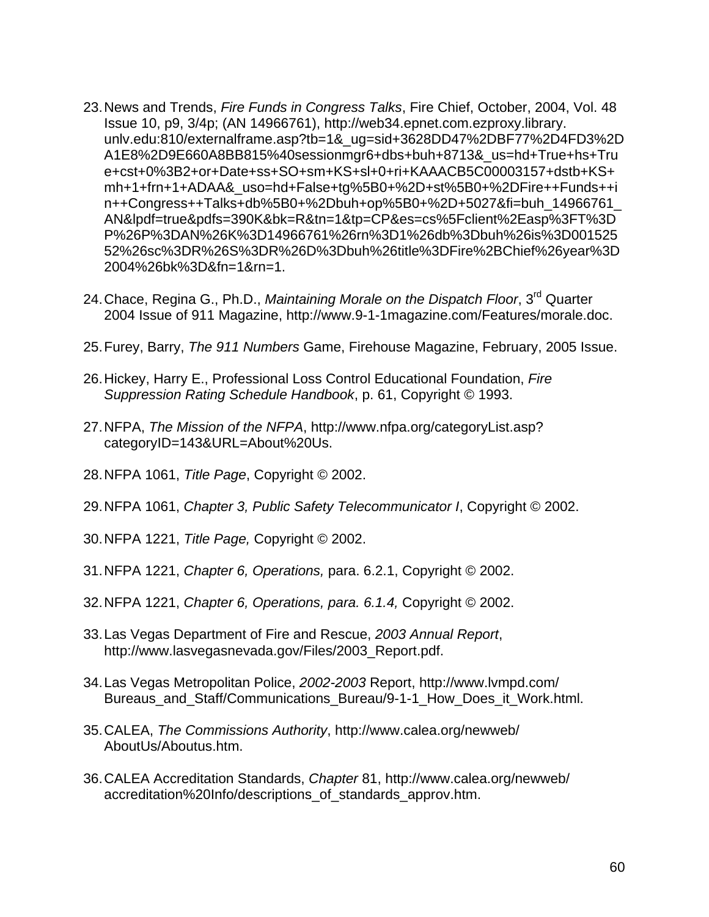23. News and Trends, *Fire Funds in Congress Talks*, Fire Chief, October, 2004, Vol. 48 Issue 10, p9, 3/4p; (AN 14966761), http://web34.epnet.com.ezproxy.library.unlv.edu:810/externalframe.asp?tb=1&_ug=sid+3628DD47%2DBF77%2D4FD3%2DA1E8%2D9E660A8BB815%40sessionmgr6+dbs+buh+8713&_us=hd+True+hs+True+cst+0%3B2+or+Date+ss+SO+sm+KS+sl+0+ri+KAAACB5C00003157+dstb+KS+mh+1+frn+1+ADAA&_uso=hd+False+tg%5B0+%2D+st%5B0+%2DFire++Funds++in++Congress++Talks+db%5B0+%2Dbuh+op%5B0+%2D+5027&fi=buh_14966761_AN&lpdf=true&pdfs=390K&bk=R&tn=1&tp=CP&es=cs%5Fclient%2Easp%3FT%3DP%26P%3DAN%26K%3D14966761%26rn%3D1%26db%3Dbuh%26is%3D00152552%26sc%3DR%26S%3DR%26D%3Dbuh%26title%3DFire%2BChief%26year%3D2004%26bk%3D&fn=1&rn=1.

24. Chace, Regina G., Ph.D., *Maintaining Morale on the Dispatch Floor*, 3rd Quarter 2004 Issue of 911 Magazine, http://www.9-1-1magazine.com/Features/morale.doc.

25. Furey, Barry, *The 911 Numbers* Game, Firehouse Magazine, February, 2005 Issue.

26. Hickey, Harry E., Professional Loss Control Educational Foundation, *Fire Suppression Rating Schedule Handbook*, p. 61, Copyright © 1993.

27. NFPA, *The Mission of the NFPA*, http://www.nfpa.org/categoryList.asp?categoryID=143&URL=About%20Us.

28. NFPA 1061, *Title Page*, Copyright © 2002.

29. NFPA 1061, *Chapter 3, Public Safety Telecommunicator I*, Copyright © 2002.

30. NFPA 1221, *Title Page,* Copyright © 2002.

31. NFPA 1221, *Chapter 6, Operations,* para. 6.2.1, Copyright © 2002.

32. NFPA 1221, *Chapter 6, Operations, para. 6.1.4,* Copyright © 2002.

33. Las Vegas Department of Fire and Rescue, *2003 Annual Report*, http://www.lasvegasnevada.gov/Files/2003_Report.pdf.

34. Las Vegas Metropolitan Police, *2002-2003* Report, http://www.lvmpd.com/Bureaus_and_Staff/Communications_Bureau/9-1-1_How_Does_it_Work.html.

35. CALEA, *The Commissions Authority*, http://www.calea.org/newweb/AboutUs/Aboutus.htm.

36. CALEA Accreditation Standards, *Chapter* 81, http://www.calea.org/newweb/accreditation%20Info/descriptions_of_standards_approv.htm.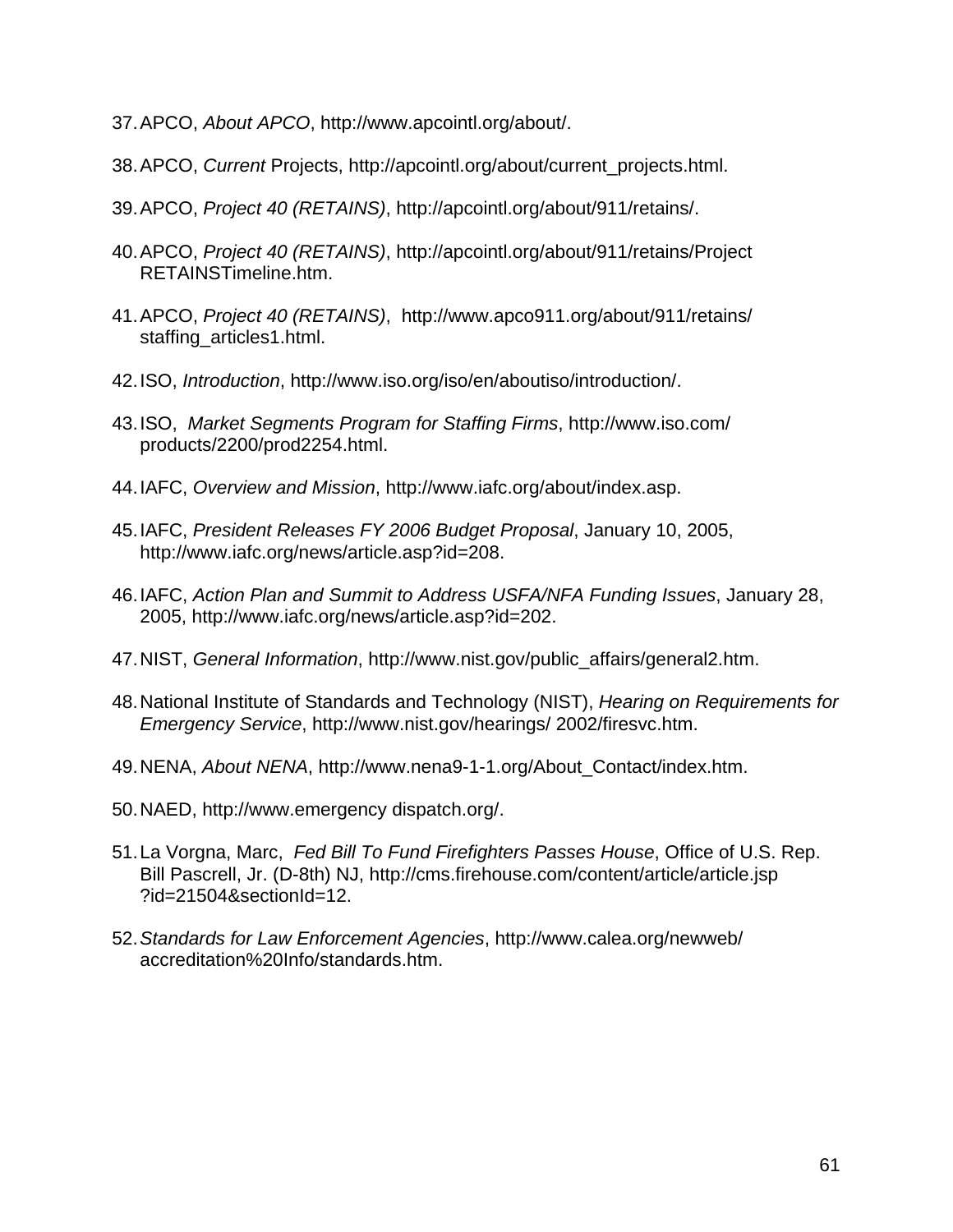37. APCO, *About APCO*, http://www.apcointl.org/about/.

38. APCO, *Current* Projects, http://apcointl.org/about/current_projects.html.

39. APCO, *Project 40 (RETAINS)*, http://apcointl.org/about/911/retains/.

40. APCO, *Project 40 (RETAINS)*, http://apcointl.org/about/911/retains/Project RETAINSTimeline.htm.

41. APCO, *Project 40 (RETAINS)*, http://www.apco911.org/about/911/retains/ staffing_articles1.html.

42. ISO, *Introduction*, http://www.iso.org/iso/en/aboutiso/introduction/.

43. ISO, *Market Segments Program for Staffing Firms*, http://www.iso.com/ products/2200/prod2254.html.

44. IAFC, *Overview and Mission*, http://www.iafc.org/about/index.asp.

45. IAFC, *President Releases FY 2006 Budget Proposal*, January 10, 2005, http://www.iafc.org/news/article.asp?id=208.

46. IAFC, *Action Plan and Summit to Address USFA/NFA Funding Issues*, January 28, 2005, http://www.iafc.org/news/article.asp?id=202.

47. NIST, *General Information*, http://www.nist.gov/public_affairs/general2.htm.

48. National Institute of Standards and Technology (NIST), *Hearing on Requirements for Emergency Service*, http://www.nist.gov/hearings/ 2002/firesvc.htm.

49. NENA, *About NENA*, http://www.nena9-1-1.org/About_Contact/index.htm.

50. NAED, http://www.emergency dispatch.org/.

51. La Vorgna, Marc, *Fed Bill To Fund Firefighters Passes House*, Office of U.S. Rep. Bill Pascrell, Jr. (D-8th) NJ, http://cms.firehouse.com/content/article/article.jsp ?id=21504&sectionId=12.

52. *Standards for Law Enforcement Agencies*, http://www.calea.org/newweb/ accreditation%20Info/standards.htm.